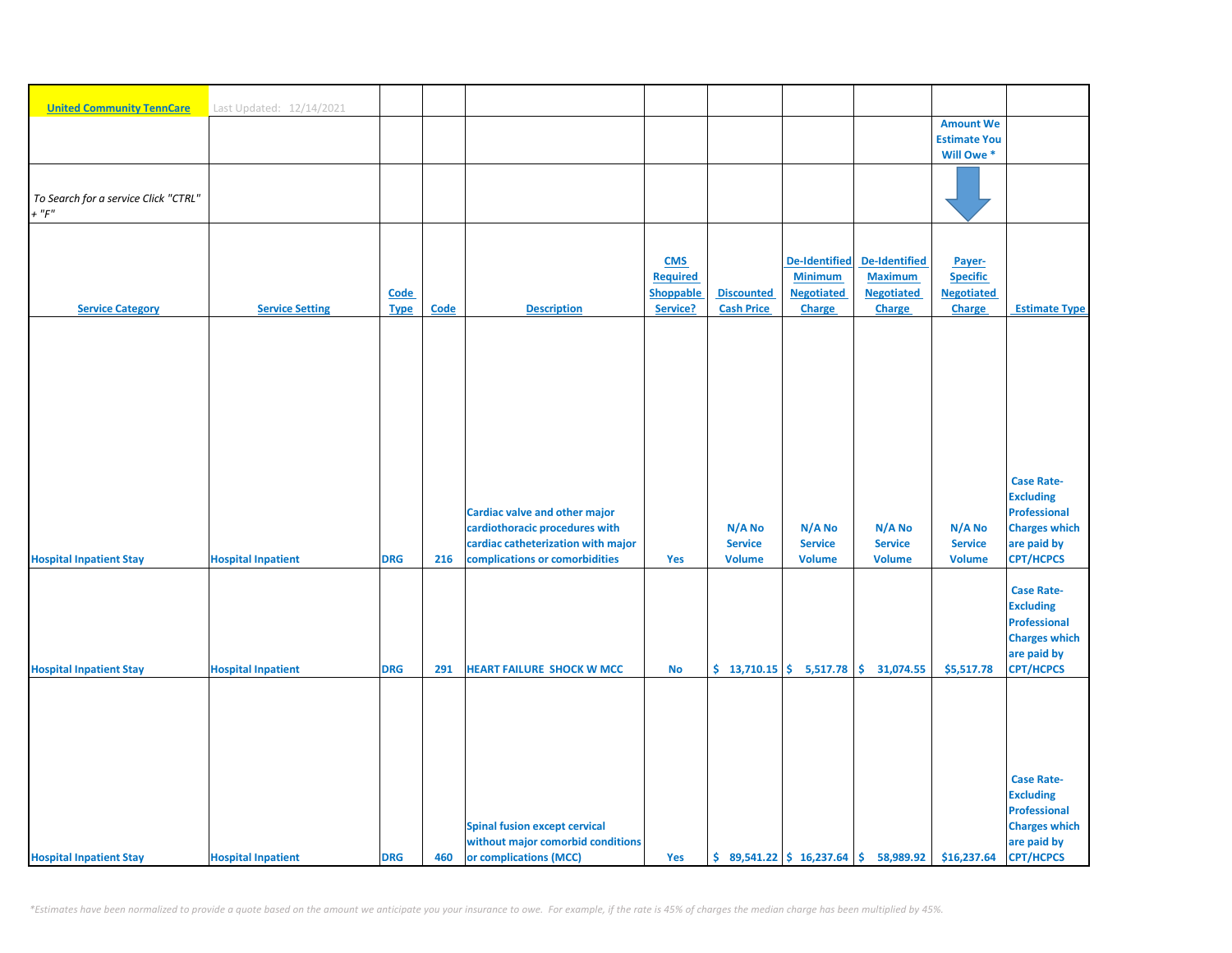**United Community TennCare** Last Updated: 12/14/2021

*To Search for a service Click "CTRL" + "F"*

| Service Category | Service Setting | Code Type | Code | Description | CMS Required Shoppable Service? | Discounted Cash Price | De-Identified Minimum Negotiated Charge | De-Identified Maximum Negotiated Charge | Payer-Specific Negotiated Charge (Amount We Estimate You Will Owe *) | Estimate Type |
|---|---|---|---|---|---|---|---|---|---|---|
| Hospital Inpatient Stay | Hospital Inpatient | DRG | 216 | Cardiac valve and other major cardiothoracic procedures with cardiac catheterization with major complications or comorbidities | Yes | N/A No Service Volume | N/A No Service Volume | N/A No Service Volume | N/A No Service Volume | Case Rate-Excluding Professional Charges which are paid by CPT/HCPCS |
| Hospital Inpatient Stay | Hospital Inpatient | DRG | 291 | HEART FAILURE SHOCK W MCC | No | $ 13,710.15 | $ 5,517.78 | $ 31,074.55 | $5,517.78 | Case Rate-Excluding Professional Charges which are paid by CPT/HCPCS |
| Hospital Inpatient Stay | Hospital Inpatient | DRG | 460 | Spinal fusion except cervical without major comorbid conditions or complications (MCC) | Yes | $ 89,541.22 | $ 16,237.64 | $ 58,989.92 | $16,237.64 | Case Rate-Excluding Professional Charges which are paid by CPT/HCPCS |

*\*Estimates have been normalized to provide a quote based on the amount we anticipate you your insurance to owe. For example, if the rate is 45% of charges the median charge has been multiplied by 45%.*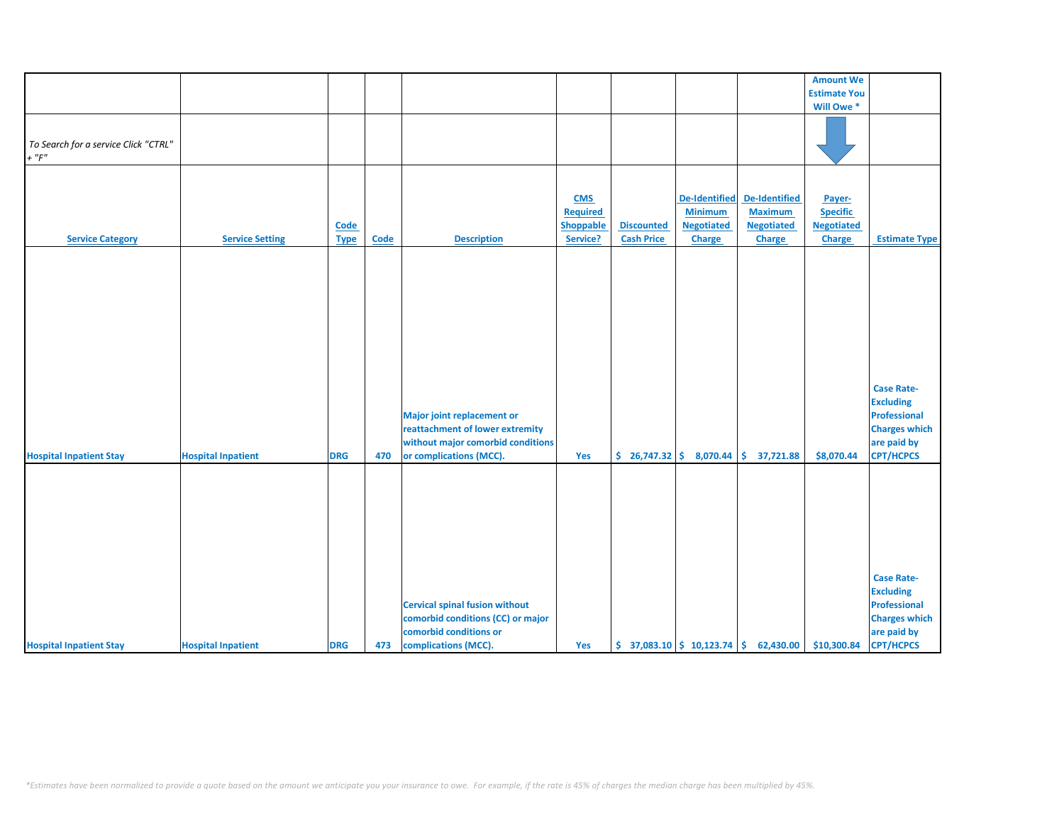| | | | | | | | | | Amount We Estimate You Will Owe * | |
|---|---|---|---|---|---|---|---|---|---|---|
| *To Search for a service Click "CTRL" + "F"* | | | | | | | | | | |
| **Service Category** | **Service Setting** | **Code Type** | **Code** | **Description** | **CMS Required Shoppable Service?** | **Discounted Cash Price** | **De-Identified Minimum Negotiated Charge** | **De-Identified Maximum Negotiated Charge** | **Payer-Specific Negotiated Charge** | **Estimate Type** |
| Hospital Inpatient Stay | Hospital Inpatient | DRG | 470 | Major joint replacement or reattachment of lower extremity without major comorbid conditions or complications (MCC). | Yes | $ 26,747.32 | $ 8,070.44 | $ 37,721.88 | $8,070.44 | Case Rate-Excluding Professional Charges which are paid by CPT/HCPCS |
| Hospital Inpatient Stay | Hospital Inpatient | DRG | 473 | Cervical spinal fusion without comorbid conditions (CC) or major comorbid conditions or complications (MCC). | Yes | $ 37,083.10 | $ 10,123.74 | $ 62,430.00 | $10,300.84 | Case Rate-Excluding Professional Charges which are paid by CPT/HCPCS |

*\*Estimates have been normalized to provide a quote based on the amount we anticipate you your insurance to owe. For example, if the rate is 45% of charges the median charge has been multiplied by 45%.*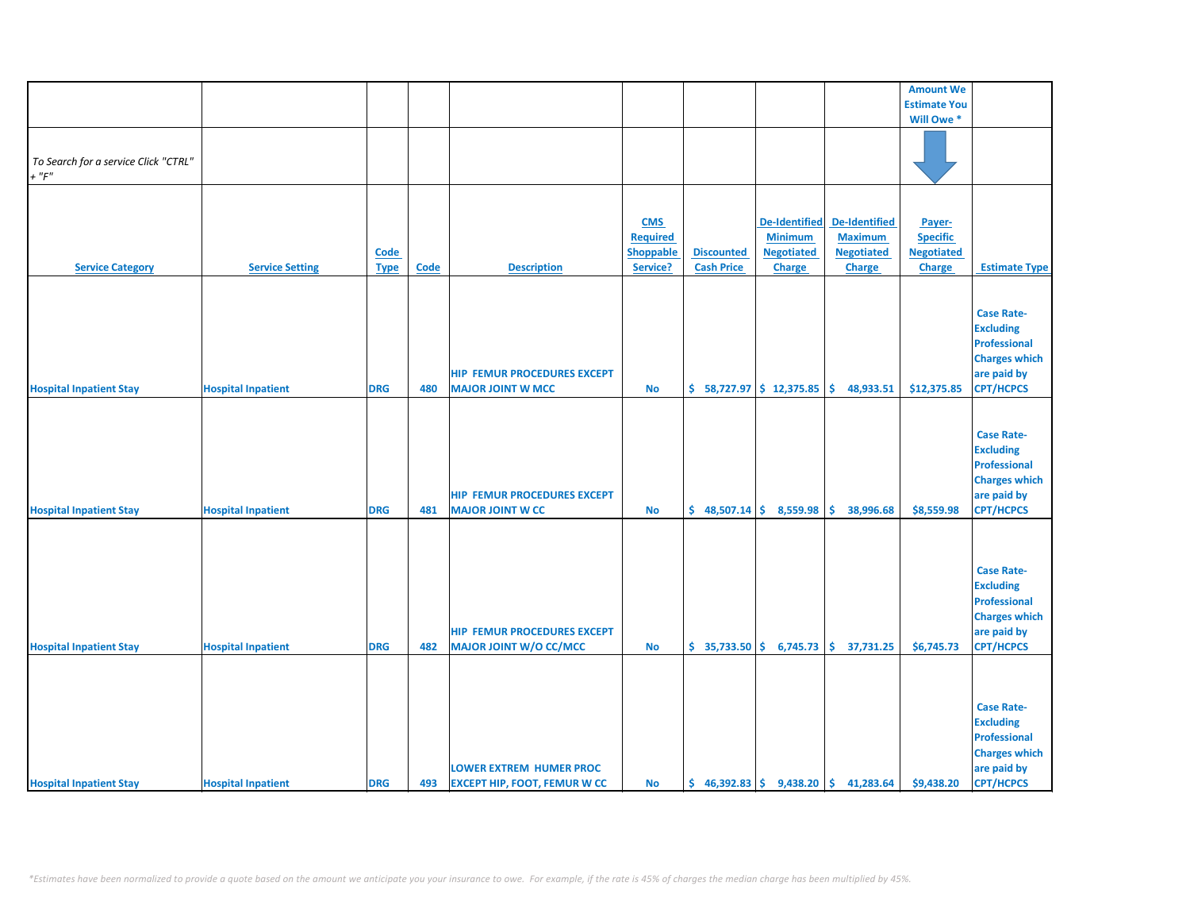| | | | | | | | | | Amount We Estimate You Will Owe * | |
|---|---|---|---|---|---|---|---|---|---|---|
| *To Search for a service Click "CTRL" + "F"* | | | | | | | | | | |
| **Service Category** | **Service Setting** | **Code Type** | **Code** | **Description** | **CMS Required Shoppable Service?** | **Discounted Cash Price** | **De-Identified Minimum Negotiated Charge** | **De-Identified Maximum Negotiated Charge** | **Payer-Specific Negotiated Charge** | **Estimate Type** |
| Hospital Inpatient Stay | Hospital Inpatient | DRG | 480 | HIP FEMUR PROCEDURES EXCEPT MAJOR JOINT W MCC | No | $ 58,727.97 | $ 12,375.85 | $ 48,933.51 | $12,375.85 | Case Rate-Excluding Professional Charges which are paid by CPT/HCPCS |
| Hospital Inpatient Stay | Hospital Inpatient | DRG | 481 | HIP FEMUR PROCEDURES EXCEPT MAJOR JOINT W CC | No | $ 48,507.14 | $ 8,559.98 | $ 38,996.68 | $8,559.98 | Case Rate-Excluding Professional Charges which are paid by CPT/HCPCS |
| Hospital Inpatient Stay | Hospital Inpatient | DRG | 482 | HIP FEMUR PROCEDURES EXCEPT MAJOR JOINT W/O CC/MCC | No | $ 35,733.50 | $ 6,745.73 | $ 37,731.25 | $6,745.73 | Case Rate-Excluding Professional Charges which are paid by CPT/HCPCS |
| Hospital Inpatient Stay | Hospital Inpatient | DRG | 493 | LOWER EXTREM HUMER PROC EXCEPT HIP, FOOT, FEMUR W CC | No | $ 46,392.83 | $ 9,438.20 | $ 41,283.64 | $9,438.20 | Case Rate-Excluding Professional Charges which are paid by CPT/HCPCS |

*\*Estimates have been normalized to provide a quote based on the amount we anticipate you your insurance to owe. For example, if the rate is 45% of charges the median charge has been multiplied by 45%.*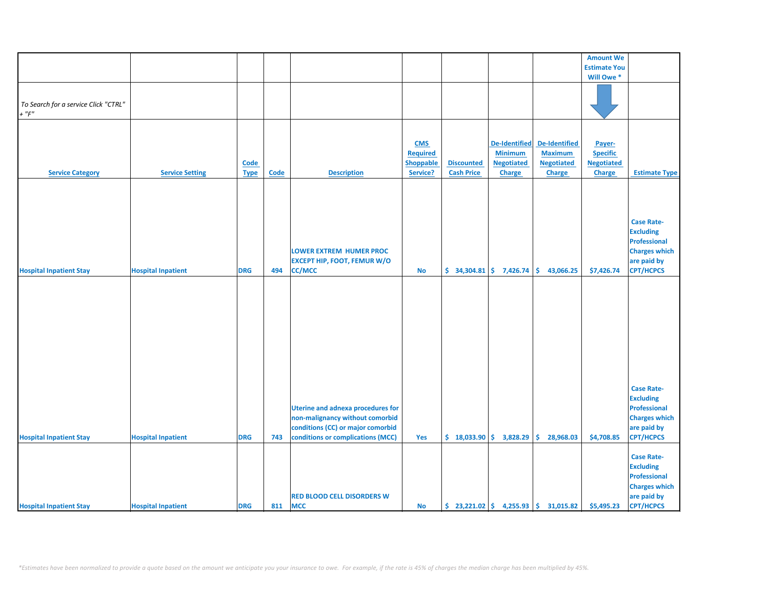| | | | | | | | | | Amount We Estimate You Will Owe * | |
|---|---|---|---|---|---|---|---|---|---|---|
| *To Search for a service Click "CTRL" + "F"* | | | | | | | | | | |
| **Service Category** | **Service Setting** | **Code Type** | **Code** | **Description** | **CMS Required Shoppable Service?** | **Discounted Cash Price** | **De-Identified Minimum Negotiated Charge** | **De-Identified Maximum Negotiated Charge** | **Payer-Specific Negotiated Charge** | **Estimate Type** |
| Hospital Inpatient Stay | Hospital Inpatient | DRG | 494 | LOWER EXTREM HUMER PROC EXCEPT HIP, FOOT, FEMUR W/O CC/MCC | No | $ 34,304.81 | $ 7,426.74 | $ 43,066.25 | $7,426.74 | Case Rate-Excluding Professional Charges which are paid by CPT/HCPCS |
| Hospital Inpatient Stay | Hospital Inpatient | DRG | 743 | Uterine and adnexa procedures for non-malignancy without comorbid conditions (CC) or major comorbid conditions or complications (MCC) | Yes | $ 18,033.90 | $ 3,828.29 | $ 28,968.03 | $4,708.85 | Case Rate-Excluding Professional Charges which are paid by CPT/HCPCS |
| Hospital Inpatient Stay | Hospital Inpatient | DRG | 811 | RED BLOOD CELL DISORDERS W MCC | No | $ 23,221.02 | $ 4,255.93 | $ 31,015.82 | $5,495.23 | Case Rate-Excluding Professional Charges which are paid by CPT/HCPCS |

*\*Estimates have been normalized to provide a quote based on the amount we anticipate you your insurance to owe. For example, if the rate is 45% of charges the median charge has been multiplied by 45%.*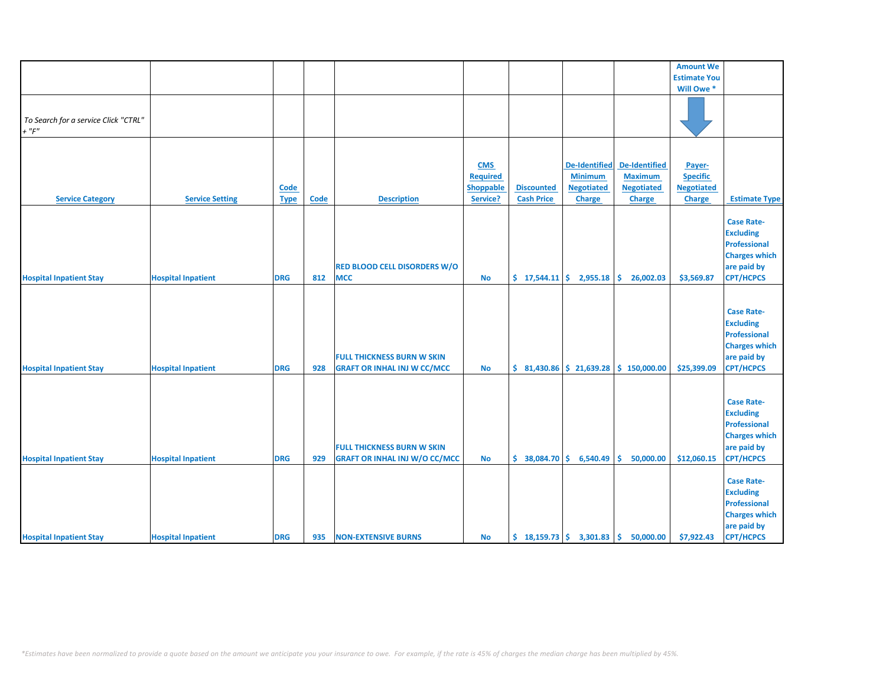| Service Category | Service Setting | Code Type | Code | Description | CMS Required Shoppable Service? | Discounted Cash Price | De-Identified Minimum Negotiated Charge | De-Identified Maximum Negotiated Charge | Amount We Estimate You Will Owe * Payer-Specific Negotiated Charge | Estimate Type |
|---|---|---|---|---|---|---|---|---|---|---|
| *To Search for a service Click "CTRL" + "F"* | | | | | | | | | | |
| Hospital Inpatient Stay | Hospital Inpatient | DRG | 812 | RED BLOOD CELL DISORDERS W/O MCC | No | $ 17,544.11 | $ 2,955.18 | $ 26,002.03 | $3,569.87 | Case Rate-Excluding Professional Charges which are paid by CPT/HCPCS |
| Hospital Inpatient Stay | Hospital Inpatient | DRG | 928 | FULL THICKNESS BURN W SKIN GRAFT OR INHAL INJ W CC/MCC | No | $ 81,430.86 | $ 21,639.28 | $ 150,000.00 | $25,399.09 | Case Rate-Excluding Professional Charges which are paid by CPT/HCPCS |
| Hospital Inpatient Stay | Hospital Inpatient | DRG | 929 | FULL THICKNESS BURN W SKIN GRAFT OR INHAL INJ W/O CC/MCC | No | $ 38,084.70 | $ 6,540.49 | $ 50,000.00 | $12,060.15 | Case Rate-Excluding Professional Charges which are paid by CPT/HCPCS |
| Hospital Inpatient Stay | Hospital Inpatient | DRG | 935 | NON-EXTENSIVE BURNS | No | $ 18,159.73 | $ 3,301.83 | $ 50,000.00 | $7,922.43 | Case Rate-Excluding Professional Charges which are paid by CPT/HCPCS |

*\*Estimates have been normalized to provide a quote based on the amount we anticipate you your insurance to owe. For example, if the rate is 45% of charges the median charge has been multiplied by 45%.*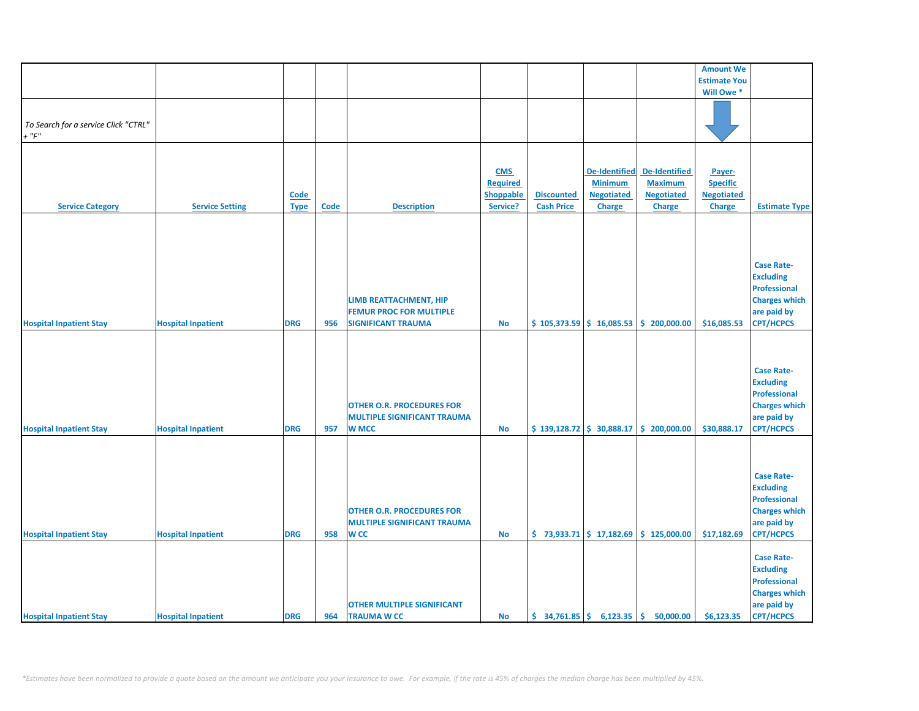| | | | | | | | | | Amount We Estimate You Will Owe * | |
|---|---|---|---|---|---|---|---|---|---|---|
| *To Search for a service Click "CTRL" + "F"* | | | | | | | | | | |
| Service Category | Service Setting | Code Type | Code | Description | CMS Required Shoppable Service? | Discounted Cash Price | De-Identified Minimum Negotiated Charge | De-Identified Maximum Negotiated Charge | Payer-Specific Negotiated Charge | Estimate Type |
| Hospital Inpatient Stay | Hospital Inpatient | DRG | 956 | LIMB REATTACHMENT, HIP FEMUR PROC FOR MULTIPLE SIGNIFICANT TRAUMA | No | $ 105,373.59 | $ 16,085.53 | $ 200,000.00 | $16,085.53 | Case Rate-Excluding Professional Charges which are paid by CPT/HCPCS |
| Hospital Inpatient Stay | Hospital Inpatient | DRG | 957 | OTHER O.R. PROCEDURES FOR MULTIPLE SIGNIFICANT TRAUMA W MCC | No | $ 139,128.72 | $ 30,888.17 | $ 200,000.00 | $30,888.17 | Case Rate-Excluding Professional Charges which are paid by CPT/HCPCS |
| Hospital Inpatient Stay | Hospital Inpatient | DRG | 958 | OTHER O.R. PROCEDURES FOR MULTIPLE SIGNIFICANT TRAUMA W CC | No | $ 73,933.71 | $ 17,182.69 | $ 125,000.00 | $17,182.69 | Case Rate-Excluding Professional Charges which are paid by CPT/HCPCS |
| Hospital Inpatient Stay | Hospital Inpatient | DRG | 964 | OTHER MULTIPLE SIGNIFICANT TRAUMA W CC | No | $ 34,761.85 | $ 6,123.35 | $ 50,000.00 | $6,123.35 | Case Rate-Excluding Professional Charges which are paid by CPT/HCPCS |

*\*Estimates have been normalized to provide a quote based on the amount we anticipate you your insurance to owe. For example, if the rate is 45% of charges the median charge has been multiplied by 45%.*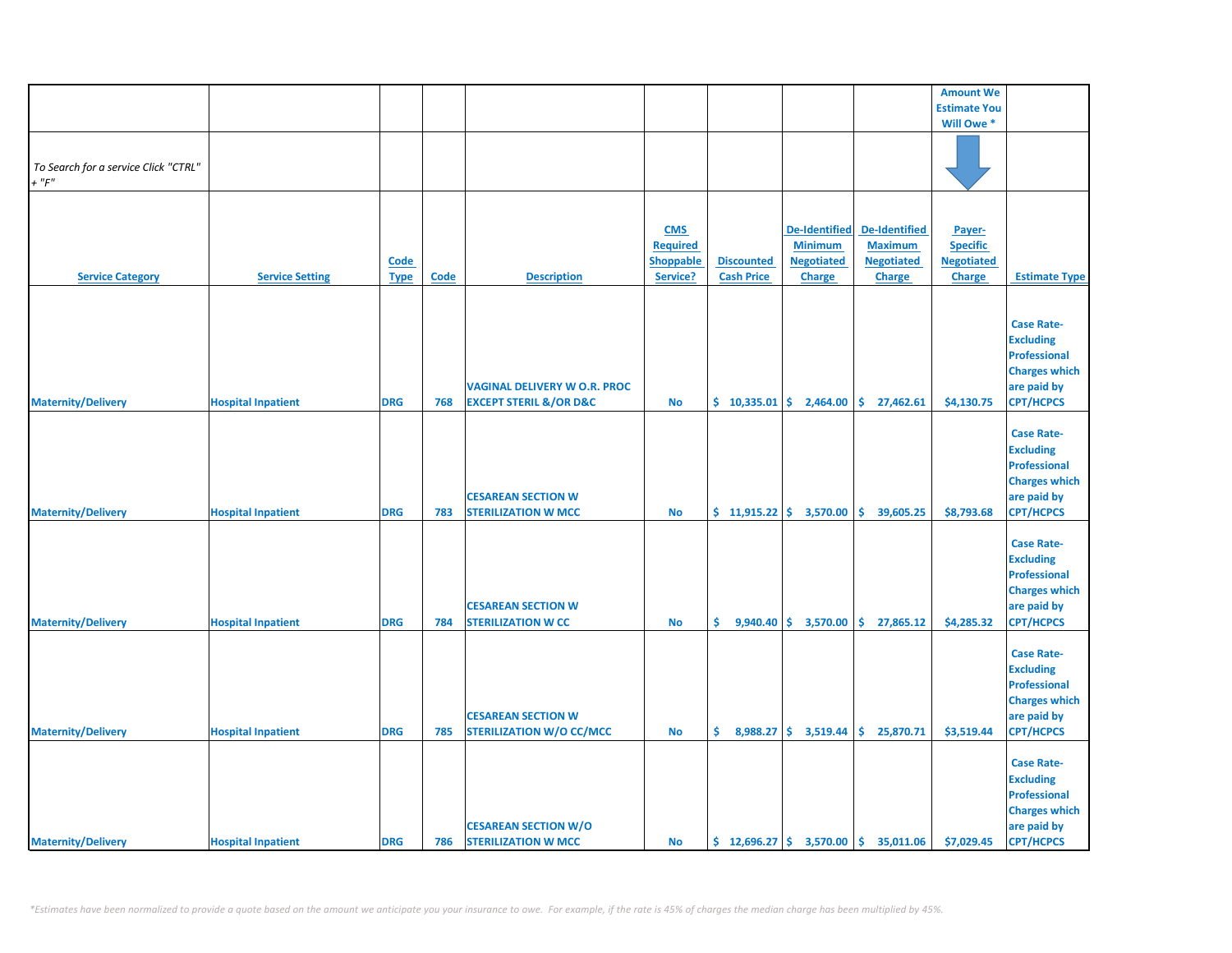| | | | | | | | | | Amount We Estimate You Will Owe * | |
|---|---|---|---|---|---|---|---|---|---|---|
| *To Search for a service Click "CTRL" + "F"* | | | | | | | | | | |
| **Service Category** | **Service Setting** | **Code Type** | **Code** | **Description** | **CMS Required Shoppable Service?** | **Discounted Cash Price** | **De-Identified Minimum Negotiated Charge** | **De-Identified Maximum Negotiated Charge** | **Payer-Specific Negotiated Charge** | **Estimate Type** |
| Maternity/Delivery | Hospital Inpatient | DRG | 768 | VAGINAL DELIVERY W O.R. PROC EXCEPT STERIL &/OR D&C | No | $ 10,335.01 | $ 2,464.00 | $ 27,462.61 | $4,130.75 | Case Rate-Excluding Professional Charges which are paid by CPT/HCPCS |
| Maternity/Delivery | Hospital Inpatient | DRG | 783 | CESAREAN SECTION W STERILIZATION W MCC | No | $ 11,915.22 | $ 3,570.00 | $ 39,605.25 | $8,793.68 | Case Rate-Excluding Professional Charges which are paid by CPT/HCPCS |
| Maternity/Delivery | Hospital Inpatient | DRG | 784 | CESAREAN SECTION W STERILIZATION W CC | No | $ 9,940.40 | $ 3,570.00 | $ 27,865.12 | $4,285.32 | Case Rate-Excluding Professional Charges which are paid by CPT/HCPCS |
| Maternity/Delivery | Hospital Inpatient | DRG | 785 | CESAREAN SECTION W STERILIZATION W/O CC/MCC | No | $ 8,988.27 | $ 3,519.44 | $ 25,870.71 | $3,519.44 | Case Rate-Excluding Professional Charges which are paid by CPT/HCPCS |
| Maternity/Delivery | Hospital Inpatient | DRG | 786 | CESAREAN SECTION W/O STERILIZATION W MCC | No | $ 12,696.27 | $ 3,570.00 | $ 35,011.06 | $7,029.45 | Case Rate-Excluding Professional Charges which are paid by CPT/HCPCS |

*\*Estimates have been normalized to provide a quote based on the amount we anticipate you your insurance to owe. For example, if the rate is 45% of charges the median charge has been multiplied by 45%.*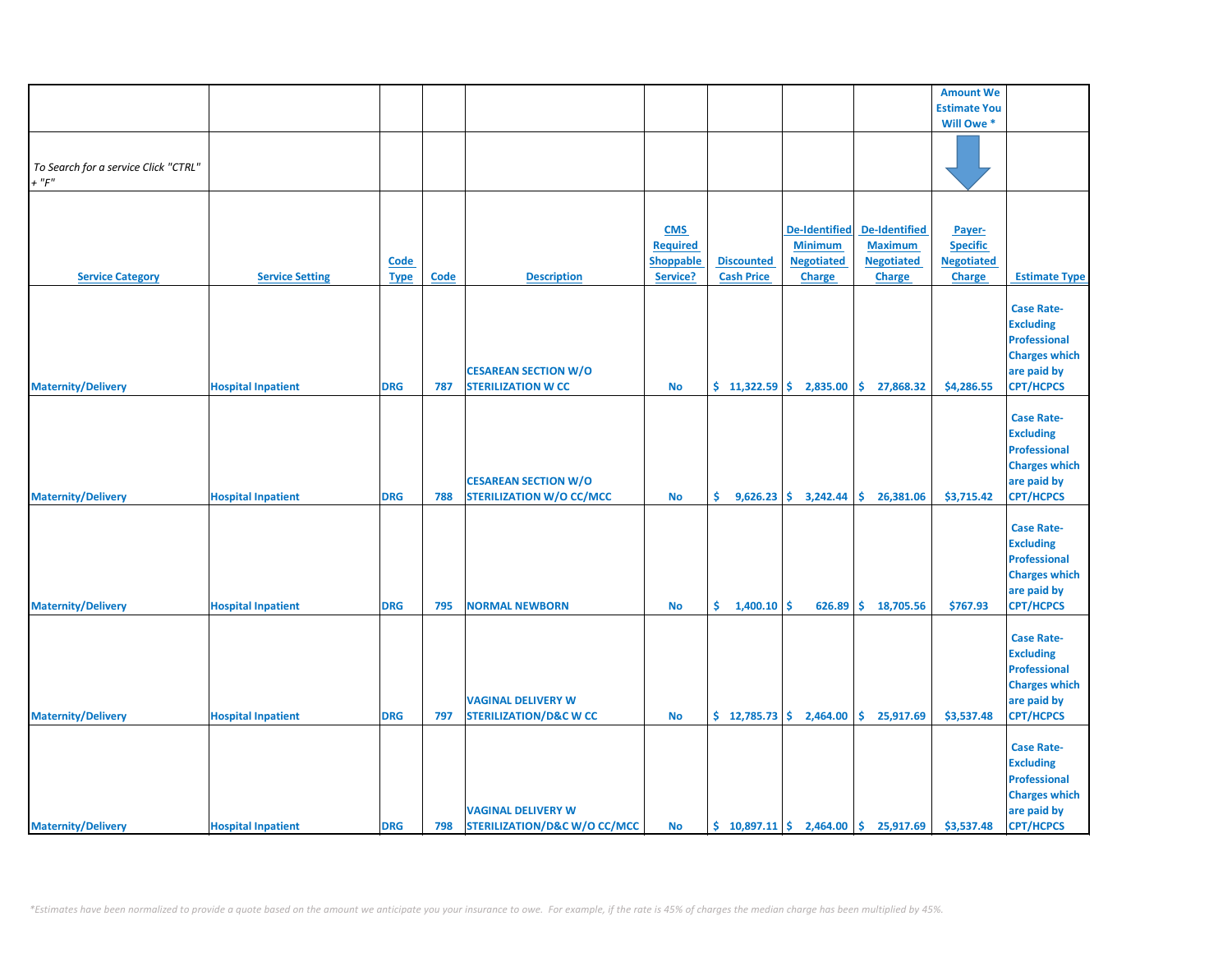| | | | | | | | | | Amount We Estimate You Will Owe * | |
|---|---|---|---|---|---|---|---|---|---|---|
| *To Search for a service Click "CTRL" + "F"* | | | | | | | | | | |
| **Service Category** | **Service Setting** | **Code Type** | **Code** | **Description** | **CMS Required Shoppable Service?** | **Discounted Cash Price** | **De-Identified Minimum Negotiated Charge** | **De-Identified Maximum Negotiated Charge** | **Payer-Specific Negotiated Charge** | **Estimate Type** |
| Maternity/Delivery | Hospital Inpatient | DRG | 787 | CESAREAN SECTION W/O STERILIZATION W CC | No | $ 11,322.59 | $ 2,835.00 | $ 27,868.32 | $4,286.55 | Case Rate- Excluding Professional Charges which are paid by CPT/HCPCS |
| Maternity/Delivery | Hospital Inpatient | DRG | 788 | CESAREAN SECTION W/O STERILIZATION W/O CC/MCC | No | $ 9,626.23 | $ 3,242.44 | $ 26,381.06 | $3,715.42 | Case Rate- Excluding Professional Charges which are paid by CPT/HCPCS |
| Maternity/Delivery | Hospital Inpatient | DRG | 795 | NORMAL NEWBORN | No | $ 1,400.10 | $ 626.89 | $ 18,705.56 | $767.93 | Case Rate- Excluding Professional Charges which are paid by CPT/HCPCS |
| Maternity/Delivery | Hospital Inpatient | DRG | 797 | VAGINAL DELIVERY W STERILIZATION/D&C W CC | No | $ 12,785.73 | $ 2,464.00 | $ 25,917.69 | $3,537.48 | Case Rate- Excluding Professional Charges which are paid by CPT/HCPCS |
| Maternity/Delivery | Hospital Inpatient | DRG | 798 | VAGINAL DELIVERY W STERILIZATION/D&C W/O CC/MCC | No | $ 10,897.11 | $ 2,464.00 | $ 25,917.69 | $3,537.48 | Case Rate- Excluding Professional Charges which are paid by CPT/HCPCS |

*\*Estimates have been normalized to provide a quote based on the amount we anticipate you your insurance to owe. For example, if the rate is 45% of charges the median charge has been multiplied by 45%.*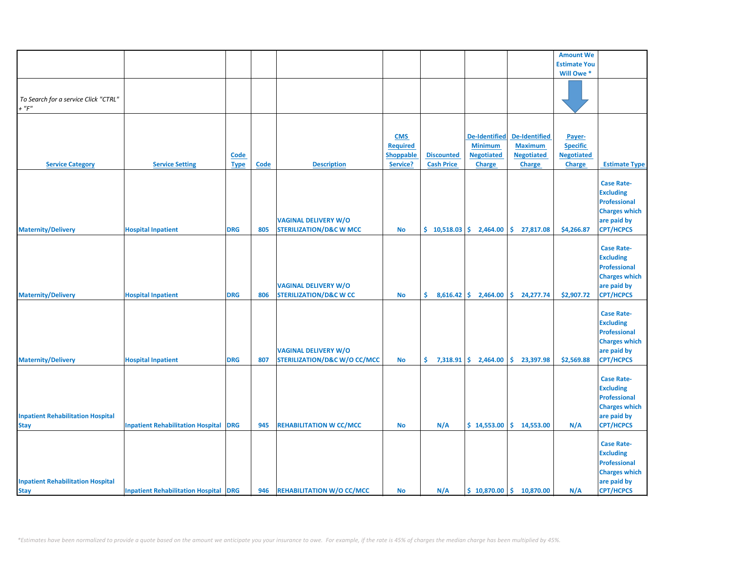| | | | | | | | | | Amount We Estimate You Will Owe * | |
|---|---|---|---|---|---|---|---|---|---|---|
| *To Search for a service Click "CTRL" + "F"* | | | | | | | | | | |
| **Service Category** | **Service Setting** | **Code Type** | **Code** | **Description** | **CMS Required Shoppable Service?** | **Discounted Cash Price** | **De-Identified Minimum Negotiated Charge** | **De-Identified Maximum Negotiated Charge** | **Payer-Specific Negotiated Charge** | **Estimate Type** |
| Maternity/Delivery | Hospital Inpatient | DRG | 805 | VAGINAL DELIVERY W/O STERILIZATION/D&C W MCC | No | $ 10,518.03 | $ 2,464.00 | $ 27,817.08 | $4,266.87 | Case Rate-Excluding Professional Charges which are paid by CPT/HCPCS |
| Maternity/Delivery | Hospital Inpatient | DRG | 806 | VAGINAL DELIVERY W/O STERILIZATION/D&C W CC | No | $ 8,616.42 | $ 2,464.00 | $ 24,277.74 | $2,907.72 | Case Rate-Excluding Professional Charges which are paid by CPT/HCPCS |
| Maternity/Delivery | Hospital Inpatient | DRG | 807 | VAGINAL DELIVERY W/O STERILIZATION/D&C W/O CC/MCC | No | $ 7,318.91 | $ 2,464.00 | $ 23,397.98 | $2,569.88 | Case Rate-Excluding Professional Charges which are paid by CPT/HCPCS |
| Inpatient Rehabilitation Hospital Stay | Inpatient Rehabilitation Hospital | DRG | 945 | REHABILITATION W CC/MCC | No | N/A | $ 14,553.00 | $ 14,553.00 | N/A | Case Rate-Excluding Professional Charges which are paid by CPT/HCPCS |
| Inpatient Rehabilitation Hospital Stay | Inpatient Rehabilitation Hospital | DRG | 946 | REHABILITATION W/O CC/MCC | No | N/A | $ 10,870.00 | $ 10,870.00 | N/A | Case Rate-Excluding Professional Charges which are paid by CPT/HCPCS |

*\*Estimates have been normalized to provide a quote based on the amount we anticipate you your insurance to owe. For example, if the rate is 45% of charges the median charge has been multiplied by 45%.*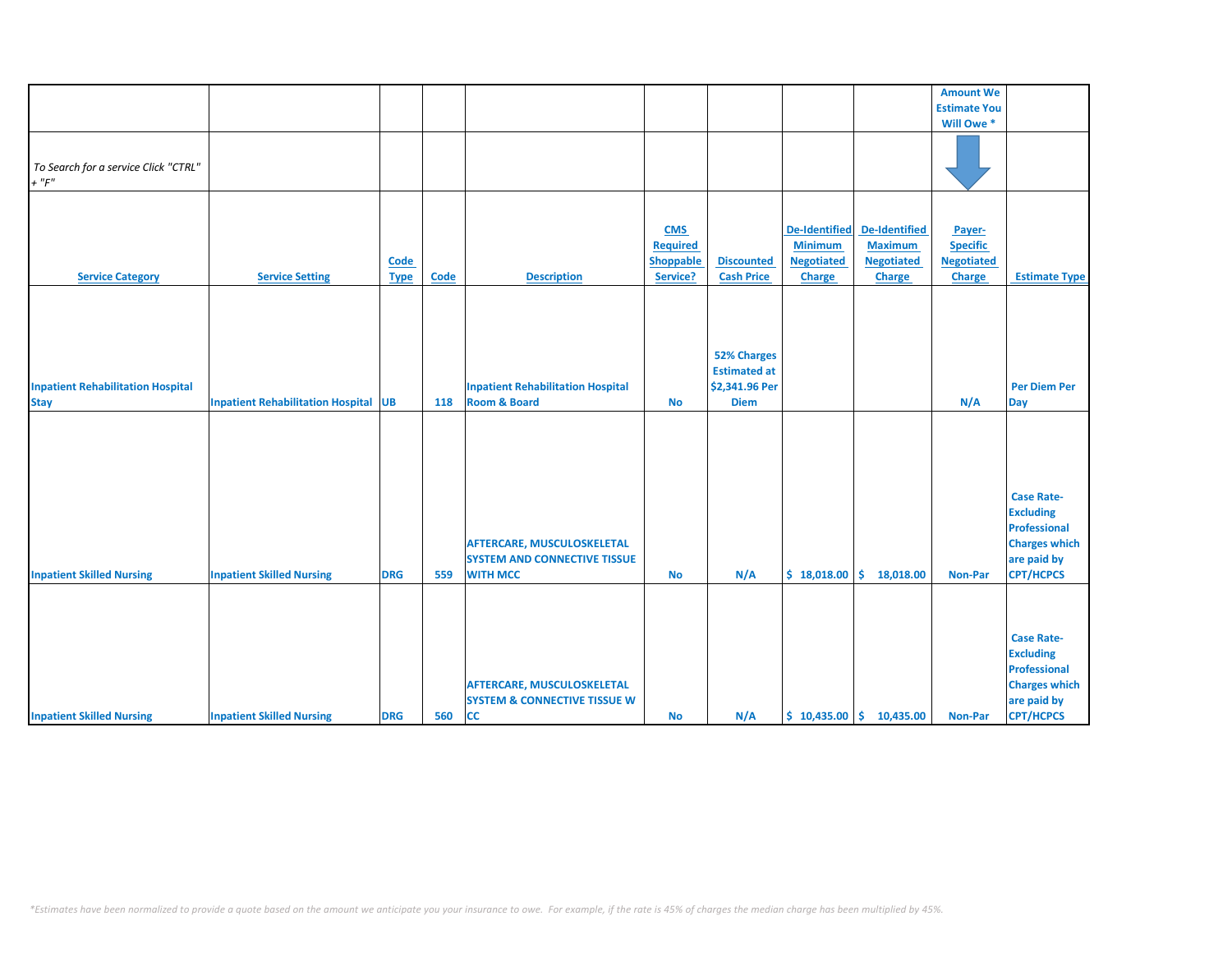| | | | | | | | | | Amount We Estimate You Will Owe * | |
|---|---|---|---|---|---|---|---|---|---|---|
| *To Search for a service Click "CTRL" + "F"* | | | | | | | | | | |
| **Service Category** | **Service Setting** | **Code Type** | **Code** | **Description** | **CMS Required Shoppable Service?** | **Discounted Cash Price** | **De-Identified Minimum Negotiated Charge** | **De-Identified Maximum Negotiated Charge** | **Payer-Specific Negotiated Charge** | **Estimate Type** |
| Inpatient Rehabilitation Hospital Stay | Inpatient Rehabilitation Hospital | UB | 118 | Inpatient Rehabilitation Hospital Room & Board | No | 52% Charges Estimated at $2,341.96 Per Diem | | | N/A | Per Diem Per Day |
| Inpatient Skilled Nursing | Inpatient Skilled Nursing | DRG | 559 | AFTERCARE, MUSCULOSKELETAL SYSTEM AND CONNECTIVE TISSUE WITH MCC | No | N/A | $ 18,018.00 | $ 18,018.00 | Non-Par | Case Rate- Excluding Professional Charges which are paid by CPT/HCPCS |
| Inpatient Skilled Nursing | Inpatient Skilled Nursing | DRG | 560 | AFTERCARE, MUSCULOSKELETAL SYSTEM & CONNECTIVE TISSUE W CC | No | N/A | $ 10,435.00 | $ 10,435.00 | Non-Par | Case Rate- Excluding Professional Charges which are paid by CPT/HCPCS |

*\*Estimates have been normalized to provide a quote based on the amount we anticipate you your insurance to owe. For example, if the rate is 45% of charges the median charge has been multiplied by 45%.*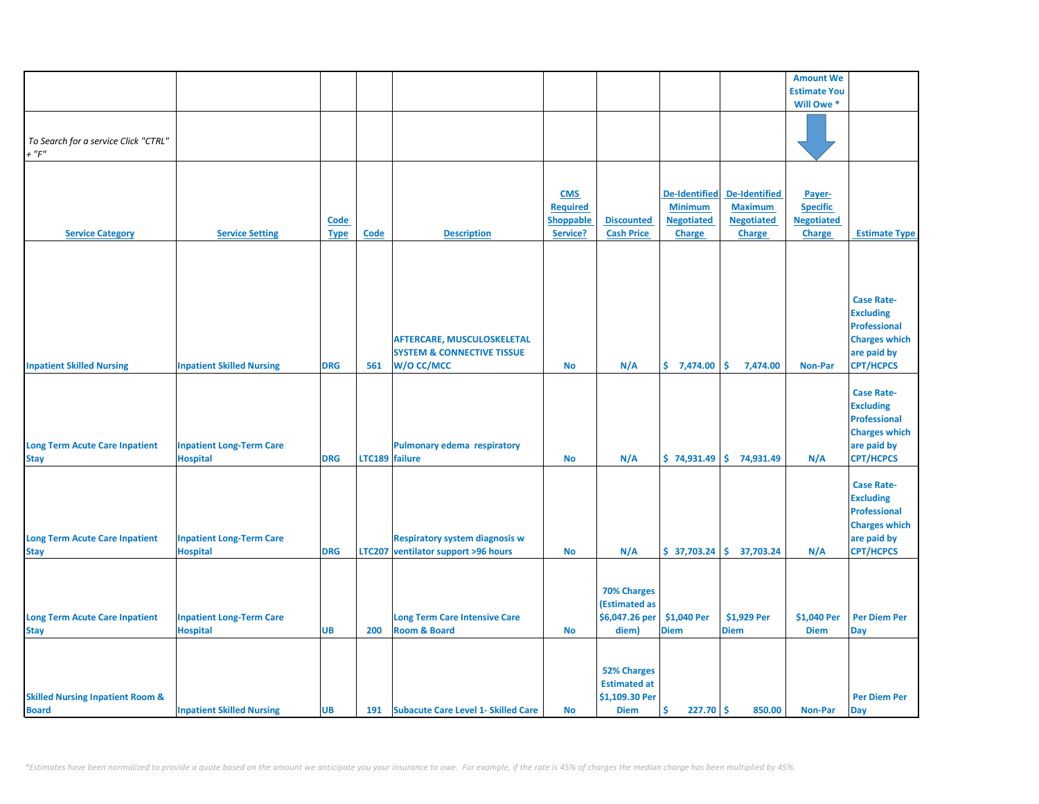| | | | | | | | | | Amount We Estimate You Will Owe * | |
|---|---|---|---|---|---|---|---|---|---|---|
| *To Search for a service Click "CTRL" + "F"* | | | | | | | | | | |
| **Service Category** | **Service Setting** | **Code Type** | **Code** | **Description** | **CMS Required Shoppable Service?** | **Discounted Cash Price** | **De-Identified Minimum Negotiated Charge** | **De-Identified Maximum Negotiated Charge** | **Payer-Specific Negotiated Charge** | **Estimate Type** |
| Inpatient Skilled Nursing | Inpatient Skilled Nursing | DRG | 561 | AFTERCARE, MUSCULOSKELETAL SYSTEM & CONNECTIVE TISSUE W/O CC/MCC | No | N/A | $ 7,474.00 | $ 7,474.00 | Non-Par | Case Rate- Excluding Professional Charges which are paid by CPT/HCPCS |
| Long Term Acute Care Inpatient Stay | Inpatient Long-Term Care Hospital | DRG | LTC189 | Pulmonary edema respiratory failure | No | N/A | $ 74,931.49 | $ 74,931.49 | N/A | Case Rate- Excluding Professional Charges which are paid by CPT/HCPCS |
| Long Term Acute Care Inpatient Stay | Inpatient Long-Term Care Hospital | DRG | LTC207 | Respiratory system diagnosis w ventilator support >96 hours | No | N/A | $ 37,703.24 | $ 37,703.24 | N/A | Case Rate- Excluding Professional Charges which are paid by CPT/HCPCS |
| Long Term Acute Care Inpatient Stay | Inpatient Long-Term Care Hospital | UB | 200 | Long Term Care Intensive Care Room & Board | No | 70% Charges (Estimated as $6,047.26 per diem) | $1,040 Per Diem | $1,929 Per Diem | $1,040 Per Diem | Per Diem Per Day |
| Skilled Nursing Inpatient Room & Board | Inpatient Skilled Nursing | UB | 191 | Subacute Care Level 1- Skilled Care | No | 52% Charges Estimated at $1,109.30 Per Diem | $ 227.70 | $ 850.00 | Non-Par | Per Diem Per Day |

*\*Estimates have been normalized to provide a quote based on the amount we anticipate you your insurance to owe. For example, if the rate is 45% of charges the median charge has been multiplied by 45%.*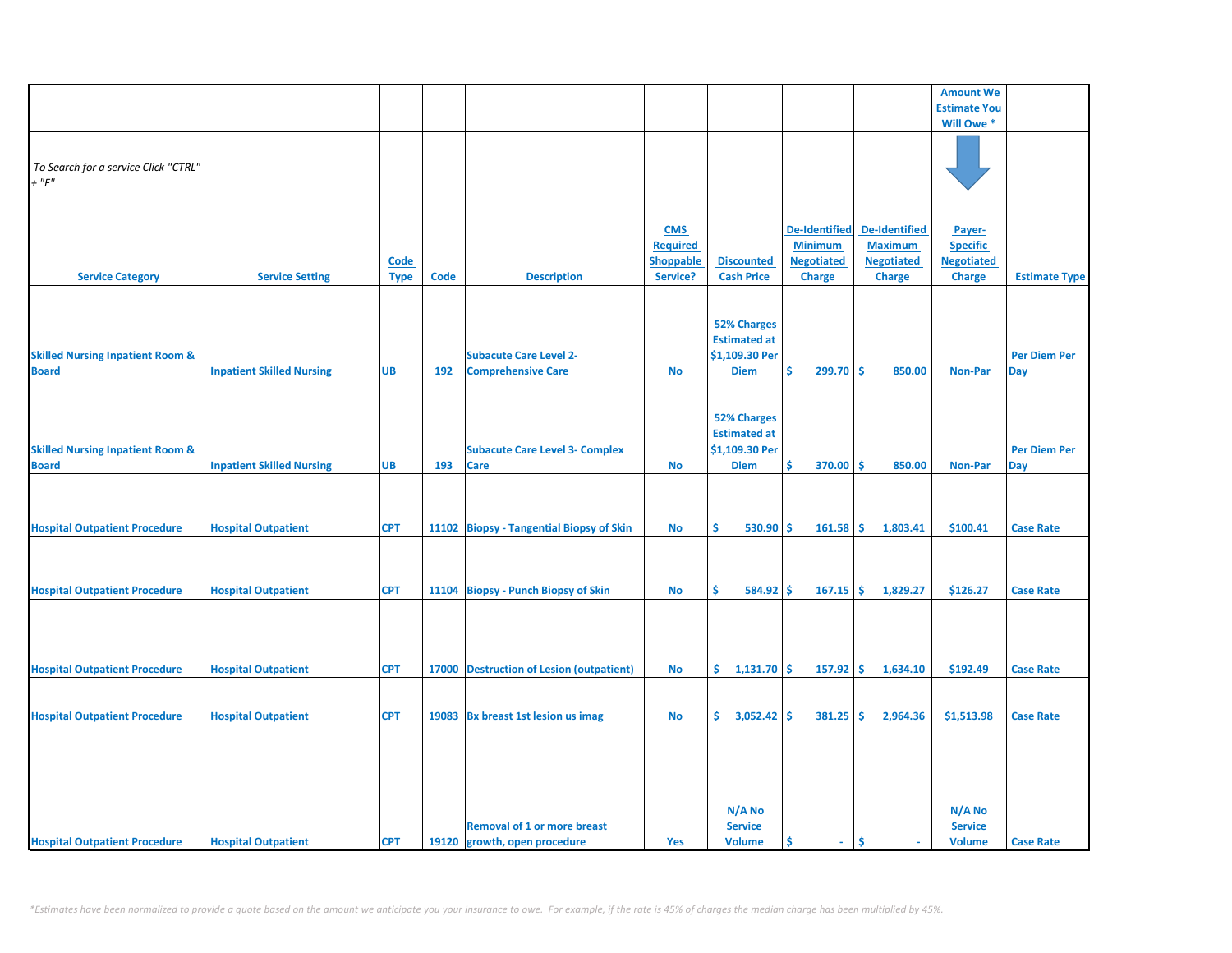| | | | | | | | | | Amount We Estimate You Will Owe * | |
|---|---|---|---|---|---|---|---|---|---|---|
| *To Search for a service Click "CTRL" + "F"* | | | | | | | | | | |
| **Service Category** | **Service Setting** | **Code Type** | **Code** | **Description** | **CMS Required Shoppable Service?** | **Discounted Cash Price** | **De-Identified Minimum Negotiated Charge** | **De-Identified Maximum Negotiated Charge** | **Payer-Specific Negotiated Charge** | **Estimate Type** |
| Skilled Nursing Inpatient Room & Board | Inpatient Skilled Nursing | UB | 192 | Subacute Care Level 2- Comprehensive Care | No | 52% Charges Estimated at $1,109.30 Per Diem | $ 299.70 | $ 850.00 | Non-Par | Per Diem Per Day |
| Skilled Nursing Inpatient Room & Board | Inpatient Skilled Nursing | UB | 193 | Subacute Care Level 3- Complex Care | No | 52% Charges Estimated at $1,109.30 Per Diem | $ 370.00 | $ 850.00 | Non-Par | Per Diem Per Day |
| Hospital Outpatient Procedure | Hospital Outpatient | CPT | 11102 | Biopsy - Tangential Biopsy of Skin | No | $ 530.90 | $ 161.58 | $ 1,803.41 | $100.41 | Case Rate |
| Hospital Outpatient Procedure | Hospital Outpatient | CPT | 11104 | Biopsy - Punch Biopsy of Skin | No | $ 584.92 | $ 167.15 | $ 1,829.27 | $126.27 | Case Rate |
| Hospital Outpatient Procedure | Hospital Outpatient | CPT | 17000 | Destruction of Lesion (outpatient) | No | $ 1,131.70 | $ 157.92 | $ 1,634.10 | $192.49 | Case Rate |
| Hospital Outpatient Procedure | Hospital Outpatient | CPT | 19083 | Bx breast 1st lesion us imag | No | $ 3,052.42 | $ 381.25 | $ 2,964.36 | $1,513.98 | Case Rate |
| Hospital Outpatient Procedure | Hospital Outpatient | CPT | 19120 | Removal of 1 or more breast growth, open procedure | Yes | N/A No Service Volume | $ - | $ - | N/A No Service Volume | Case Rate |

*\*Estimates have been normalized to provide a quote based on the amount we anticipate you your insurance to owe. For example, if the rate is 45% of charges the median charge has been multiplied by 45%.*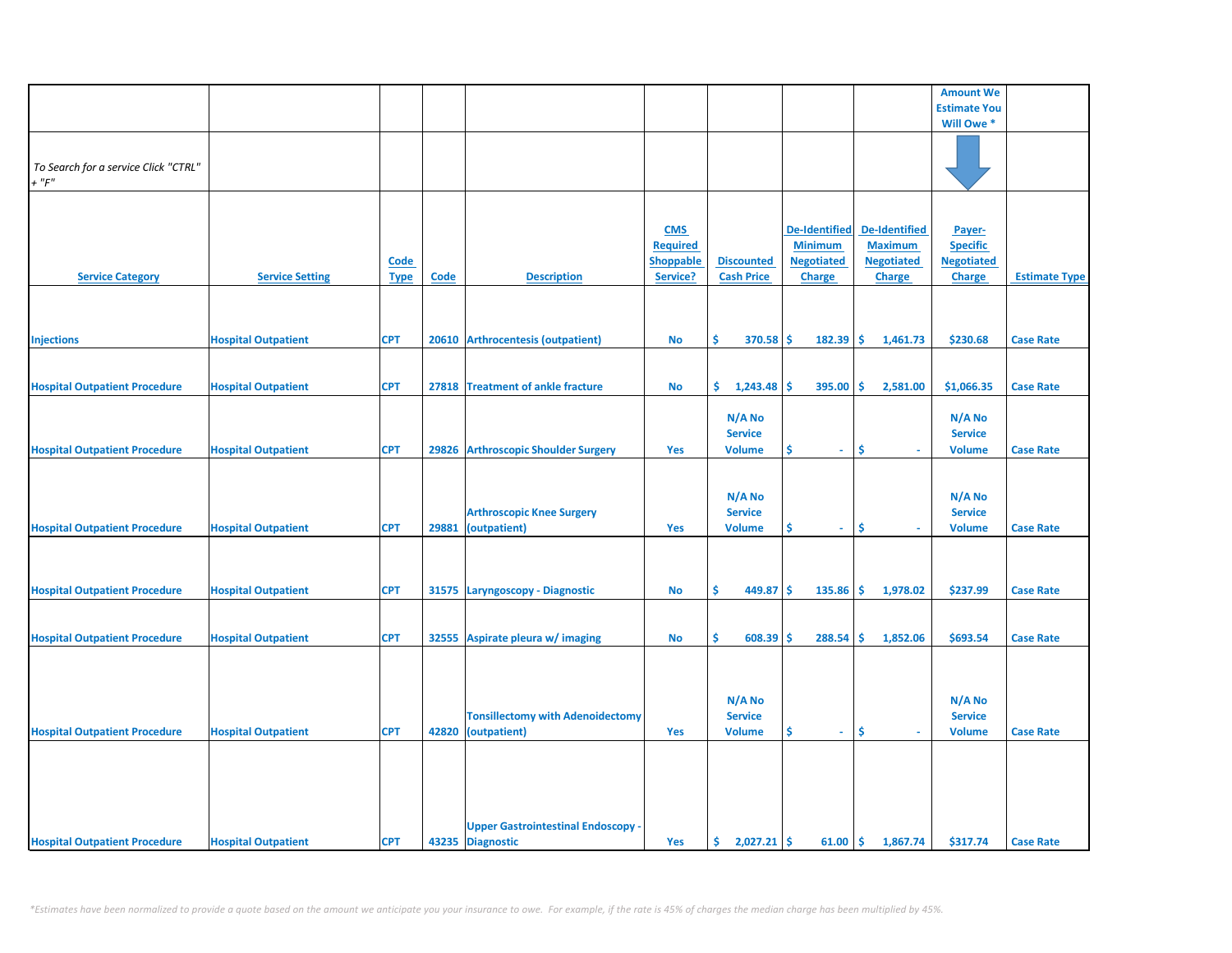| | | | | | | | | | Amount We Estimate You Will Owe * | |
|---|---|---|---|---|---|---|---|---|---|---|
| *To Search for a service Click "CTRL" + "F"* | | | | | | | | | | |
| **Service Category** | **Service Setting** | **Code Type** | **Code** | **Description** | **CMS Required Shoppable Service?** | **Discounted Cash Price** | **De-Identified Minimum Negotiated Charge** | **De-Identified Maximum Negotiated Charge** | **Payer-Specific Negotiated Charge** | **Estimate Type** |
| Injections | Hospital Outpatient | CPT | 20610 | Arthrocentesis (outpatient) | No | $ 370.58 | $ 182.39 | $ 1,461.73 | $230.68 | Case Rate |
| Hospital Outpatient Procedure | Hospital Outpatient | CPT | 27818 | Treatment of ankle fracture | No | $ 1,243.48 | $ 395.00 | $ 2,581.00 | $1,066.35 | Case Rate |
| Hospital Outpatient Procedure | Hospital Outpatient | CPT | 29826 | Arthroscopic Shoulder Surgery | Yes | N/A No Service Volume | $ - | $ - | N/A No Service Volume | Case Rate |
| Hospital Outpatient Procedure | Hospital Outpatient | CPT | 29881 | Arthroscopic Knee Surgery (outpatient) | Yes | N/A No Service Volume | $ - | $ - | N/A No Service Volume | Case Rate |
| Hospital Outpatient Procedure | Hospital Outpatient | CPT | 31575 | Laryngoscopy - Diagnostic | No | $ 449.87 | $ 135.86 | $ 1,978.02 | $237.99 | Case Rate |
| Hospital Outpatient Procedure | Hospital Outpatient | CPT | 32555 | Aspirate pleura w/ imaging | No | $ 608.39 | $ 288.54 | $ 1,852.06 | $693.54 | Case Rate |
| Hospital Outpatient Procedure | Hospital Outpatient | CPT | 42820 | Tonsillectomy with Adenoidectomy (outpatient) | Yes | N/A No Service Volume | $ - | $ - | N/A No Service Volume | Case Rate |
| Hospital Outpatient Procedure | Hospital Outpatient | CPT | 43235 | Upper Gastrointestinal Endoscopy - Diagnostic | Yes | $ 2,027.21 | $ 61.00 | $ 1,867.74 | $317.74 | Case Rate |

*\*Estimates have been normalized to provide a quote based on the amount we anticipate you your insurance to owe. For example, if the rate is 45% of charges the median charge has been multiplied by 45%.*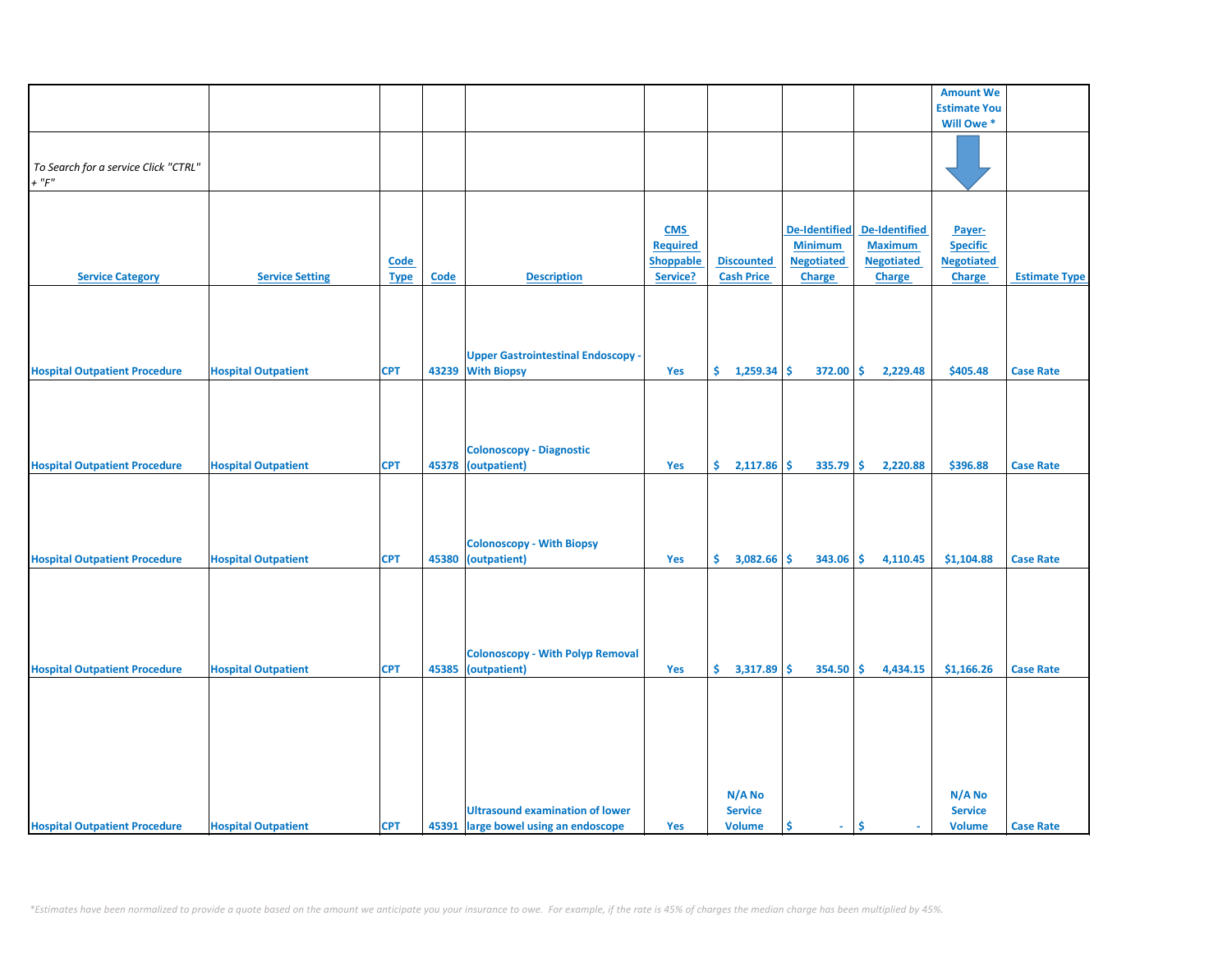| | | | | | | | | | Amount We Estimate You Will Owe * | |
|---|---|---|---|---|---|---|---|---|---|---|
| *To Search for a service Click "CTRL" + "F"* | | | | | | | | | | |
| **Service Category** | **Service Setting** | **Code Type** | **Code** | **Description** | **CMS Required Shoppable Service?** | **Discounted Cash Price** | **De-Identified Minimum Negotiated Charge** | **De-Identified Maximum Negotiated Charge** | **Payer-Specific Negotiated Charge** | **Estimate Type** |
| Hospital Outpatient Procedure | Hospital Outpatient | CPT | 43239 | Upper Gastrointestinal Endoscopy - With Biopsy | Yes | $ 1,259.34 | $ 372.00 | $ 2,229.48 | $405.48 | Case Rate |
| Hospital Outpatient Procedure | Hospital Outpatient | CPT | 45378 | Colonoscopy - Diagnostic (outpatient) | Yes | $ 2,117.86 | $ 335.79 | $ 2,220.88 | $396.88 | Case Rate |
| Hospital Outpatient Procedure | Hospital Outpatient | CPT | 45380 | Colonoscopy - With Biopsy (outpatient) | Yes | $ 3,082.66 | $ 343.06 | $ 4,110.45 | $1,104.88 | Case Rate |
| Hospital Outpatient Procedure | Hospital Outpatient | CPT | 45385 | Colonoscopy - With Polyp Removal (outpatient) | Yes | $ 3,317.89 | $ 354.50 | $ 4,434.15 | $1,166.26 | Case Rate |
| Hospital Outpatient Procedure | Hospital Outpatient | CPT | 45391 | Ultrasound examination of lower large bowel using an endoscope | Yes | N/A No Service Volume | $ - | $ - | N/A No Service Volume | Case Rate |

*\*Estimates have been normalized to provide a quote based on the amount we anticipate you your insurance to owe. For example, if the rate is 45% of charges the median charge has been multiplied by 45%.*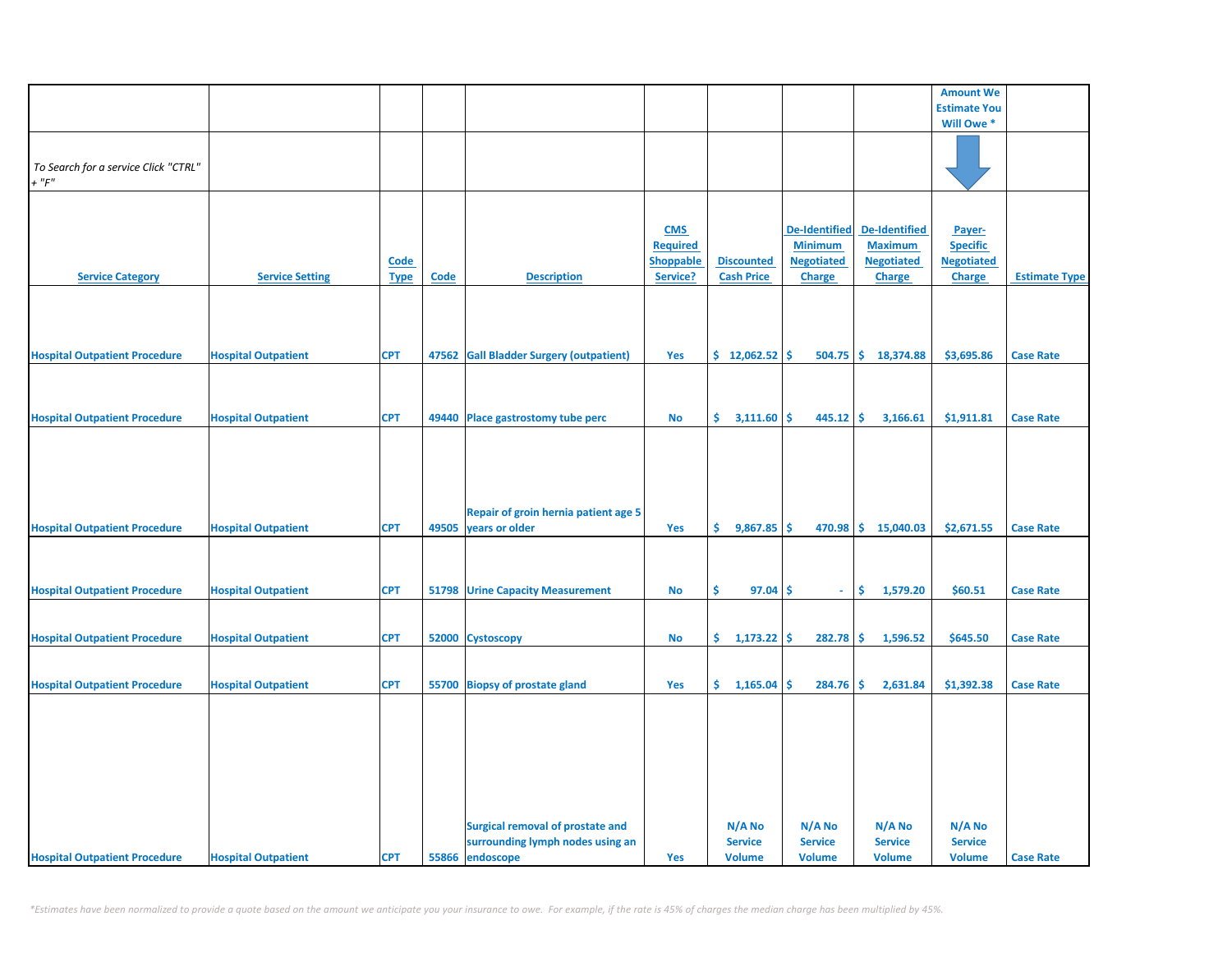| | | | | | | | | | Amount We Estimate You Will Owe * | |
|---|---|---|---|---|---|---|---|---|---|---|
| *To Search for a service Click "CTRL" + "F"* | | | | | | | | | | |
| Service Category | Service Setting | Code Type | Code | Description | CMS Required Shoppable Service? | Discounted Cash Price | De-Identified Minimum Negotiated Charge | De-Identified Maximum Negotiated Charge | Payer-Specific Negotiated Charge | Estimate Type |
| Hospital Outpatient Procedure | Hospital Outpatient | CPT | 47562 | Gall Bladder Surgery (outpatient) | Yes | $ 12,062.52 | $ 504.75 | $ 18,374.88 | $3,695.86 | Case Rate |
| Hospital Outpatient Procedure | Hospital Outpatient | CPT | 49440 | Place gastrostomy tube perc | No | $ 3,111.60 | $ 445.12 | $ 3,166.61 | $1,911.81 | Case Rate |
| Hospital Outpatient Procedure | Hospital Outpatient | CPT | 49505 | Repair of groin hernia patient age 5 years or older | Yes | $ 9,867.85 | $ 470.98 | $ 15,040.03 | $2,671.55 | Case Rate |
| Hospital Outpatient Procedure | Hospital Outpatient | CPT | 51798 | Urine Capacity Measurement | No | $ 97.04 | $ - | $ 1,579.20 | $60.51 | Case Rate |
| Hospital Outpatient Procedure | Hospital Outpatient | CPT | 52000 | Cystoscopy | No | $ 1,173.22 | $ 282.78 | $ 1,596.52 | $645.50 | Case Rate |
| Hospital Outpatient Procedure | Hospital Outpatient | CPT | 55700 | Biopsy of prostate gland | Yes | $ 1,165.04 | $ 284.76 | $ 2,631.84 | $1,392.38 | Case Rate |
| Hospital Outpatient Procedure | Hospital Outpatient | CPT | 55866 | Surgical removal of prostate and surrounding lymph nodes using an endoscope | Yes | N/A No Service Volume | N/A No Service Volume | N/A No Service Volume | N/A No Service Volume | Case Rate |

*\*Estimates have been normalized to provide a quote based on the amount we anticipate you your insurance to owe. For example, if the rate is 45% of charges the median charge has been multiplied by 45%.*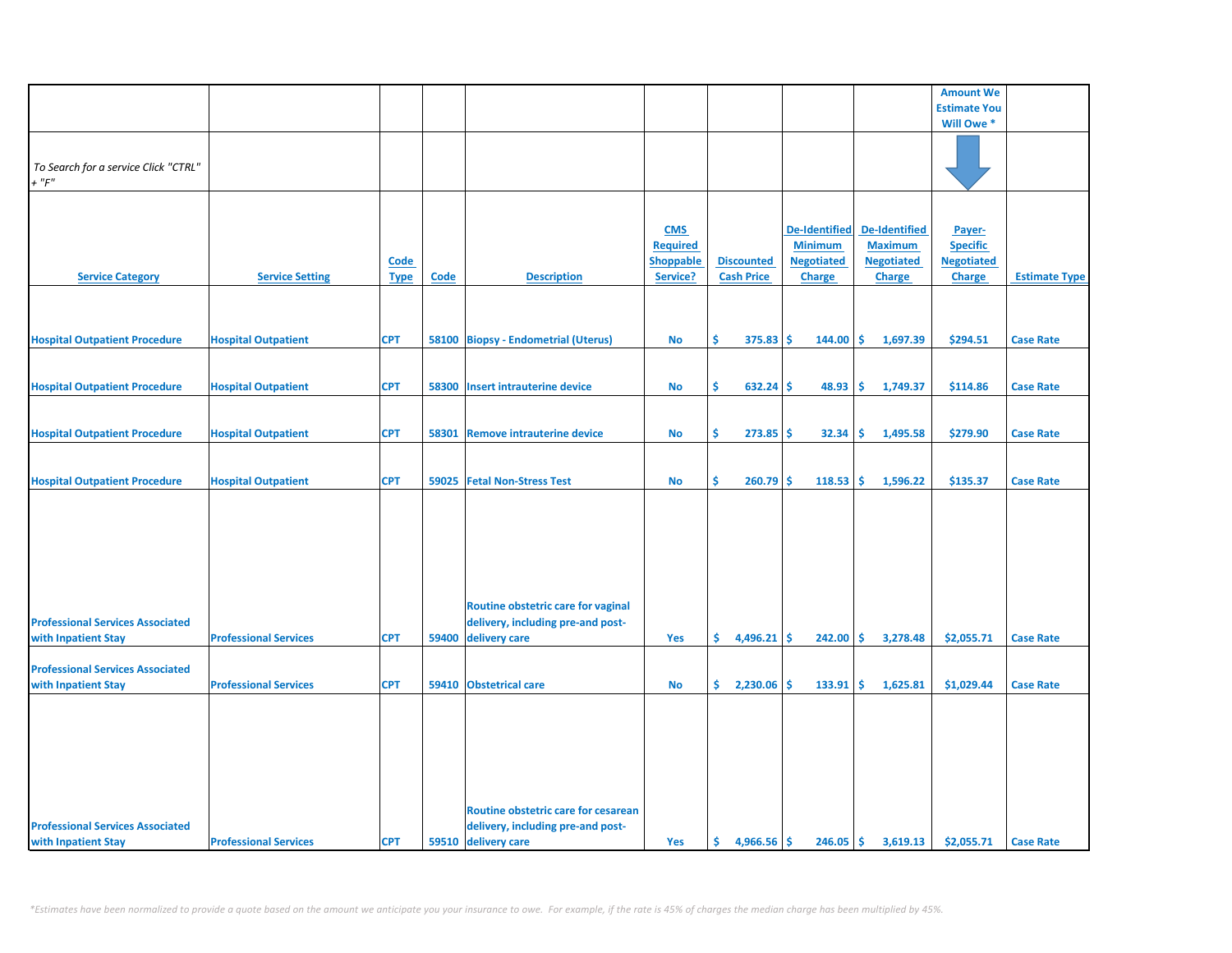| | | | | | | | | | Amount We Estimate You Will Owe * | |
|---|---|---|---|---|---|---|---|---|---|---|
| *To Search for a service Click "CTRL" + "F"* | | | | | | | | | | |
| Service Category | Service Setting | Code Type | Code | Description | CMS Required Shoppable Service? | Discounted Cash Price | De-Identified Minimum Negotiated Charge | De-Identified Maximum Negotiated Charge | Payer-Specific Negotiated Charge | Estimate Type |
| Hospital Outpatient Procedure | Hospital Outpatient | CPT | 58100 | Biopsy - Endometrial (Uterus) | No | $ 375.83 | $ 144.00 | $ 1,697.39 | $294.51 | Case Rate |
| Hospital Outpatient Procedure | Hospital Outpatient | CPT | 58300 | Insert intrauterine device | No | $ 632.24 | $ 48.93 | $ 1,749.37 | $114.86 | Case Rate |
| Hospital Outpatient Procedure | Hospital Outpatient | CPT | 58301 | Remove intrauterine device | No | $ 273.85 | $ 32.34 | $ 1,495.58 | $279.90 | Case Rate |
| Hospital Outpatient Procedure | Hospital Outpatient | CPT | 59025 | Fetal Non-Stress Test | No | $ 260.79 | $ 118.53 | $ 1,596.22 | $135.37 | Case Rate |
| Professional Services Associated with Inpatient Stay | Professional Services | CPT | 59400 | Routine obstetric care for vaginal delivery, including pre-and post-delivery care | Yes | $ 4,496.21 | $ 242.00 | $ 3,278.48 | $2,055.71 | Case Rate |
| Professional Services Associated with Inpatient Stay | Professional Services | CPT | 59410 | Obstetrical care | No | $ 2,230.06 | $ 133.91 | $ 1,625.81 | $1,029.44 | Case Rate |
| Professional Services Associated with Inpatient Stay | Professional Services | CPT | 59510 | Routine obstetric care for cesarean delivery, including pre-and post-delivery care | Yes | $ 4,966.56 | $ 246.05 | $ 3,619.13 | $2,055.71 | Case Rate |

*Estimates have been normalized to provide a quote based on the amount we anticipate you your insurance to owe. For example, if the rate is 45% of charges the median charge has been multiplied by 45%.*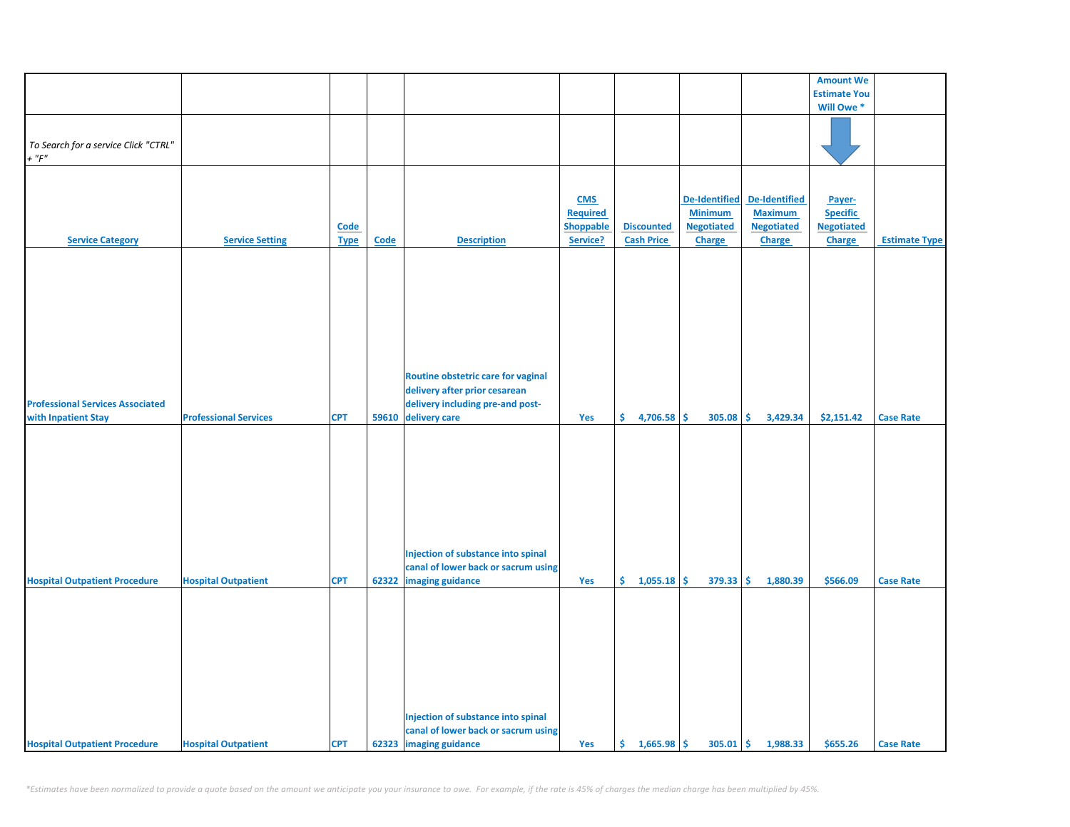| | | | | | | | | | Amount We Estimate You Will Owe * | |
|---|---|---|---|---|---|---|---|---|---|---|
| *To Search for a service Click "CTRL" + "F"* | | | | | | | | | | |
| **Service Category** | **Service Setting** | **Code Type** | **Code** | **Description** | **CMS Required Shoppable Service?** | **Discounted Cash Price** | **De-Identified Minimum Negotiated Charge** | **De-Identified Maximum Negotiated Charge** | **Payer-Specific Negotiated Charge** | **Estimate Type** |
| Professional Services Associated with Inpatient Stay | Professional Services | CPT | 59610 | Routine obstetric care for vaginal delivery after prior cesarean delivery including pre-and post-delivery care | Yes | $ 4,706.58 | $ 305.08 | $ 3,429.34 | $2,151.42 | Case Rate |
| Hospital Outpatient Procedure | Hospital Outpatient | CPT | 62322 | Injection of substance into spinal canal of lower back or sacrum using imaging guidance | Yes | $ 1,055.18 | $ 379.33 | $ 1,880.39 | $566.09 | Case Rate |
| Hospital Outpatient Procedure | Hospital Outpatient | CPT | 62323 | Injection of substance into spinal canal of lower back or sacrum using imaging guidance | Yes | $ 1,665.98 | $ 305.01 | $ 1,988.33 | $655.26 | Case Rate |

*\*Estimates have been normalized to provide a quote based on the amount we anticipate you your insurance to owe. For example, if the rate is 45% of charges the median charge has been multiplied by 45%.*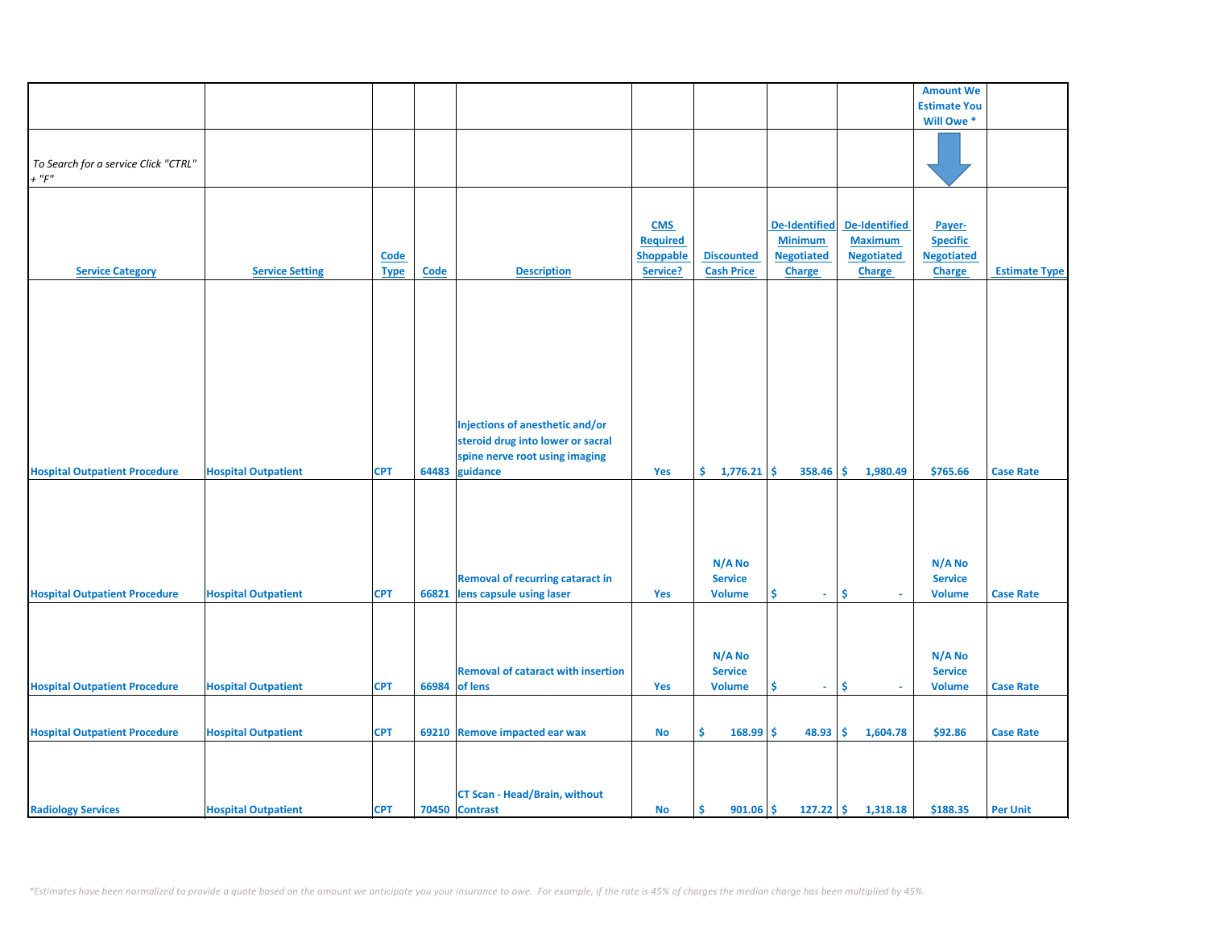| | | | | | | | | | Amount We Estimate You Will Owe * | |
|---|---|---|---|---|---|---|---|---|---|---|
| *To Search for a service Click "CTRL" + "F"* | | | | | | | | | | |
| **Service Category** | **Service Setting** | **Code Type** | **Code** | **Description** | **CMS Required Shoppable Service?** | **Discounted Cash Price** | **De-Identified Minimum Negotiated Charge** | **De-Identified Maximum Negotiated Charge** | **Payer-Specific Negotiated Charge** | **Estimate Type** |
| Hospital Outpatient Procedure | Hospital Outpatient | CPT | 64483 | Injections of anesthetic and/or steroid drug into lower or sacral spine nerve root using imaging guidance | Yes | $ 1,776.21 | $ 358.46 | $ 1,980.49 | $765.66 | Case Rate |
| Hospital Outpatient Procedure | Hospital Outpatient | CPT | 66821 | Removal of recurring cataract in lens capsule using laser | Yes | N/A No Service Volume | $ - | $ - | N/A No Service Volume | Case Rate |
| Hospital Outpatient Procedure | Hospital Outpatient | CPT | 66984 | Removal of cataract with insertion of lens | Yes | N/A No Service Volume | $ - | $ - | N/A No Service Volume | Case Rate |
| Hospital Outpatient Procedure | Hospital Outpatient | CPT | 69210 | Remove impacted ear wax | No | $ 168.99 | $ 48.93 | $ 1,604.78 | $92.86 | Case Rate |
| Radiology Services | Hospital Outpatient | CPT | 70450 | CT Scan - Head/Brain, without Contrast | No | $ 901.06 | $ 127.22 | $ 1,318.18 | $188.35 | Per Unit |

*\*Estimates have been normalized to provide a quote based on the amount we anticipate you your insurance to owe. For example, if the rate is 45% of charges the median charge has been multiplied by 45%.*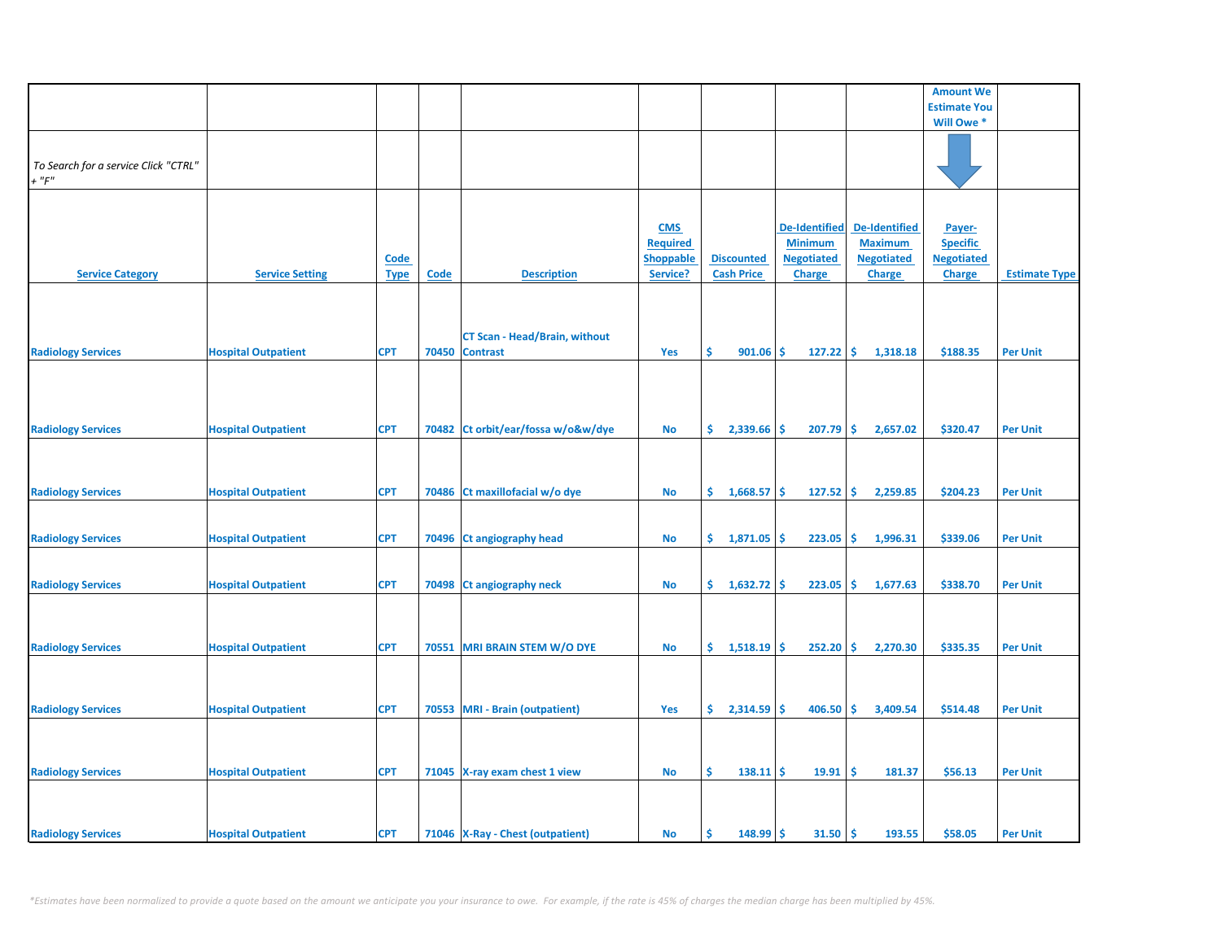| | | | | | | | | | Amount We Estimate You Will Owe * | |
|---|---|---|---|---|---|---|---|---|---|---|
| *To Search for a service Click "CTRL" + "F"* | | | | | | | | | | |
| Service Category | Service Setting | Code Type | Code | Description | CMS Required Shoppable Service? | Discounted Cash Price | De-Identified Minimum Negotiated Charge | De-Identified Maximum Negotiated Charge | Payer-Specific Negotiated Charge | Estimate Type |
| Radiology Services | Hospital Outpatient | CPT | 70450 | CT Scan - Head/Brain, without Contrast | Yes | $ 901.06 | $ 127.22 | $ 1,318.18 | $188.35 | Per Unit |
| Radiology Services | Hospital Outpatient | CPT | 70482 | Ct orbit/ear/fossa w/o&w/dye | No | $ 2,339.66 | $ 207.79 | $ 2,657.02 | $320.47 | Per Unit |
| Radiology Services | Hospital Outpatient | CPT | 70486 | Ct maxillofacial w/o dye | No | $ 1,668.57 | $ 127.52 | $ 2,259.85 | $204.23 | Per Unit |
| Radiology Services | Hospital Outpatient | CPT | 70496 | Ct angiography head | No | $ 1,871.05 | $ 223.05 | $ 1,996.31 | $339.06 | Per Unit |
| Radiology Services | Hospital Outpatient | CPT | 70498 | Ct angiography neck | No | $ 1,632.72 | $ 223.05 | $ 1,677.63 | $338.70 | Per Unit |
| Radiology Services | Hospital Outpatient | CPT | 70551 | MRI BRAIN STEM W/O DYE | No | $ 1,518.19 | $ 252.20 | $ 2,270.30 | $335.35 | Per Unit |
| Radiology Services | Hospital Outpatient | CPT | 70553 | MRI - Brain (outpatient) | Yes | $ 2,314.59 | $ 406.50 | $ 3,409.54 | $514.48 | Per Unit |
| Radiology Services | Hospital Outpatient | CPT | 71045 | X-ray exam chest 1 view | No | $ 138.11 | $ 19.91 | $ 181.37 | $56.13 | Per Unit |
| Radiology Services | Hospital Outpatient | CPT | 71046 | X-Ray - Chest (outpatient) | No | $ 148.99 | $ 31.50 | $ 193.55 | $58.05 | Per Unit |

*\*Estimates have been normalized to provide a quote based on the amount we anticipate you your insurance to owe. For example, if the rate is 45% of charges the median charge has been multiplied by 45%.*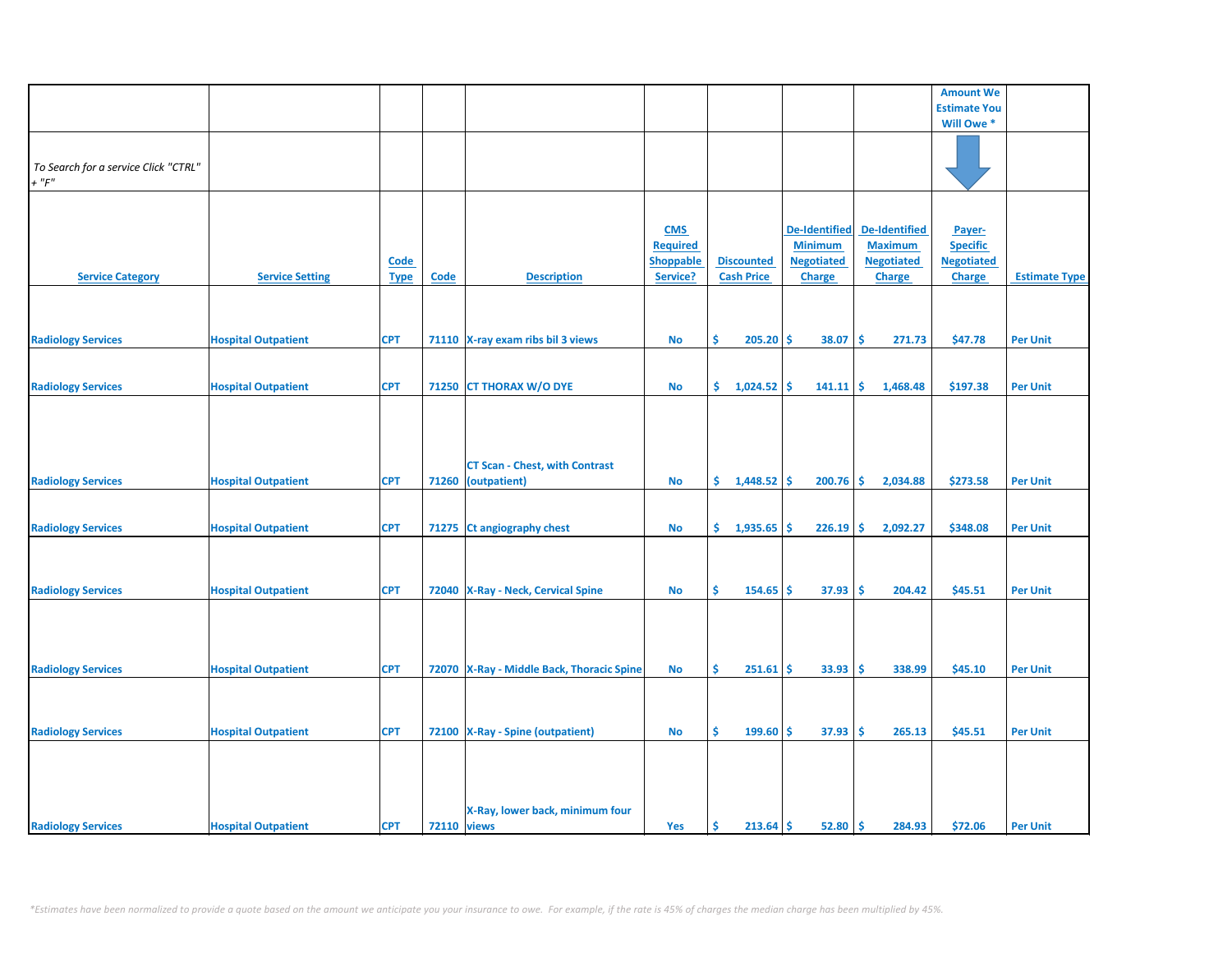| | | | | | | | | | Amount We Estimate You Will Owe * | |
|---|---|---|---|---|---|---|---|---|---|---|
| *To Search for a service Click "CTRL" + "F"* | | | | | | | | | | |
| **Service Category** | **Service Setting** | **Code Type** | **Code** | **Description** | **CMS Required Shoppable Service?** | **Discounted Cash Price** | **De-Identified Minimum Negotiated Charge** | **De-Identified Maximum Negotiated Charge** | **Payer-Specific Negotiated Charge** | **Estimate Type** |
| Radiology Services | Hospital Outpatient | CPT | 71110 | X-ray exam ribs bil 3 views | No | $ 205.20 | $ 38.07 | $ 271.73 | $47.78 | Per Unit |
| Radiology Services | Hospital Outpatient | CPT | 71250 | CT THORAX W/O DYE | No | $ 1,024.52 | $ 141.11 | $ 1,468.48 | $197.38 | Per Unit |
| Radiology Services | Hospital Outpatient | CPT | 71260 | CT Scan - Chest, with Contrast (outpatient) | No | $ 1,448.52 | $ 200.76 | $ 2,034.88 | $273.58 | Per Unit |
| Radiology Services | Hospital Outpatient | CPT | 71275 | Ct angiography chest | No | $ 1,935.65 | $ 226.19 | $ 2,092.27 | $348.08 | Per Unit |
| Radiology Services | Hospital Outpatient | CPT | 72040 | X-Ray - Neck, Cervical Spine | No | $ 154.65 | $ 37.93 | $ 204.42 | $45.51 | Per Unit |
| Radiology Services | Hospital Outpatient | CPT | 72070 | X-Ray - Middle Back, Thoracic Spine | No | $ 251.61 | $ 33.93 | $ 338.99 | $45.10 | Per Unit |
| Radiology Services | Hospital Outpatient | CPT | 72100 | X-Ray - Spine (outpatient) | No | $ 199.60 | $ 37.93 | $ 265.13 | $45.51 | Per Unit |
| Radiology Services | Hospital Outpatient | CPT | 72110 | X-Ray, lower back, minimum four views | Yes | $ 213.64 | $ 52.80 | $ 284.93 | $72.06 | Per Unit |

*\*Estimates have been normalized to provide a quote based on the amount we anticipate you your insurance to owe. For example, if the rate is 45% of charges the median charge has been multiplied by 45%.*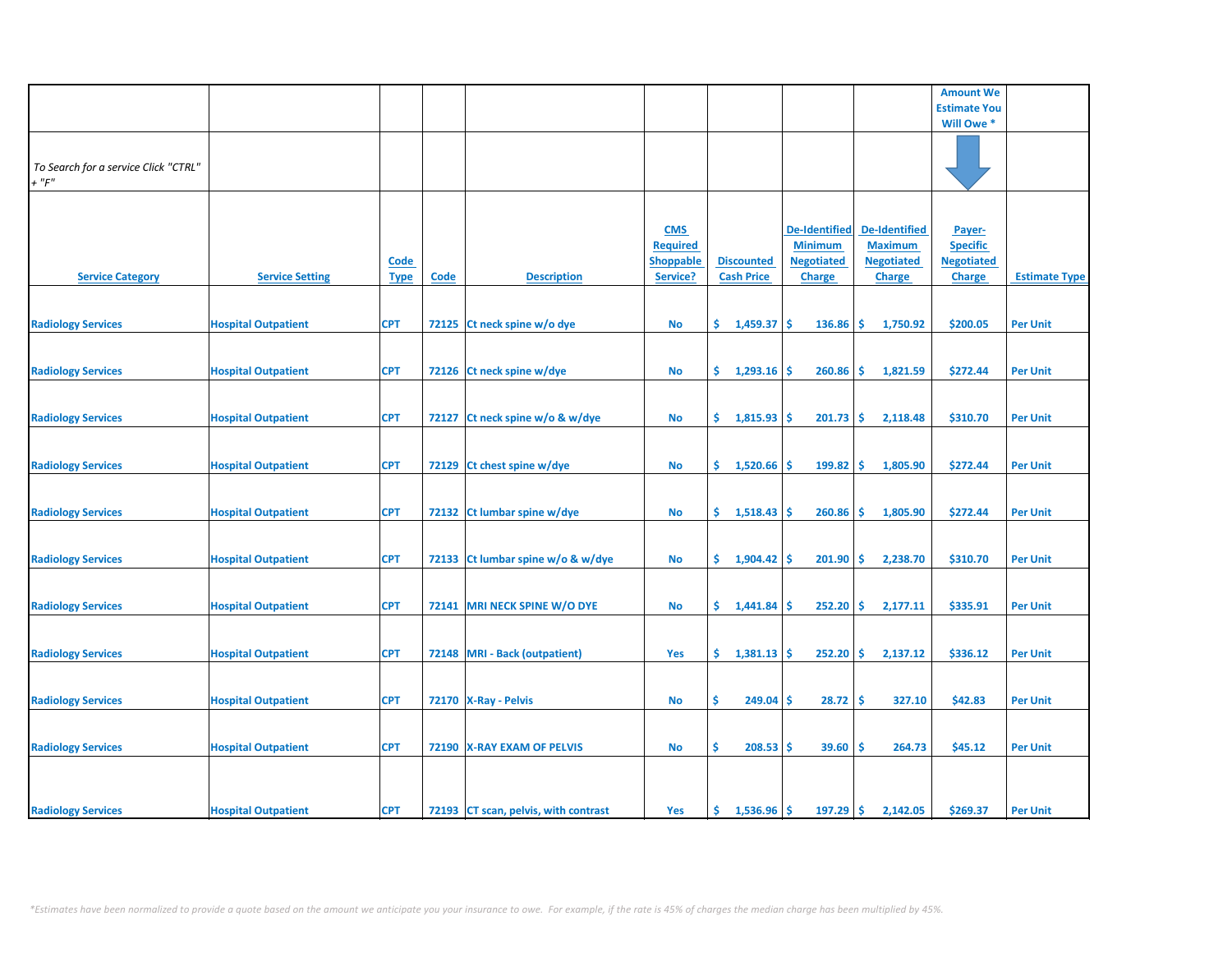| | | | | | | | | | Amount We Estimate You Will Owe * | |
|---|---|---|---|---|---|---|---|---|---|---|
| *To Search for a service Click "CTRL" + "F"* | | | | | | | | | | |
| **Service Category** | **Service Setting** | **Code Type** | **Code** | **Description** | **CMS Required Shoppable Service?** | **Discounted Cash Price** | **De-Identified Minimum Negotiated Charge** | **De-Identified Maximum Negotiated Charge** | **Payer-Specific Negotiated Charge** | **Estimate Type** |
| Radiology Services | Hospital Outpatient | CPT | 72125 | Ct neck spine w/o dye | No | $ 1,459.37 | $ 136.86 | $ 1,750.92 | $200.05 | Per Unit |
| Radiology Services | Hospital Outpatient | CPT | 72126 | Ct neck spine w/dye | No | $ 1,293.16 | $ 260.86 | $ 1,821.59 | $272.44 | Per Unit |
| Radiology Services | Hospital Outpatient | CPT | 72127 | Ct neck spine w/o & w/dye | No | $ 1,815.93 | $ 201.73 | $ 2,118.48 | $310.70 | Per Unit |
| Radiology Services | Hospital Outpatient | CPT | 72129 | Ct chest spine w/dye | No | $ 1,520.66 | $ 199.82 | $ 1,805.90 | $272.44 | Per Unit |
| Radiology Services | Hospital Outpatient | CPT | 72132 | Ct lumbar spine w/dye | No | $ 1,518.43 | $ 260.86 | $ 1,805.90 | $272.44 | Per Unit |
| Radiology Services | Hospital Outpatient | CPT | 72133 | Ct lumbar spine w/o & w/dye | No | $ 1,904.42 | $ 201.90 | $ 2,238.70 | $310.70 | Per Unit |
| Radiology Services | Hospital Outpatient | CPT | 72141 | MRI NECK SPINE W/O DYE | No | $ 1,441.84 | $ 252.20 | $ 2,177.11 | $335.91 | Per Unit |
| Radiology Services | Hospital Outpatient | CPT | 72148 | MRI - Back (outpatient) | Yes | $ 1,381.13 | $ 252.20 | $ 2,137.12 | $336.12 | Per Unit |
| Radiology Services | Hospital Outpatient | CPT | 72170 | X-Ray - Pelvis | No | $ 249.04 | $ 28.72 | $ 327.10 | $42.83 | Per Unit |
| Radiology Services | Hospital Outpatient | CPT | 72190 | X-RAY EXAM OF PELVIS | No | $ 208.53 | $ 39.60 | $ 264.73 | $45.12 | Per Unit |
| Radiology Services | Hospital Outpatient | CPT | 72193 | CT scan, pelvis, with contrast | Yes | $ 1,536.96 | $ 197.29 | $ 2,142.05 | $269.37 | Per Unit |

*\*Estimates have been normalized to provide a quote based on the amount we anticipate you your insurance to owe. For example, if the rate is 45% of charges the median charge has been multiplied by 45%.*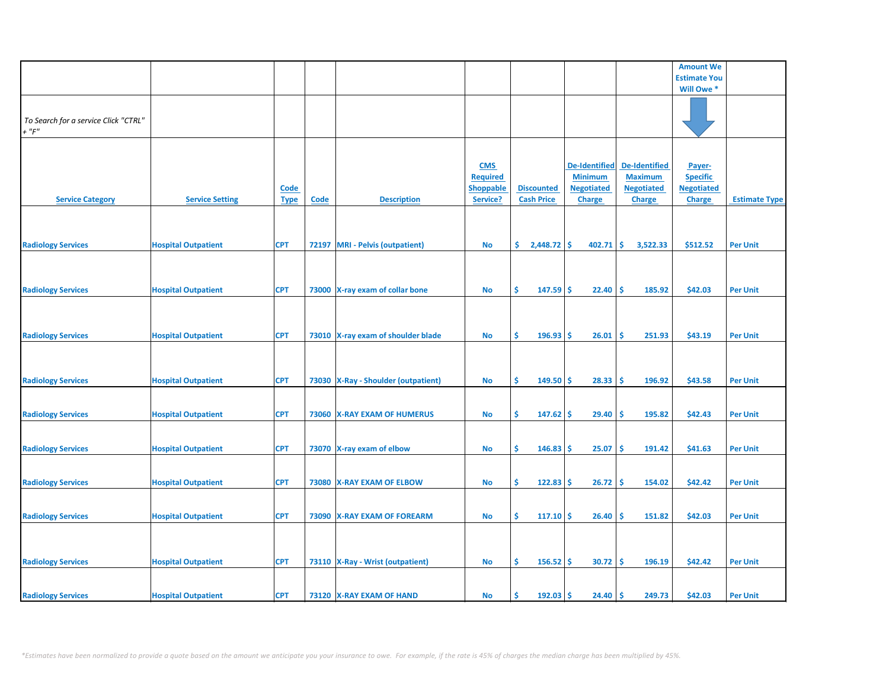| | | | | | | | | | Amount We Estimate You Will Owe * | |
|---|---|---|---|---|---|---|---|---|---|---|
| *To Search for a service Click "CTRL" + "F"* | | | | | | | | | | |
| **Service Category** | **Service Setting** | **Code Type** | **Code** | **Description** | **CMS Required Shoppable Service?** | **Discounted Cash Price** | **De-Identified Minimum Negotiated Charge** | **De-Identified Maximum Negotiated Charge** | **Payer-Specific Negotiated Charge** | **Estimate Type** |
| Radiology Services | Hospital Outpatient | CPT | 72197 | MRI - Pelvis (outpatient) | No | $ 2,448.72 | $ 402.71 | $ 3,522.33 | $512.52 | Per Unit |
| Radiology Services | Hospital Outpatient | CPT | 73000 | X-ray exam of collar bone | No | $ 147.59 | $ 22.40 | $ 185.92 | $42.03 | Per Unit |
| Radiology Services | Hospital Outpatient | CPT | 73010 | X-ray exam of shoulder blade | No | $ 196.93 | $ 26.01 | $ 251.93 | $43.19 | Per Unit |
| Radiology Services | Hospital Outpatient | CPT | 73030 | X-Ray - Shoulder (outpatient) | No | $ 149.50 | $ 28.33 | $ 196.92 | $43.58 | Per Unit |
| Radiology Services | Hospital Outpatient | CPT | 73060 | X-RAY EXAM OF HUMERUS | No | $ 147.62 | $ 29.40 | $ 195.82 | $42.43 | Per Unit |
| Radiology Services | Hospital Outpatient | CPT | 73070 | X-ray exam of elbow | No | $ 146.83 | $ 25.07 | $ 191.42 | $41.63 | Per Unit |
| Radiology Services | Hospital Outpatient | CPT | 73080 | X-RAY EXAM OF ELBOW | No | $ 122.83 | $ 26.72 | $ 154.02 | $42.42 | Per Unit |
| Radiology Services | Hospital Outpatient | CPT | 73090 | X-RAY EXAM OF FOREARM | No | $ 117.10 | $ 26.40 | $ 151.82 | $42.03 | Per Unit |
| Radiology Services | Hospital Outpatient | CPT | 73110 | X-Ray - Wrist (outpatient) | No | $ 156.52 | $ 30.72 | $ 196.19 | $42.42 | Per Unit |
| Radiology Services | Hospital Outpatient | CPT | 73120 | X-RAY EXAM OF HAND | No | $ 192.03 | $ 24.40 | $ 249.73 | $42.03 | Per Unit |

*\*Estimates have been normalized to provide a quote based on the amount we anticipate you your insurance to owe. For example, if the rate is 45% of charges the median charge has been multiplied by 45%.*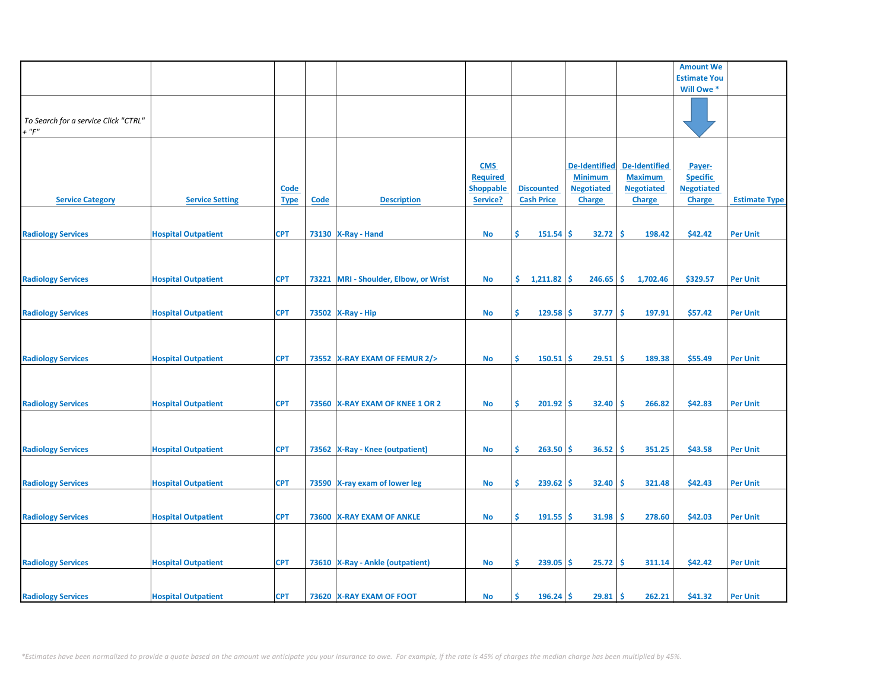| | | | | | | | | | Amount We Estimate You Will Owe * | |
|---|---|---|---|---|---|---|---|---|---|---|
| *To Search for a service Click "CTRL" + "F"* | | | | | | | | | | |
| Service Category | Service Setting | Code Type | Code | Description | CMS Required Shoppable Service? | Discounted Cash Price | De-Identified Minimum Negotiated Charge | De-Identified Maximum Negotiated Charge | Payer-Specific Negotiated Charge | Estimate Type |
| Radiology Services | Hospital Outpatient | CPT | 73130 | X-Ray - Hand | No | $ 151.54 | $ 32.72 | $ 198.42 | $42.42 | Per Unit |
| Radiology Services | Hospital Outpatient | CPT | 73221 | MRI - Shoulder, Elbow, or Wrist | No | $ 1,211.82 | $ 246.65 | $ 1,702.46 | $329.57 | Per Unit |
| Radiology Services | Hospital Outpatient | CPT | 73502 | X-Ray - Hip | No | $ 129.58 | $ 37.77 | $ 197.91 | $57.42 | Per Unit |
| Radiology Services | Hospital Outpatient | CPT | 73552 | X-RAY EXAM OF FEMUR 2/> | No | $ 150.51 | $ 29.51 | $ 189.38 | $55.49 | Per Unit |
| Radiology Services | Hospital Outpatient | CPT | 73560 | X-RAY EXAM OF KNEE 1 OR 2 | No | $ 201.92 | $ 32.40 | $ 266.82 | $42.83 | Per Unit |
| Radiology Services | Hospital Outpatient | CPT | 73562 | X-Ray - Knee (outpatient) | No | $ 263.50 | $ 36.52 | $ 351.25 | $43.58 | Per Unit |
| Radiology Services | Hospital Outpatient | CPT | 73590 | X-ray exam of lower leg | No | $ 239.62 | $ 32.40 | $ 321.48 | $42.43 | Per Unit |
| Radiology Services | Hospital Outpatient | CPT | 73600 | X-RAY EXAM OF ANKLE | No | $ 191.55 | $ 31.98 | $ 278.60 | $42.03 | Per Unit |
| Radiology Services | Hospital Outpatient | CPT | 73610 | X-Ray - Ankle (outpatient) | No | $ 239.05 | $ 25.72 | $ 311.14 | $42.42 | Per Unit |
| Radiology Services | Hospital Outpatient | CPT | 73620 | X-RAY EXAM OF FOOT | No | $ 196.24 | $ 29.81 | $ 262.21 | $41.32 | Per Unit |

*\*Estimates have been normalized to provide a quote based on the amount we anticipate you your insurance to owe. For example, if the rate is 45% of charges the median charge has been multiplied by 45%.*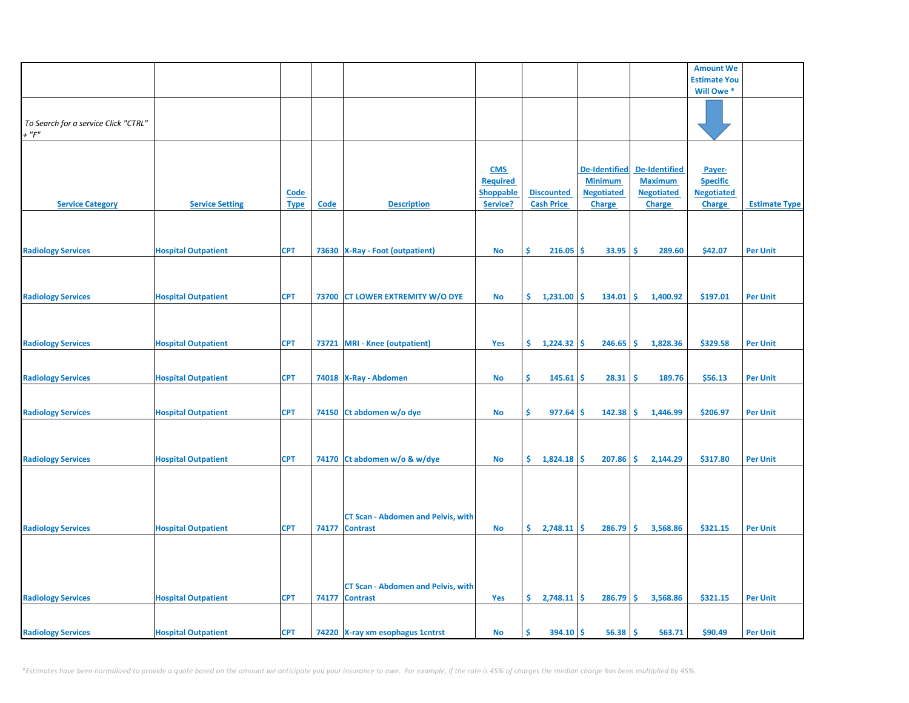| | | | | | | | | | Amount We Estimate You Will Owe * | |
|---|---|---|---|---|---|---|---|---|---|---|
| *To Search for a service Click "CTRL" + "F"* | | | | | | | | | | |
| Service Category | Service Setting | Code Type | Code | Description | CMS Required Shoppable Service? | Discounted Cash Price | De-Identified Minimum Negotiated Charge | De-Identified Maximum Negotiated Charge | Payer-Specific Negotiated Charge | Estimate Type |
| Radiology Services | Hospital Outpatient | CPT | 73630 | X-Ray - Foot (outpatient) | No | $ 216.05 | $ 33.95 | $ 289.60 | $42.07 | Per Unit |
| Radiology Services | Hospital Outpatient | CPT | 73700 | CT LOWER EXTREMITY W/O DYE | No | $ 1,231.00 | $ 134.01 | $ 1,400.92 | $197.01 | Per Unit |
| Radiology Services | Hospital Outpatient | CPT | 73721 | MRI - Knee (outpatient) | Yes | $ 1,224.32 | $ 246.65 | $ 1,828.36 | $329.58 | Per Unit |
| Radiology Services | Hospital Outpatient | CPT | 74018 | X-Ray - Abdomen | No | $ 145.61 | $ 28.31 | $ 189.76 | $56.13 | Per Unit |
| Radiology Services | Hospital Outpatient | CPT | 74150 | Ct abdomen w/o dye | No | $ 977.64 | $ 142.38 | $ 1,446.99 | $206.97 | Per Unit |
| Radiology Services | Hospital Outpatient | CPT | 74170 | Ct abdomen w/o & w/dye | No | $ 1,824.18 | $ 207.86 | $ 2,144.29 | $317.80 | Per Unit |
| Radiology Services | Hospital Outpatient | CPT | 74177 | CT Scan - Abdomen and Pelvis, with Contrast | No | $ 2,748.11 | $ 286.79 | $ 3,568.86 | $321.15 | Per Unit |
| Radiology Services | Hospital Outpatient | CPT | 74177 | CT Scan - Abdomen and Pelvis, with Contrast | Yes | $ 2,748.11 | $ 286.79 | $ 3,568.86 | $321.15 | Per Unit |
| Radiology Services | Hospital Outpatient | CPT | 74220 | X-ray xm esophagus 1cntrst | No | $ 394.10 | $ 56.38 | $ 563.71 | $90.49 | Per Unit |

*Estimates have been normalized to provide a quote based on the amount we anticipate you your insurance to owe. For example, if the rate is 45% of charges the median charge has been multiplied by 45%.*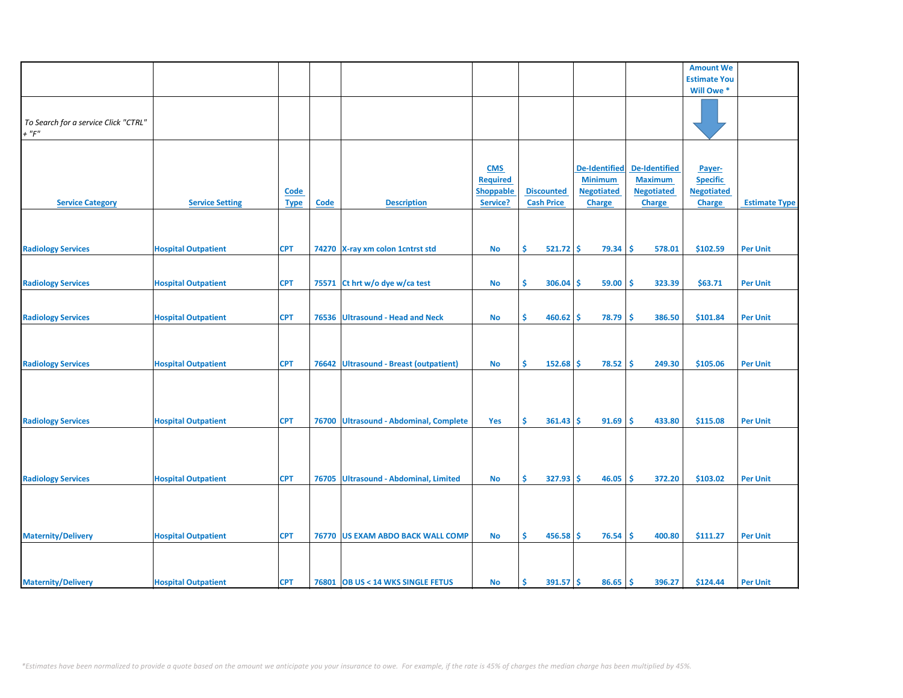| | | | | | | | | | Amount We Estimate You Will Owe * | |
|---|---|---|---|---|---|---|---|---|---|---|
| *To Search for a service Click "CTRL" + "F"* | | | | | | | | | | |
| Service Category | Service Setting | Code Type | Code | Description | CMS Required Shoppable Service? | Discounted Cash Price | De-Identified Minimum Negotiated Charge | De-Identified Maximum Negotiated Charge | Payer-Specific Negotiated Charge | Estimate Type |
| Radiology Services | Hospital Outpatient | CPT | 74270 | X-ray xm colon 1cntrst std | No | $ 521.72 | $ 79.34 | $ 578.01 | $102.59 | Per Unit |
| Radiology Services | Hospital Outpatient | CPT | 75571 | Ct hrt w/o dye w/ca test | No | $ 306.04 | $ 59.00 | $ 323.39 | $63.71 | Per Unit |
| Radiology Services | Hospital Outpatient | CPT | 76536 | Ultrasound - Head and Neck | No | $ 460.62 | $ 78.79 | $ 386.50 | $101.84 | Per Unit |
| Radiology Services | Hospital Outpatient | CPT | 76642 | Ultrasound - Breast (outpatient) | No | $ 152.68 | $ 78.52 | $ 249.30 | $105.06 | Per Unit |
| Radiology Services | Hospital Outpatient | CPT | 76700 | Ultrasound - Abdominal, Complete | Yes | $ 361.43 | $ 91.69 | $ 433.80 | $115.08 | Per Unit |
| Radiology Services | Hospital Outpatient | CPT | 76705 | Ultrasound - Abdominal, Limited | No | $ 327.93 | $ 46.05 | $ 372.20 | $103.02 | Per Unit |
| Maternity/Delivery | Hospital Outpatient | CPT | 76770 | US EXAM ABDO BACK WALL COMP | No | $ 456.58 | $ 76.54 | $ 400.80 | $111.27 | Per Unit |
| Maternity/Delivery | Hospital Outpatient | CPT | 76801 | OB US < 14 WKS SINGLE FETUS | No | $ 391.57 | $ 86.65 | $ 396.27 | $124.44 | Per Unit |

*\*Estimates have been normalized to provide a quote based on the amount we anticipate you your insurance to owe. For example, if the rate is 45% of charges the median charge has been multiplied by 45%.*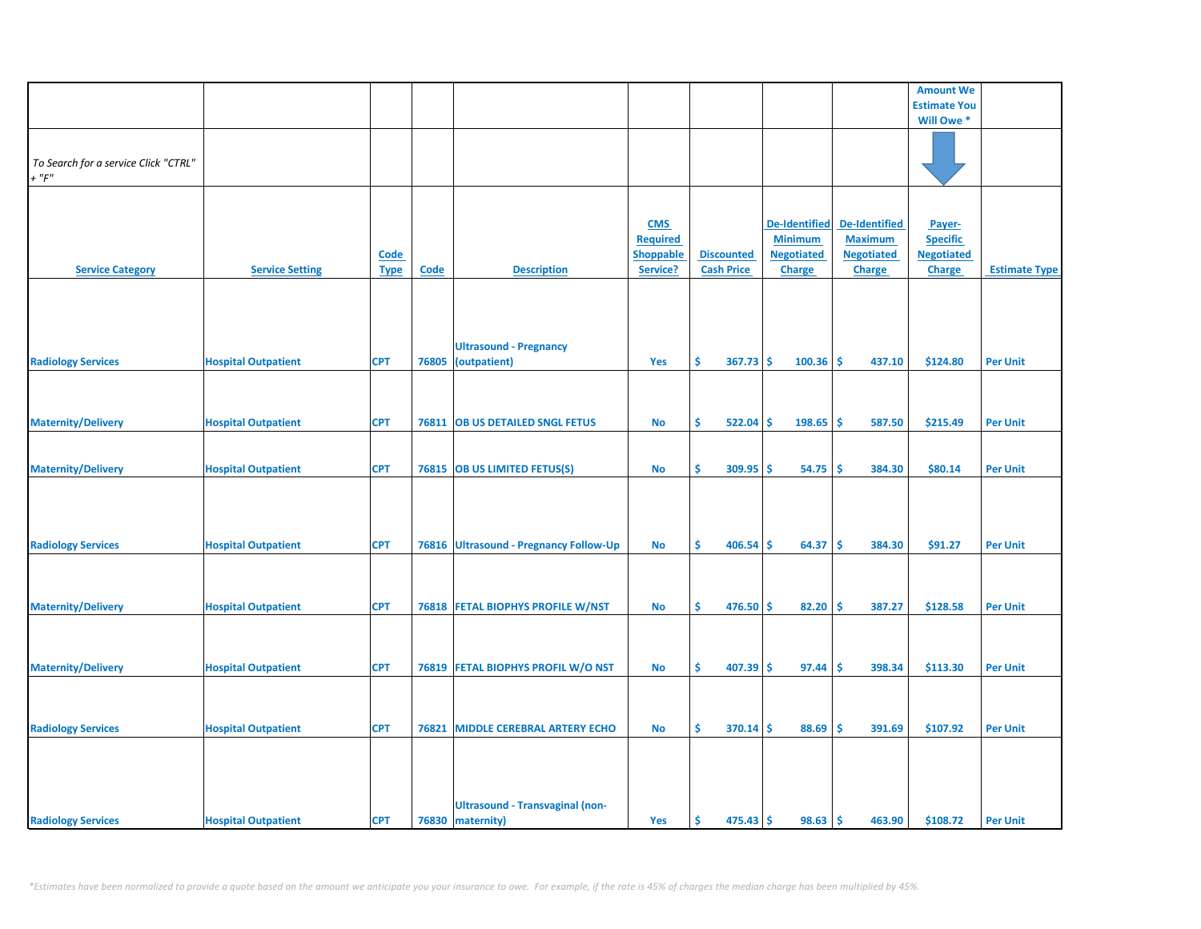| Service Category | Service Setting | Code Type | Code | Description | CMS Required Shoppable Service? | Discounted Cash Price | De-Identified Minimum Negotiated Charge | De-Identified Maximum Negotiated Charge | Payer-Specific Negotiated Charge | Estimate Type |
|---|---|---|---|---|---|---|---|---|---|---|
| | | | | | | | | | Amount We Estimate You Will Owe * | |
| *To Search for a service Click "CTRL" + "F"* | | | | | | | | | | |
| Radiology Services | Hospital Outpatient | CPT | 76805 | Ultrasound - Pregnancy (outpatient) | Yes | $ 367.73 | $ 100.36 | $ 437.10 | $124.80 | Per Unit |
| Maternity/Delivery | Hospital Outpatient | CPT | 76811 | OB US DETAILED SNGL FETUS | No | $ 522.04 | $ 198.65 | $ 587.50 | $215.49 | Per Unit |
| Maternity/Delivery | Hospital Outpatient | CPT | 76815 | OB US LIMITED FETUS(S) | No | $ 309.95 | $ 54.75 | $ 384.30 | $80.14 | Per Unit |
| Radiology Services | Hospital Outpatient | CPT | 76816 | Ultrasound - Pregnancy Follow-Up | No | $ 406.54 | $ 64.37 | $ 384.30 | $91.27 | Per Unit |
| Maternity/Delivery | Hospital Outpatient | CPT | 76818 | FETAL BIOPHYS PROFILE W/NST | No | $ 476.50 | $ 82.20 | $ 387.27 | $128.58 | Per Unit |
| Maternity/Delivery | Hospital Outpatient | CPT | 76819 | FETAL BIOPHYS PROFIL W/O NST | No | $ 407.39 | $ 97.44 | $ 398.34 | $113.30 | Per Unit |
| Radiology Services | Hospital Outpatient | CPT | 76821 | MIDDLE CEREBRAL ARTERY ECHO | No | $ 370.14 | $ 88.69 | $ 391.69 | $107.92 | Per Unit |
| Radiology Services | Hospital Outpatient | CPT | 76830 | Ultrasound - Transvaginal (non-maternity) | Yes | $ 475.43 | $ 98.63 | $ 463.90 | $108.72 | Per Unit |

*\*Estimates have been normalized to provide a quote based on the amount we anticipate you your insurance to owe. For example, if the rate is 45% of charges the median charge has been multiplied by 45%.*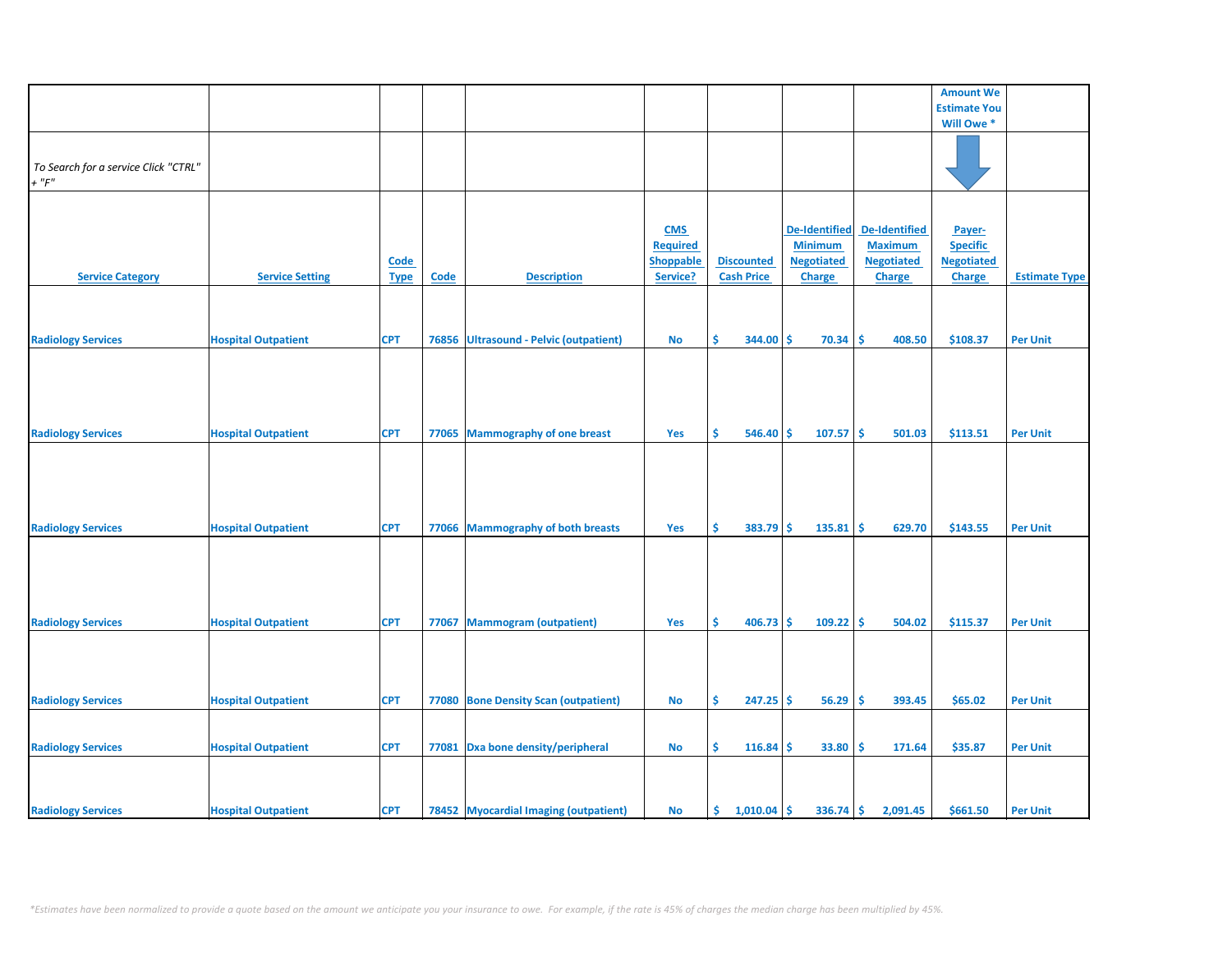| | | | | | | | | | Amount We Estimate You Will Owe * | |
|---|---|---|---|---|---|---|---|---|---|---|
| *To Search for a service Click "CTRL" + "F"* | | | | | | | | | | |
| **Service Category** | **Service Setting** | **Code Type** | **Code** | **Description** | **CMS Required Shoppable Service?** | **Discounted Cash Price** | **De-Identified Minimum Negotiated Charge** | **De-Identified Maximum Negotiated Charge** | **Payer-Specific Negotiated Charge** | **Estimate Type** |
| Radiology Services | Hospital Outpatient | CPT | 76856 | Ultrasound - Pelvic (outpatient) | No | $ 344.00 | $ 70.34 | $ 408.50 | $108.37 | Per Unit |
| Radiology Services | Hospital Outpatient | CPT | 77065 | Mammography of one breast | Yes | $ 546.40 | $ 107.57 | $ 501.03 | $113.51 | Per Unit |
| Radiology Services | Hospital Outpatient | CPT | 77066 | Mammography of both breasts | Yes | $ 383.79 | $ 135.81 | $ 629.70 | $143.55 | Per Unit |
| Radiology Services | Hospital Outpatient | CPT | 77067 | Mammogram (outpatient) | Yes | $ 406.73 | $ 109.22 | $ 504.02 | $115.37 | Per Unit |
| Radiology Services | Hospital Outpatient | CPT | 77080 | Bone Density Scan (outpatient) | No | $ 247.25 | $ 56.29 | $ 393.45 | $65.02 | Per Unit |
| Radiology Services | Hospital Outpatient | CPT | 77081 | Dxa bone density/peripheral | No | $ 116.84 | $ 33.80 | $ 171.64 | $35.87 | Per Unit |
| Radiology Services | Hospital Outpatient | CPT | 78452 | Myocardial Imaging (outpatient) | No | $ 1,010.04 | $ 336.74 | $ 2,091.45 | $661.50 | Per Unit |

*\*Estimates have been normalized to provide a quote based on the amount we anticipate you your insurance to owe. For example, if the rate is 45% of charges the median charge has been multiplied by 45%.*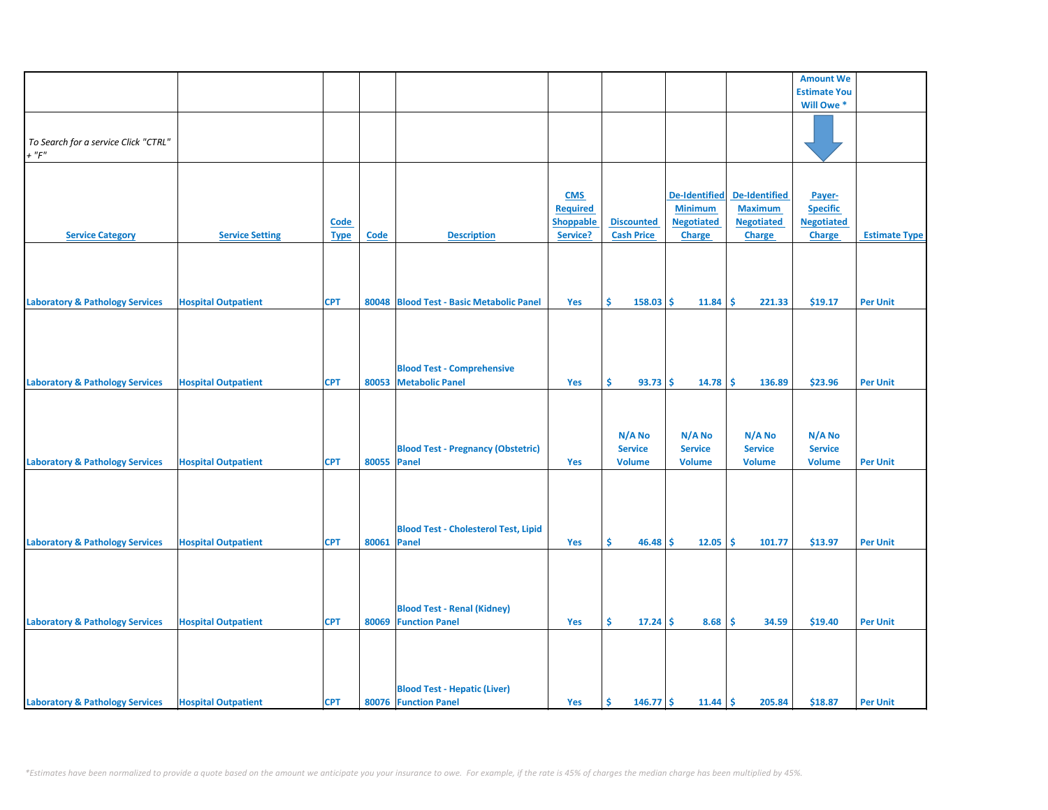| | | | | | | | | | Amount We Estimate You Will Owe * | |
|---|---|---|---|---|---|---|---|---|---|---|
| *To Search for a service Click "CTRL" + "F"* | | | | | | | | | | |
| Service Category | Service Setting | Code Type | Code | Description | CMS Required Shoppable Service? | Discounted Cash Price | De-Identified Minimum Negotiated Charge | De-Identified Maximum Negotiated Charge | Payer-Specific Negotiated Charge | Estimate Type |
| Laboratory & Pathology Services | Hospital Outpatient | CPT | 80048 | Blood Test - Basic Metabolic Panel | Yes | $ 158.03 | $ 11.84 | $ 221.33 | $19.17 | Per Unit |
| Laboratory & Pathology Services | Hospital Outpatient | CPT | 80053 | Blood Test - Comprehensive Metabolic Panel | Yes | $ 93.73 | $ 14.78 | $ 136.89 | $23.96 | Per Unit |
| Laboratory & Pathology Services | Hospital Outpatient | CPT | 80055 | Blood Test - Pregnancy (Obstetric) Panel | Yes | N/A No Service Volume | N/A No Service Volume | N/A No Service Volume | N/A No Service Volume | Per Unit |
| Laboratory & Pathology Services | Hospital Outpatient | CPT | 80061 | Blood Test - Cholesterol Test, Lipid Panel | Yes | $ 46.48 | $ 12.05 | $ 101.77 | $13.97 | Per Unit |
| Laboratory & Pathology Services | Hospital Outpatient | CPT | 80069 | Blood Test - Renal (Kidney) Function Panel | Yes | $ 17.24 | $ 8.68 | $ 34.59 | $19.40 | Per Unit |
| Laboratory & Pathology Services | Hospital Outpatient | CPT | 80076 | Blood Test - Hepatic (Liver) Function Panel | Yes | $ 146.77 | $ 11.44 | $ 205.84 | $18.87 | Per Unit |

*\*Estimates have been normalized to provide a quote based on the amount we anticipate you your insurance to owe. For example, if the rate is 45% of charges the median charge has been multiplied by 45%.*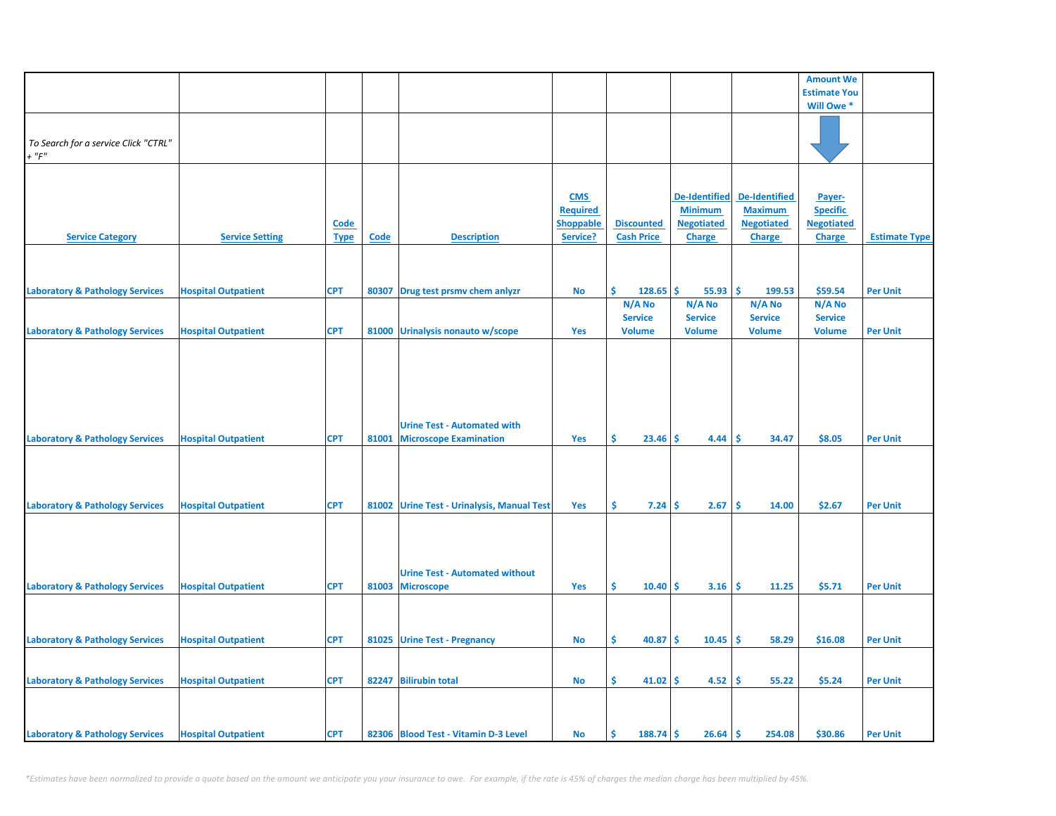| | | | | | | | | | Amount We Estimate You Will Owe * | |
|---|---|---|---|---|---|---|---|---|---|---|
| To Search for a service Click "CTRL" + "F" | | | | | | | | | | |
| **Service Category** | **Service Setting** | **Code Type** | **Code** | **Description** | **CMS Required Shoppable Service?** | **Discounted Cash Price** | **De-Identified Minimum Negotiated Charge** | **De-Identified Maximum Negotiated Charge** | **Payer-Specific Negotiated Charge** | **Estimate Type** |
| Laboratory & Pathology Services | Hospital Outpatient | CPT | 80307 | Drug test prsmv chem anlyzr | No | $ 128.65 | $ 55.93 | $ 199.53 | $59.54 | Per Unit |
| Laboratory & Pathology Services | Hospital Outpatient | CPT | 81000 | Urinalysis nonauto w/scope | Yes | N/A No Service Volume | N/A No Service Volume | N/A No Service Volume | N/A No Service Volume | Per Unit |
| Laboratory & Pathology Services | Hospital Outpatient | CPT | 81001 | Urine Test - Automated with Microscope Examination | Yes | $ 23.46 | $ 4.44 | $ 34.47 | $8.05 | Per Unit |
| Laboratory & Pathology Services | Hospital Outpatient | CPT | 81002 | Urine Test - Urinalysis, Manual Test | Yes | $ 7.24 | $ 2.67 | $ 14.00 | $2.67 | Per Unit |
| Laboratory & Pathology Services | Hospital Outpatient | CPT | 81003 | Urine Test - Automated without Microscope | Yes | $ 10.40 | $ 3.16 | $ 11.25 | $5.71 | Per Unit |
| Laboratory & Pathology Services | Hospital Outpatient | CPT | 81025 | Urine Test - Pregnancy | No | $ 40.87 | $ 10.45 | $ 58.29 | $16.08 | Per Unit |
| Laboratory & Pathology Services | Hospital Outpatient | CPT | 82247 | Bilirubin total | No | $ 41.02 | $ 4.52 | $ 55.22 | $5.24 | Per Unit |
| Laboratory & Pathology Services | Hospital Outpatient | CPT | 82306 | Blood Test - Vitamin D-3 Level | No | $ 188.74 | $ 26.64 | $ 254.08 | $30.86 | Per Unit |

*Estimates have been normalized to provide a quote based on the amount we anticipate you your insurance to owe. For example, if the rate is 45% of charges the median charge has been multiplied by 45%.*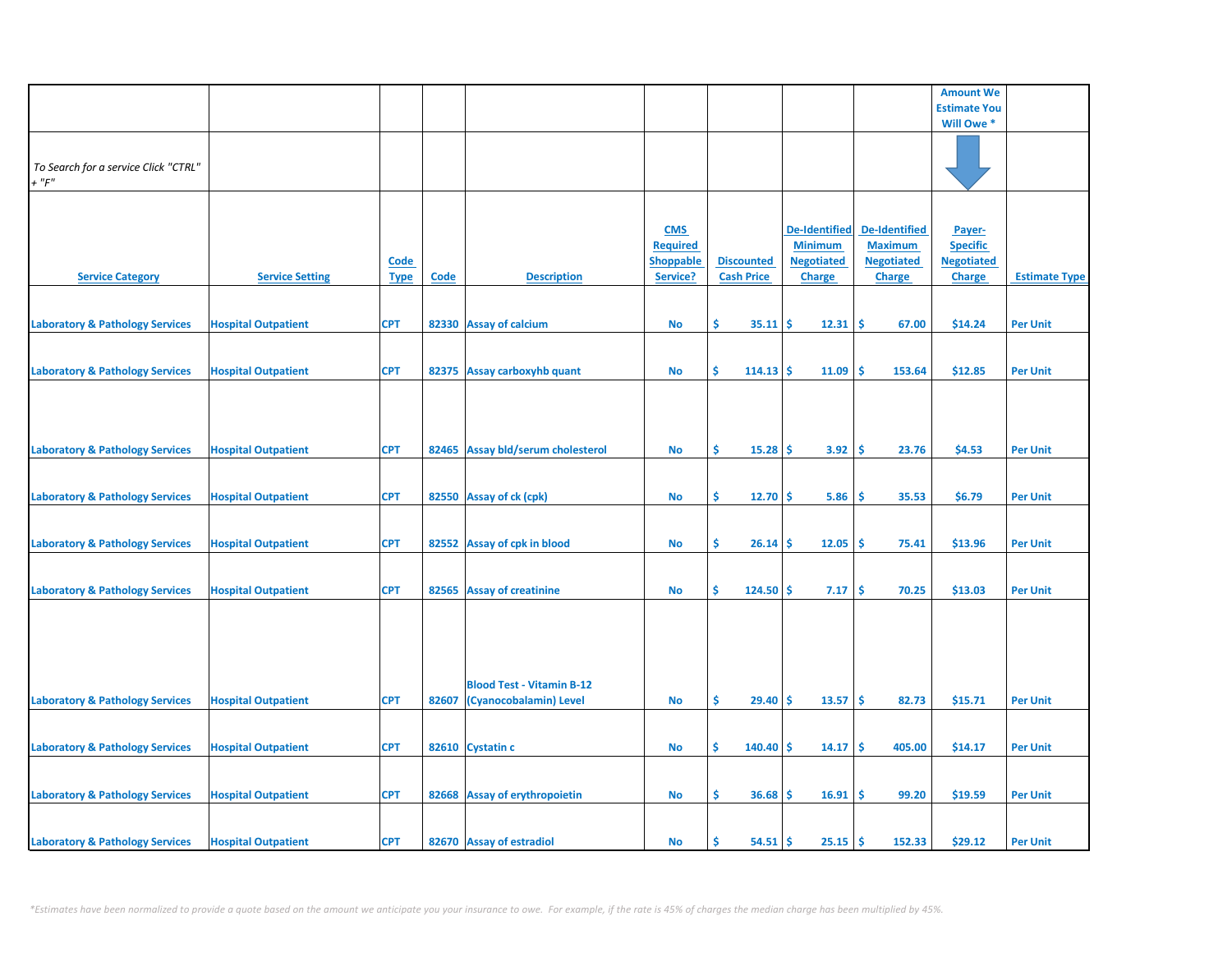| | | | | | | | | | Amount We Estimate You Will Owe * | |
|---|---|---|---|---|---|---|---|---|---|---|
| To Search for a service Click "CTRL" + "F" | | | | | | | | | | |
| Service Category | Service Setting | Code Type | Code | Description | CMS Required Shoppable Service? | Discounted Cash Price | De-Identified Minimum Negotiated Charge | De-Identified Maximum Negotiated Charge | Payer-Specific Negotiated Charge | Estimate Type |
| Laboratory & Pathology Services | Hospital Outpatient | CPT | 82330 | Assay of calcium | No | $ 35.11 | $ 12.31 | $ 67.00 | $14.24 | Per Unit |
| Laboratory & Pathology Services | Hospital Outpatient | CPT | 82375 | Assay carboxyhb quant | No | $ 114.13 | $ 11.09 | $ 153.64 | $12.85 | Per Unit |
| Laboratory & Pathology Services | Hospital Outpatient | CPT | 82465 | Assay bld/serum cholesterol | No | $ 15.28 | $ 3.92 | $ 23.76 | $4.53 | Per Unit |
| Laboratory & Pathology Services | Hospital Outpatient | CPT | 82550 | Assay of ck (cpk) | No | $ 12.70 | $ 5.86 | $ 35.53 | $6.79 | Per Unit |
| Laboratory & Pathology Services | Hospital Outpatient | CPT | 82552 | Assay of cpk in blood | No | $ 26.14 | $ 12.05 | $ 75.41 | $13.96 | Per Unit |
| Laboratory & Pathology Services | Hospital Outpatient | CPT | 82565 | Assay of creatinine | No | $ 124.50 | $ 7.17 | $ 70.25 | $13.03 | Per Unit |
| Laboratory & Pathology Services | Hospital Outpatient | CPT | 82607 | Blood Test - Vitamin B-12 (Cyanocobalamin) Level | No | $ 29.40 | $ 13.57 | $ 82.73 | $15.71 | Per Unit |
| Laboratory & Pathology Services | Hospital Outpatient | CPT | 82610 | Cystatin c | No | $ 140.40 | $ 14.17 | $ 405.00 | $14.17 | Per Unit |
| Laboratory & Pathology Services | Hospital Outpatient | CPT | 82668 | Assay of erythropoietin | No | $ 36.68 | $ 16.91 | $ 99.20 | $19.59 | Per Unit |
| Laboratory & Pathology Services | Hospital Outpatient | CPT | 82670 | Assay of estradiol | No | $ 54.51 | $ 25.15 | $ 152.33 | $29.12 | Per Unit |

*\*Estimates have been normalized to provide a quote based on the amount we anticipate you your insurance to owe. For example, if the rate is 45% of charges the median charge has been multiplied by 45%.*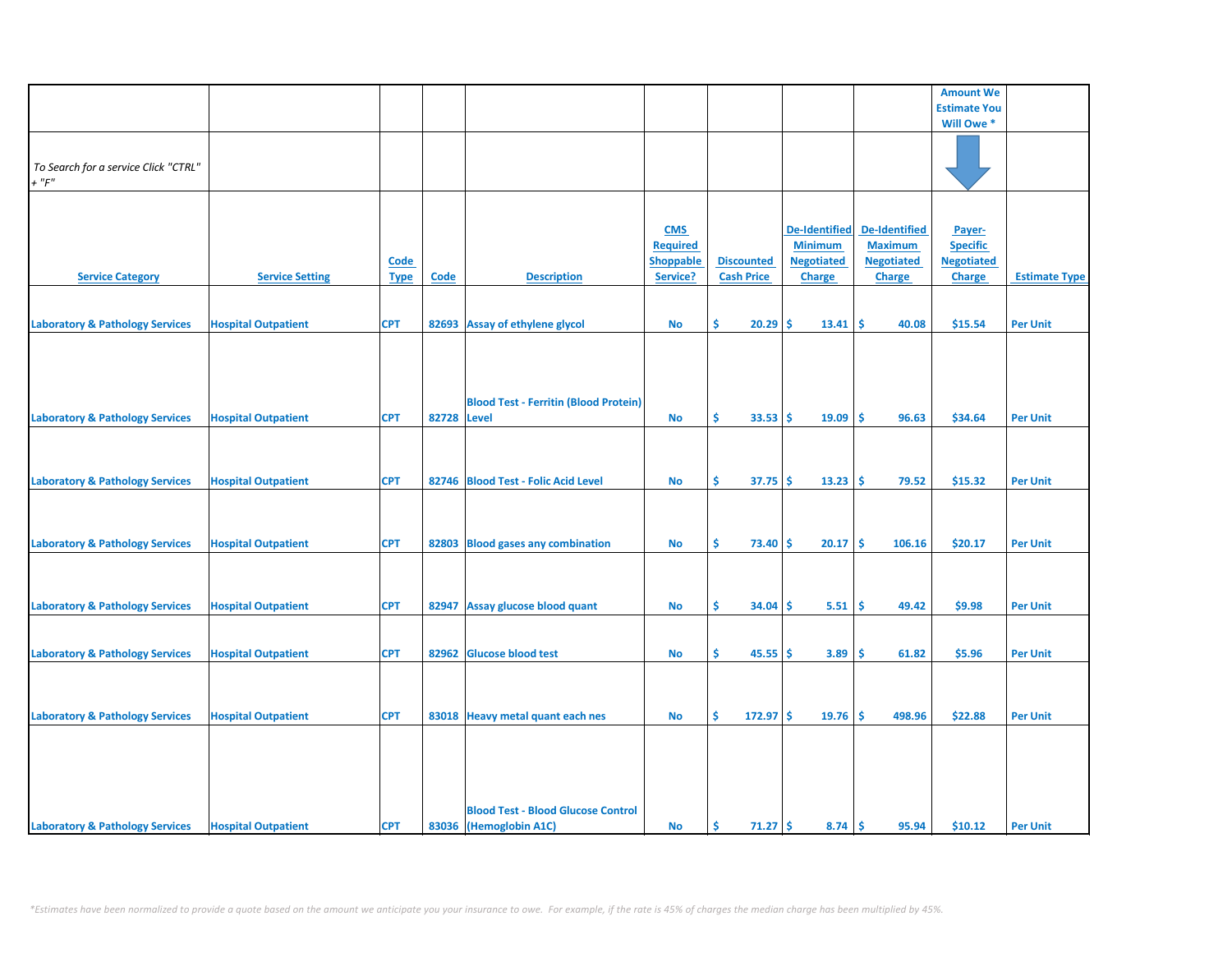| | | | | | | | | | Amount We Estimate You Will Owe * | |
|---|---|---|---|---|---|---|---|---|---|---|
| *To Search for a service Click "CTRL" + "F"* | | | | | | | | | | |
| Service Category | Service Setting | Code Type | Code | Description | CMS Required Shoppable Service? | Discounted Cash Price | De-Identified Minimum Negotiated Charge | De-Identified Maximum Negotiated Charge | Payer-Specific Negotiated Charge | Estimate Type |
| Laboratory & Pathology Services | Hospital Outpatient | CPT | 82693 | Assay of ethylene glycol | No | $ 20.29 | $ 13.41 | $ 40.08 | $15.54 | Per Unit |
| Laboratory & Pathology Services | Hospital Outpatient | CPT | 82728 | Blood Test - Ferritin (Blood Protein) Level | No | $ 33.53 | $ 19.09 | $ 96.63 | $34.64 | Per Unit |
| Laboratory & Pathology Services | Hospital Outpatient | CPT | 82746 | Blood Test - Folic Acid Level | No | $ 37.75 | $ 13.23 | $ 79.52 | $15.32 | Per Unit |
| Laboratory & Pathology Services | Hospital Outpatient | CPT | 82803 | Blood gases any combination | No | $ 73.40 | $ 20.17 | $ 106.16 | $20.17 | Per Unit |
| Laboratory & Pathology Services | Hospital Outpatient | CPT | 82947 | Assay glucose blood quant | No | $ 34.04 | $ 5.51 | $ 49.42 | $9.98 | Per Unit |
| Laboratory & Pathology Services | Hospital Outpatient | CPT | 82962 | Glucose blood test | No | $ 45.55 | $ 3.89 | $ 61.82 | $5.96 | Per Unit |
| Laboratory & Pathology Services | Hospital Outpatient | CPT | 83018 | Heavy metal quant each nes | No | $ 172.97 | $ 19.76 | $ 498.96 | $22.88 | Per Unit |
| Laboratory & Pathology Services | Hospital Outpatient | CPT | 83036 | Blood Test - Blood Glucose Control (Hemoglobin A1C) | No | $ 71.27 | $ 8.74 | $ 95.94 | $10.12 | Per Unit |

*\*Estimates have been normalized to provide a quote based on the amount we anticipate you your insurance to owe. For example, if the rate is 45% of charges the median charge has been multiplied by 45%.*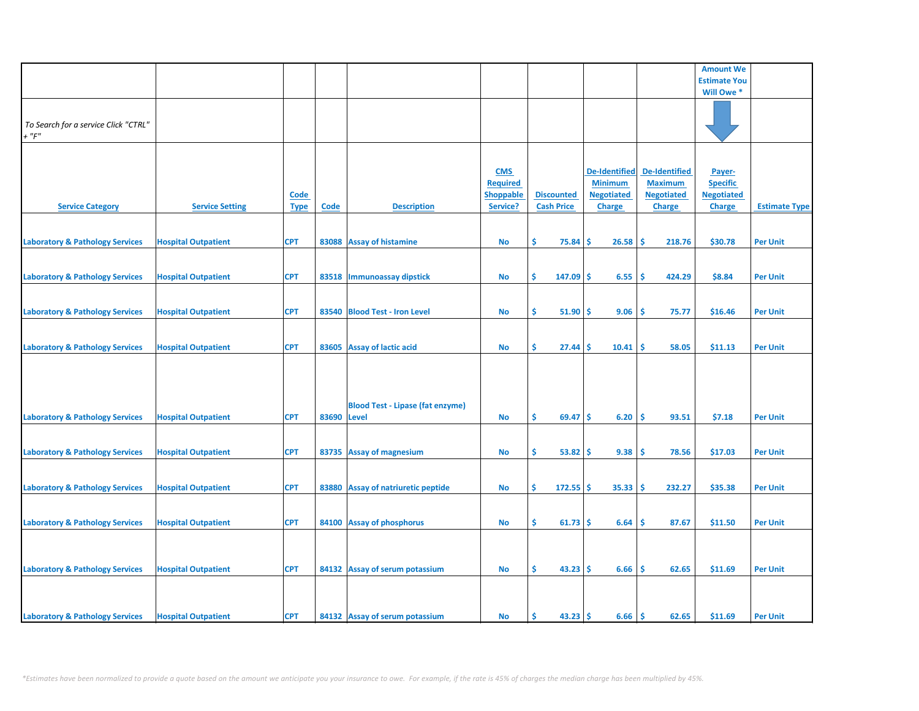| | | | | | | | | | Amount We Estimate You Will Owe * | |
|---|---|---|---|---|---|---|---|---|---|---|
| To Search for a service Click "CTRL" + "F" | | | | | | | | | | |
| Service Category | Service Setting | Code Type | Code | Description | CMS Required Shoppable Service? | Discounted Cash Price | De-Identified Minimum Negotiated Charge | De-Identified Maximum Negotiated Charge | Payer-Specific Negotiated Charge | Estimate Type |
| Laboratory & Pathology Services | Hospital Outpatient | CPT | 83088 | Assay of histamine | No | $ 75.84 | $ 26.58 | $ 218.76 | $30.78 | Per Unit |
| Laboratory & Pathology Services | Hospital Outpatient | CPT | 83518 | Immunoassay dipstick | No | $ 147.09 | $ 6.55 | $ 424.29 | $8.84 | Per Unit |
| Laboratory & Pathology Services | Hospital Outpatient | CPT | 83540 | Blood Test - Iron Level | No | $ 51.90 | $ 9.06 | $ 75.77 | $16.46 | Per Unit |
| Laboratory & Pathology Services | Hospital Outpatient | CPT | 83605 | Assay of lactic acid | No | $ 27.44 | $ 10.41 | $ 58.05 | $11.13 | Per Unit |
| Laboratory & Pathology Services | Hospital Outpatient | CPT | 83690 | Blood Test - Lipase (fat enzyme) Level | No | $ 69.47 | $ 6.20 | $ 93.51 | $7.18 | Per Unit |
| Laboratory & Pathology Services | Hospital Outpatient | CPT | 83735 | Assay of magnesium | No | $ 53.82 | $ 9.38 | $ 78.56 | $17.03 | Per Unit |
| Laboratory & Pathology Services | Hospital Outpatient | CPT | 83880 | Assay of natriuretic peptide | No | $ 172.55 | $ 35.33 | $ 232.27 | $35.38 | Per Unit |
| Laboratory & Pathology Services | Hospital Outpatient | CPT | 84100 | Assay of phosphorus | No | $ 61.73 | $ 6.64 | $ 87.67 | $11.50 | Per Unit |
| Laboratory & Pathology Services | Hospital Outpatient | CPT | 84132 | Assay of serum potassium | No | $ 43.23 | $ 6.66 | $ 62.65 | $11.69 | Per Unit |
| Laboratory & Pathology Services | Hospital Outpatient | CPT | 84132 | Assay of serum potassium | No | $ 43.23 | $ 6.66 | $ 62.65 | $11.69 | Per Unit |

*Estimates have been normalized to provide a quote based on the amount we anticipate you your insurance to owe. For example, if the rate is 45% of charges the median charge has been multiplied by 45%.*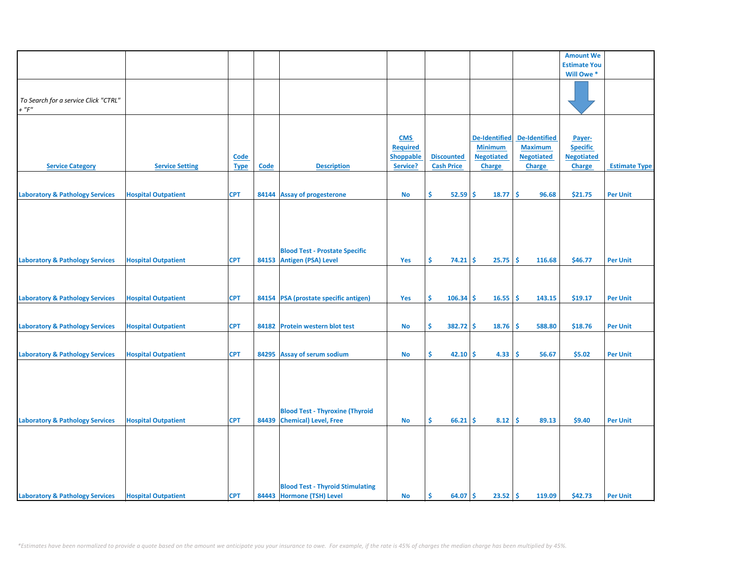| | | | | | | | | | Amount We Estimate You Will Owe * | |
|---|---|---|---|---|---|---|---|---|---|---|
| *To Search for a service Click "CTRL" + "F"* | | | | | | | | | | |
| Service Category | Service Setting | Code Type | Code | Description | CMS Required Shoppable Service? | Discounted Cash Price | De-Identified Minimum Negotiated Charge | De-Identified Maximum Negotiated Charge | Payer-Specific Negotiated Charge | Estimate Type |
| Laboratory & Pathology Services | Hospital Outpatient | CPT | 84144 | Assay of progesterone | No | $ 52.59 | $ 18.77 | $ 96.68 | $21.75 | Per Unit |
| Laboratory & Pathology Services | Hospital Outpatient | CPT | 84153 | Blood Test - Prostate Specific Antigen (PSA) Level | Yes | $ 74.21 | $ 25.75 | $ 116.68 | $46.77 | Per Unit |
| Laboratory & Pathology Services | Hospital Outpatient | CPT | 84154 | PSA (prostate specific antigen) | Yes | $ 106.34 | $ 16.55 | $ 143.15 | $19.17 | Per Unit |
| Laboratory & Pathology Services | Hospital Outpatient | CPT | 84182 | Protein western blot test | No | $ 382.72 | $ 18.76 | $ 588.80 | $18.76 | Per Unit |
| Laboratory & Pathology Services | Hospital Outpatient | CPT | 84295 | Assay of serum sodium | No | $ 42.10 | $ 4.33 | $ 56.67 | $5.02 | Per Unit |
| Laboratory & Pathology Services | Hospital Outpatient | CPT | 84439 | Blood Test - Thyroxine (Thyroid Chemical) Level, Free | No | $ 66.21 | $ 8.12 | $ 89.13 | $9.40 | Per Unit |
| Laboratory & Pathology Services | Hospital Outpatient | CPT | 84443 | Blood Test - Thyroid Stimulating Hormone (TSH) Level | No | $ 64.07 | $ 23.52 | $ 119.09 | $42.73 | Per Unit |

*\*Estimates have been normalized to provide a quote based on the amount we anticipate you your insurance to owe. For example, if the rate is 45% of charges the median charge has been multiplied by 45%.*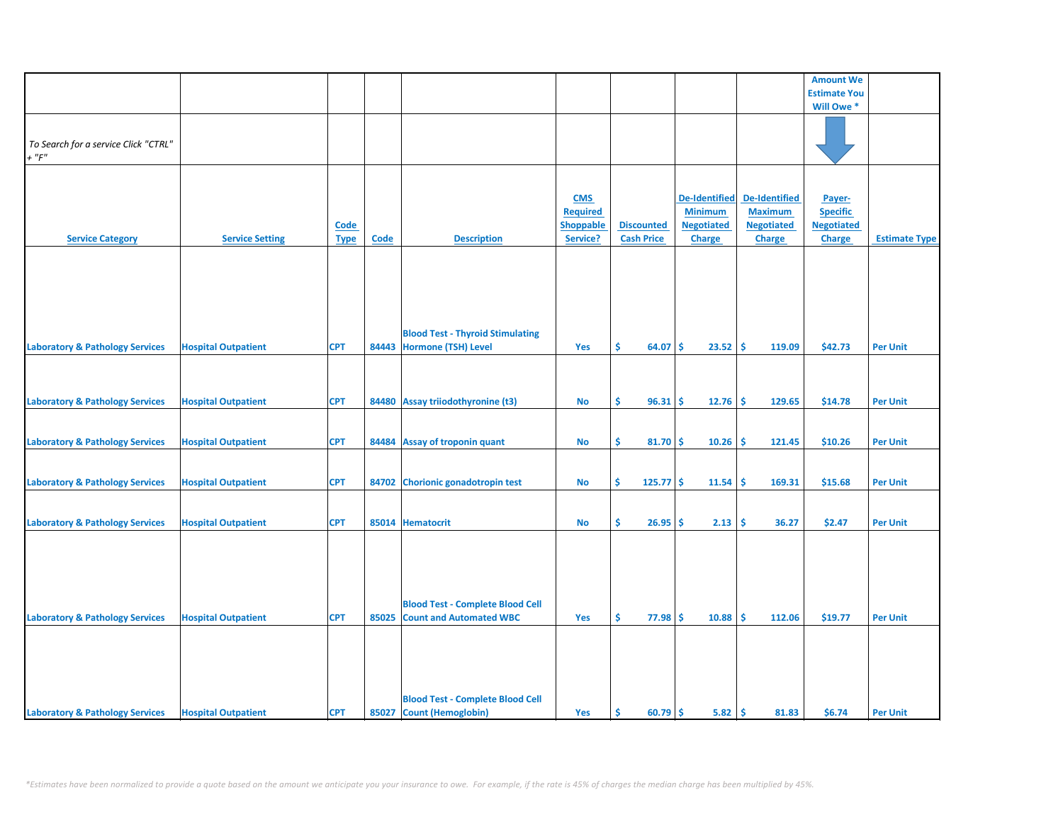| Service Category | Service Setting | Code Type | Code | Description | CMS Required Shoppable Service? | Discounted Cash Price | De-Identified Minimum Negotiated Charge | De-Identified Maximum Negotiated Charge | Amount We Estimate You Will Owe * Payer-Specific Negotiated Charge | Estimate Type |
|---|---|---|---|---|---|---|---|---|---|---|
| *To Search for a service Click "CTRL" + "F"* | | | | | | | | | | |
| Laboratory & Pathology Services | Hospital Outpatient | CPT | 84443 | Blood Test - Thyroid Stimulating Hormone (TSH) Level | Yes | $ 64.07 | $ 23.52 | $ 119.09 | $42.73 | Per Unit |
| Laboratory & Pathology Services | Hospital Outpatient | CPT | 84480 | Assay triiodothyronine (t3) | No | $ 96.31 | $ 12.76 | $ 129.65 | $14.78 | Per Unit |
| Laboratory & Pathology Services | Hospital Outpatient | CPT | 84484 | Assay of troponin quant | No | $ 81.70 | $ 10.26 | $ 121.45 | $10.26 | Per Unit |
| Laboratory & Pathology Services | Hospital Outpatient | CPT | 84702 | Chorionic gonadotropin test | No | $ 125.77 | $ 11.54 | $ 169.31 | $15.68 | Per Unit |
| Laboratory & Pathology Services | Hospital Outpatient | CPT | 85014 | Hematocrit | No | $ 26.95 | $ 2.13 | $ 36.27 | $2.47 | Per Unit |
| Laboratory & Pathology Services | Hospital Outpatient | CPT | 85025 | Blood Test - Complete Blood Cell Count and Automated WBC | Yes | $ 77.98 | $ 10.88 | $ 112.06 | $19.77 | Per Unit |
| Laboratory & Pathology Services | Hospital Outpatient | CPT | 85027 | Blood Test - Complete Blood Cell Count (Hemoglobin) | Yes | $ 60.79 | $ 5.82 | $ 81.83 | $6.74 | Per Unit |

*\*Estimates have been normalized to provide a quote based on the amount we anticipate you your insurance to owe. For example, if the rate is 45% of charges the median charge has been multiplied by 45%.*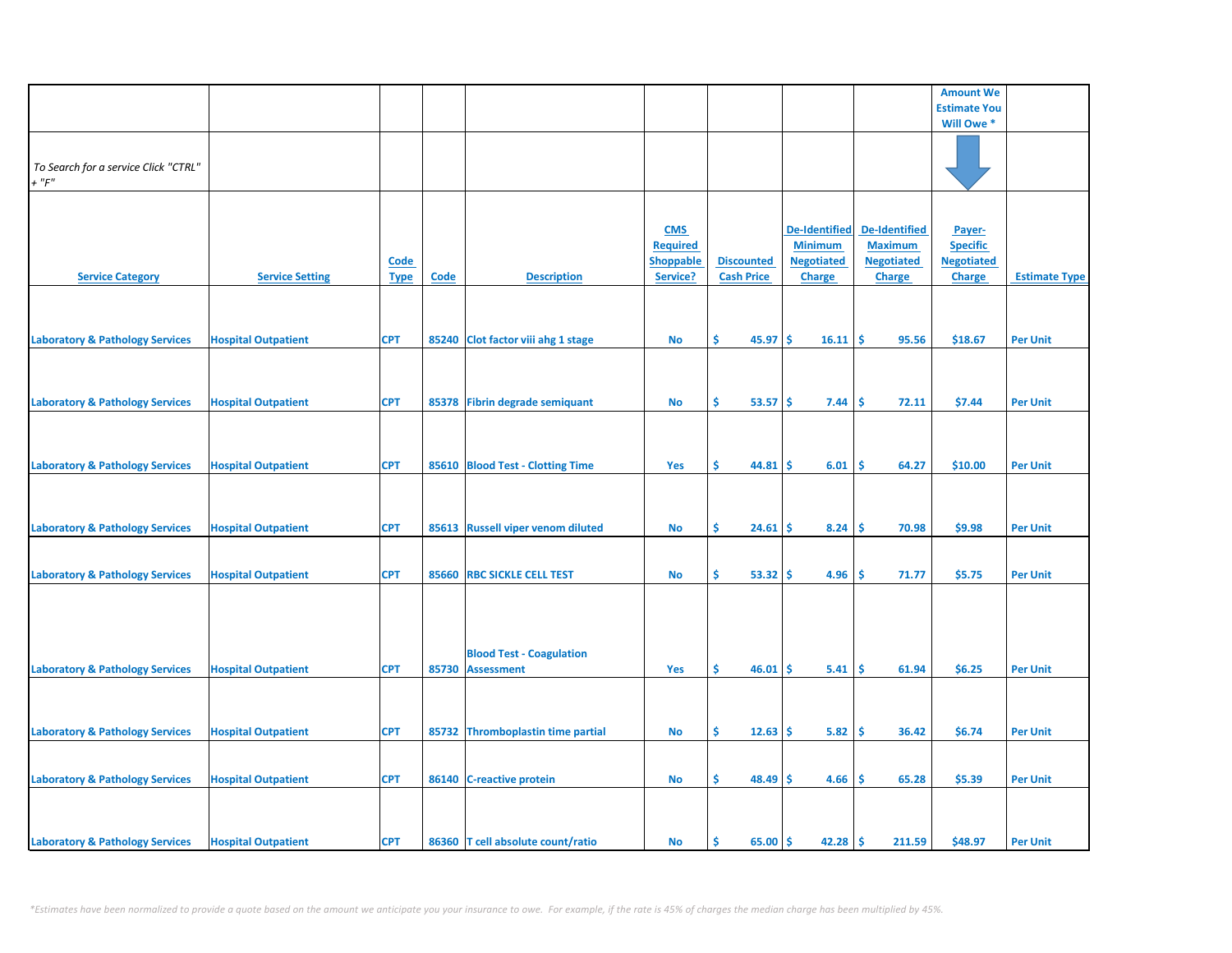| | | | | | | | | | Amount We Estimate You Will Owe * | |
|---|---|---|---|---|---|---|---|---|---|---|
| *To Search for a service Click "CTRL" + "F"* | | | | | | | | | | |
| Service Category | Service Setting | Code Type | Code | Description | CMS Required Shoppable Service? | Discounted Cash Price | De-Identified Minimum Negotiated Charge | De-Identified Maximum Negotiated Charge | Payer-Specific Negotiated Charge | Estimate Type |
| Laboratory & Pathology Services | Hospital Outpatient | CPT | 85240 | Clot factor viii ahg 1 stage | No | $ 45.97 | $ 16.11 | $ 95.56 | $18.67 | Per Unit |
| Laboratory & Pathology Services | Hospital Outpatient | CPT | 85378 | Fibrin degrade semiquant | No | $ 53.57 | $ 7.44 | $ 72.11 | $7.44 | Per Unit |
| Laboratory & Pathology Services | Hospital Outpatient | CPT | 85610 | Blood Test - Clotting Time | Yes | $ 44.81 | $ 6.01 | $ 64.27 | $10.00 | Per Unit |
| Laboratory & Pathology Services | Hospital Outpatient | CPT | 85613 | Russell viper venom diluted | No | $ 24.61 | $ 8.24 | $ 70.98 | $9.98 | Per Unit |
| Laboratory & Pathology Services | Hospital Outpatient | CPT | 85660 | RBC SICKLE CELL TEST | No | $ 53.32 | $ 4.96 | $ 71.77 | $5.75 | Per Unit |
| Laboratory & Pathology Services | Hospital Outpatient | CPT | 85730 | Blood Test - Coagulation Assessment | Yes | $ 46.01 | $ 5.41 | $ 61.94 | $6.25 | Per Unit |
| Laboratory & Pathology Services | Hospital Outpatient | CPT | 85732 | Thromboplastin time partial | No | $ 12.63 | $ 5.82 | $ 36.42 | $6.74 | Per Unit |
| Laboratory & Pathology Services | Hospital Outpatient | CPT | 86140 | C-reactive protein | No | $ 48.49 | $ 4.66 | $ 65.28 | $5.39 | Per Unit |
| Laboratory & Pathology Services | Hospital Outpatient | CPT | 86360 | T cell absolute count/ratio | No | $ 65.00 | $ 42.28 | $ 211.59 | $48.97 | Per Unit |

*\*Estimates have been normalized to provide a quote based on the amount we anticipate you your insurance to owe. For example, if the rate is 45% of charges the median charge has been multiplied by 45%.*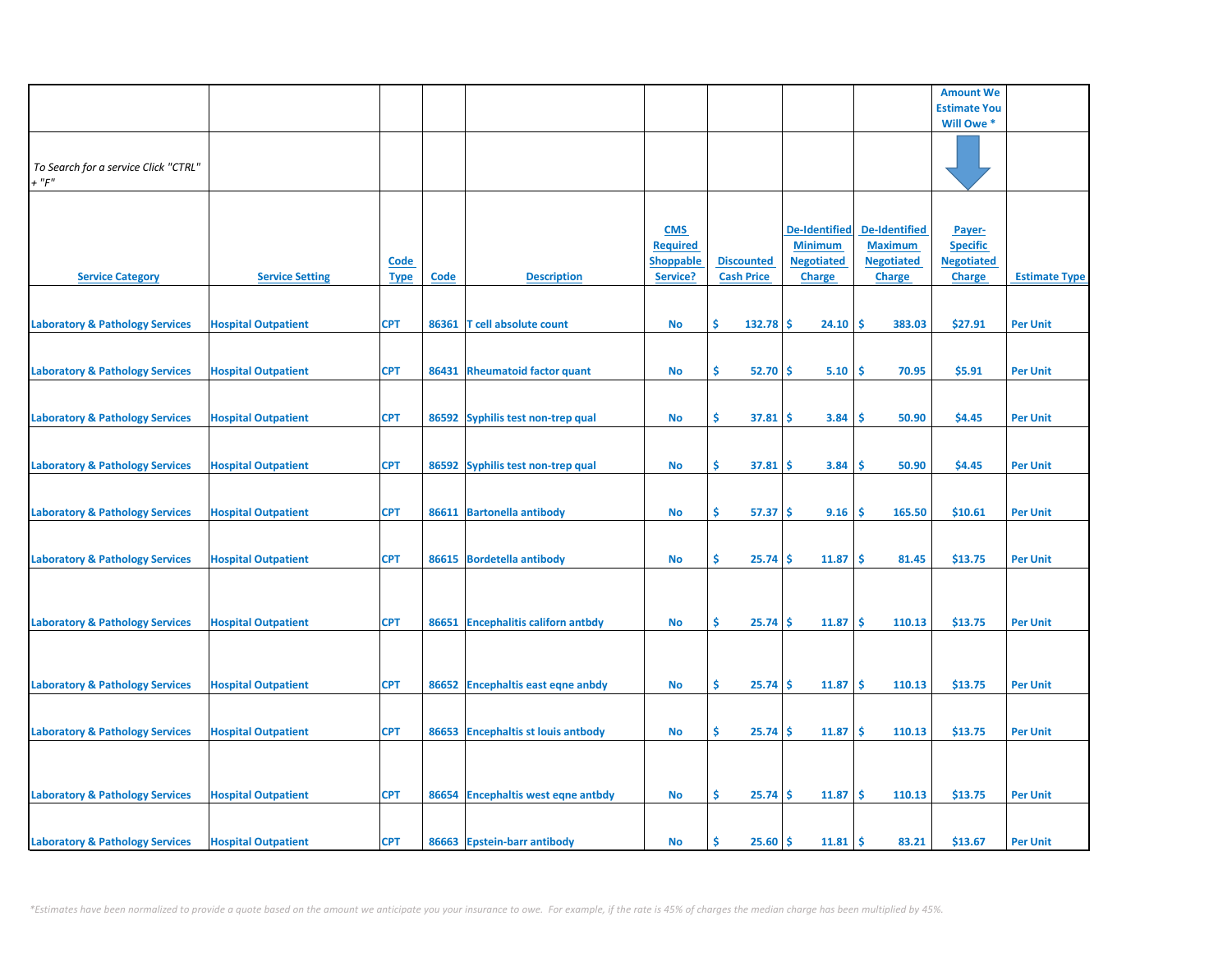| | | | | | | | | | Amount We Estimate You Will Owe * | |
|---|---|---|---|---|---|---|---|---|---|---|
| *To Search for a service Click "CTRL" + "F"* | | | | | | | | | | |
| Service Category | Service Setting | Code Type | Code | Description | CMS Required Shoppable Service? | Discounted Cash Price | De-Identified Minimum Negotiated Charge | De-Identified Maximum Negotiated Charge | Payer-Specific Negotiated Charge | Estimate Type |
| Laboratory & Pathology Services | Hospital Outpatient | CPT | 86361 | T cell absolute count | No | $ 132.78 | $ 24.10 | $ 383.03 | $27.91 | Per Unit |
| Laboratory & Pathology Services | Hospital Outpatient | CPT | 86431 | Rheumatoid factor quant | No | $ 52.70 | $ 5.10 | $ 70.95 | $5.91 | Per Unit |
| Laboratory & Pathology Services | Hospital Outpatient | CPT | 86592 | Syphilis test non-trep qual | No | $ 37.81 | $ 3.84 | $ 50.90 | $4.45 | Per Unit |
| Laboratory & Pathology Services | Hospital Outpatient | CPT | 86592 | Syphilis test non-trep qual | No | $ 37.81 | $ 3.84 | $ 50.90 | $4.45 | Per Unit |
| Laboratory & Pathology Services | Hospital Outpatient | CPT | 86611 | Bartonella antibody | No | $ 57.37 | $ 9.16 | $ 165.50 | $10.61 | Per Unit |
| Laboratory & Pathology Services | Hospital Outpatient | CPT | 86615 | Bordetella antibody | No | $ 25.74 | $ 11.87 | $ 81.45 | $13.75 | Per Unit |
| Laboratory & Pathology Services | Hospital Outpatient | CPT | 86651 | Encephalitis californ antbdy | No | $ 25.74 | $ 11.87 | $ 110.13 | $13.75 | Per Unit |
| Laboratory & Pathology Services | Hospital Outpatient | CPT | 86652 | Encephaltis east eqne anbdy | No | $ 25.74 | $ 11.87 | $ 110.13 | $13.75 | Per Unit |
| Laboratory & Pathology Services | Hospital Outpatient | CPT | 86653 | Encephaltis st louis antbody | No | $ 25.74 | $ 11.87 | $ 110.13 | $13.75 | Per Unit |
| Laboratory & Pathology Services | Hospital Outpatient | CPT | 86654 | Encephaltis west eqne antbdy | No | $ 25.74 | $ 11.87 | $ 110.13 | $13.75 | Per Unit |
| Laboratory & Pathology Services | Hospital Outpatient | CPT | 86663 | Epstein-barr antibody | No | $ 25.60 | $ 11.81 | $ 83.21 | $13.67 | Per Unit |

*\*Estimates have been normalized to provide a quote based on the amount we anticipate you your insurance to owe. For example, if the rate is 45% of charges the median charge has been multiplied by 45%.*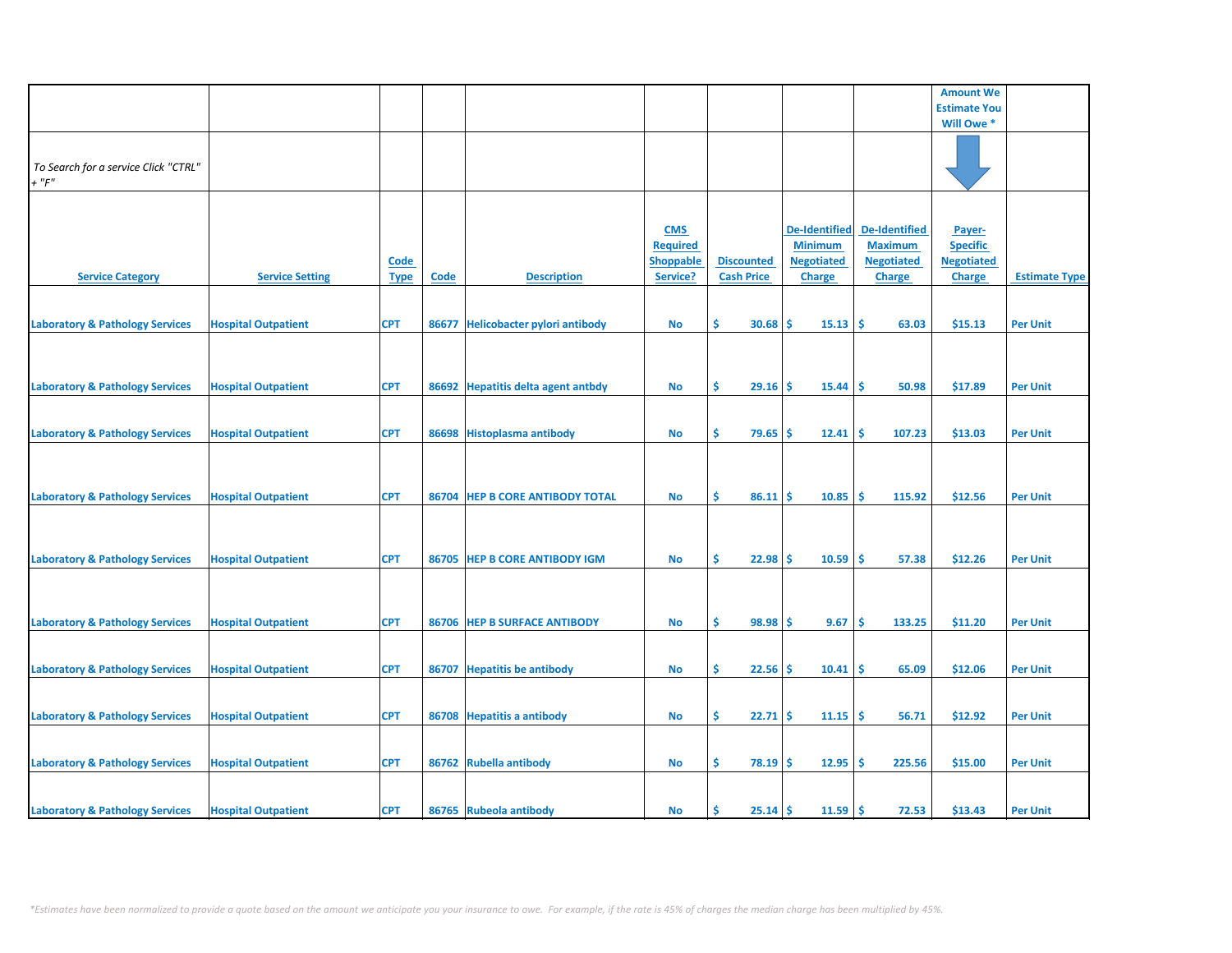| | | | | | | | | | Amount We Estimate You Will Owe * | |
|---|---|---|---|---|---|---|---|---|---|---|
| *To Search for a service Click "CTRL" + "F"* | | | | | | | | | | |
| Service Category | Service Setting | Code Type | Code | Description | CMS Required Shoppable Service? | Discounted Cash Price | De-Identified Minimum Negotiated Charge | De-Identified Maximum Negotiated Charge | Payer-Specific Negotiated Charge | Estimate Type |
| Laboratory & Pathology Services | Hospital Outpatient | CPT | 86677 | Helicobacter pylori antibody | No | $ 30.68 | $ 15.13 | $ 63.03 | $15.13 | Per Unit |
| Laboratory & Pathology Services | Hospital Outpatient | CPT | 86692 | Hepatitis delta agent antbdy | No | $ 29.16 | $ 15.44 | $ 50.98 | $17.89 | Per Unit |
| Laboratory & Pathology Services | Hospital Outpatient | CPT | 86698 | Histoplasma antibody | No | $ 79.65 | $ 12.41 | $ 107.23 | $13.03 | Per Unit |
| Laboratory & Pathology Services | Hospital Outpatient | CPT | 86704 | HEP B CORE ANTIBODY TOTAL | No | $ 86.11 | $ 10.85 | $ 115.92 | $12.56 | Per Unit |
| Laboratory & Pathology Services | Hospital Outpatient | CPT | 86705 | HEP B CORE ANTIBODY IGM | No | $ 22.98 | $ 10.59 | $ 57.38 | $12.26 | Per Unit |
| Laboratory & Pathology Services | Hospital Outpatient | CPT | 86706 | HEP B SURFACE ANTIBODY | No | $ 98.98 | $ 9.67 | $ 133.25 | $11.20 | Per Unit |
| Laboratory & Pathology Services | Hospital Outpatient | CPT | 86707 | Hepatitis be antibody | No | $ 22.56 | $ 10.41 | $ 65.09 | $12.06 | Per Unit |
| Laboratory & Pathology Services | Hospital Outpatient | CPT | 86708 | Hepatitis a antibody | No | $ 22.71 | $ 11.15 | $ 56.71 | $12.92 | Per Unit |
| Laboratory & Pathology Services | Hospital Outpatient | CPT | 86762 | Rubella antibody | No | $ 78.19 | $ 12.95 | $ 225.56 | $15.00 | Per Unit |
| Laboratory & Pathology Services | Hospital Outpatient | CPT | 86765 | Rubeola antibody | No | $ 25.14 | $ 11.59 | $ 72.53 | $13.43 | Per Unit |

*Estimates have been normalized to provide a quote based on the amount we anticipate you your insurance to owe. For example, if the rate is 45% of charges the median charge has been multiplied by 45%.*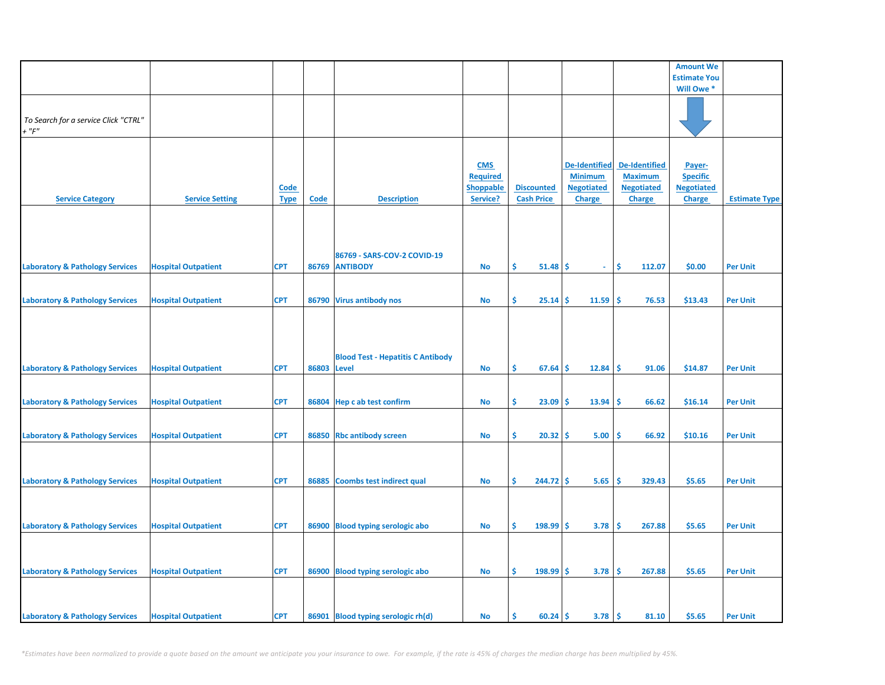| Service Category | Service Setting | Code Type | Code | Description | CMS Required Shoppable Service? | Discounted Cash Price | De-Identified Minimum Negotiated Charge | De-Identified Maximum Negotiated Charge | Amount We Estimate You Will Owe * Payer-Specific Negotiated Charge | Estimate Type |
|---|---|---|---|---|---|---|---|---|---|---|
| To Search for a service Click "CTRL" + "F" | | | | | | | | | | |
| Laboratory & Pathology Services | Hospital Outpatient | CPT | 86769 | 86769 - SARS-COV-2 COVID-19 ANTIBODY | No | $ 51.48 | $ - | $ 112.07 | $0.00 | Per Unit |
| Laboratory & Pathology Services | Hospital Outpatient | CPT | 86790 | Virus antibody nos | No | $ 25.14 | $ 11.59 | $ 76.53 | $13.43 | Per Unit |
| Laboratory & Pathology Services | Hospital Outpatient | CPT | 86803 | Blood Test - Hepatitis C Antibody Level | No | $ 67.64 | $ 12.84 | $ 91.06 | $14.87 | Per Unit |
| Laboratory & Pathology Services | Hospital Outpatient | CPT | 86804 | Hep c ab test confirm | No | $ 23.09 | $ 13.94 | $ 66.62 | $16.14 | Per Unit |
| Laboratory & Pathology Services | Hospital Outpatient | CPT | 86850 | Rbc antibody screen | No | $ 20.32 | $ 5.00 | $ 66.92 | $10.16 | Per Unit |
| Laboratory & Pathology Services | Hospital Outpatient | CPT | 86885 | Coombs test indirect qual | No | $ 244.72 | $ 5.65 | $ 329.43 | $5.65 | Per Unit |
| Laboratory & Pathology Services | Hospital Outpatient | CPT | 86900 | Blood typing serologic abo | No | $ 198.99 | $ 3.78 | $ 267.88 | $5.65 | Per Unit |
| Laboratory & Pathology Services | Hospital Outpatient | CPT | 86900 | Blood typing serologic abo | No | $ 198.99 | $ 3.78 | $ 267.88 | $5.65 | Per Unit |
| Laboratory & Pathology Services | Hospital Outpatient | CPT | 86901 | Blood typing serologic rh(d) | No | $ 60.24 | $ 3.78 | $ 81.10 | $5.65 | Per Unit |

*Estimates have been normalized to provide a quote based on the amount we anticipate you your insurance to owe. For example, if the rate is 45% of charges the median charge has been multiplied by 45%.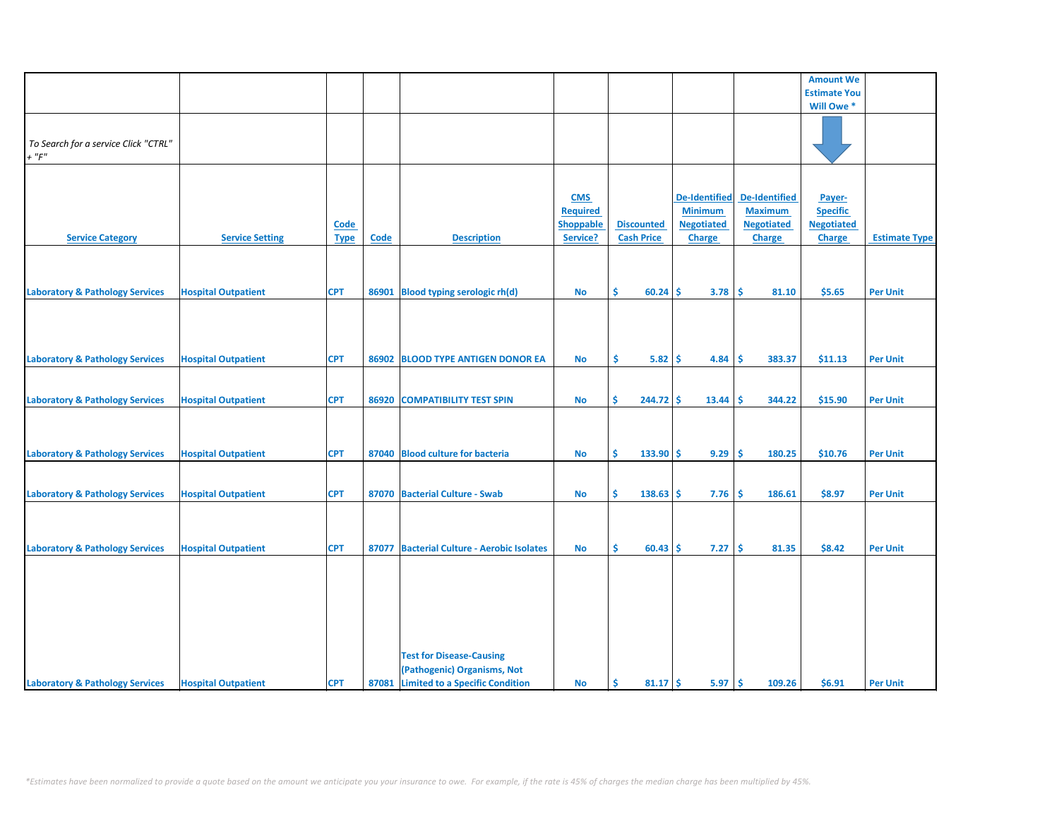| | | | | | | | | | Amount We Estimate You Will Owe * | |
|---|---|---|---|---|---|---|---|---|---|---|
| *To Search for a service Click "CTRL" + "F"* | | | | | | | | | | |
| **Service Category** | **Service Setting** | **Code Type** | **Code** | **Description** | **CMS Required Shoppable Service?** | **Discounted Cash Price** | **De-Identified Minimum Negotiated Charge** | **De-Identified Maximum Negotiated Charge** | **Payer-Specific Negotiated Charge** | **Estimate Type** |
| Laboratory & Pathology Services | Hospital Outpatient | CPT | 86901 | Blood typing serologic rh(d) | No | $ 60.24 | $ 3.78 | $ 81.10 | $5.65 | Per Unit |
| Laboratory & Pathology Services | Hospital Outpatient | CPT | 86902 | BLOOD TYPE ANTIGEN DONOR EA | No | $ 5.82 | $ 4.84 | $ 383.37 | $11.13 | Per Unit |
| Laboratory & Pathology Services | Hospital Outpatient | CPT | 86920 | COMPATIBILITY TEST SPIN | No | $ 244.72 | $ 13.44 | $ 344.22 | $15.90 | Per Unit |
| Laboratory & Pathology Services | Hospital Outpatient | CPT | 87040 | Blood culture for bacteria | No | $ 133.90 | $ 9.29 | $ 180.25 | $10.76 | Per Unit |
| Laboratory & Pathology Services | Hospital Outpatient | CPT | 87070 | Bacterial Culture - Swab | No | $ 138.63 | $ 7.76 | $ 186.61 | $8.97 | Per Unit |
| Laboratory & Pathology Services | Hospital Outpatient | CPT | 87077 | Bacterial Culture - Aerobic Isolates | No | $ 60.43 | $ 7.27 | $ 81.35 | $8.42 | Per Unit |
| Laboratory & Pathology Services | Hospital Outpatient | CPT | 87081 | Test for Disease-Causing (Pathogenic) Organisms, Not Limited to a Specific Condition | No | $ 81.17 | $ 5.97 | $ 109.26 | $6.91 | Per Unit |

*\*Estimates have been normalized to provide a quote based on the amount we anticipate you your insurance to owe. For example, if the rate is 45% of charges the median charge has been multiplied by 45%.*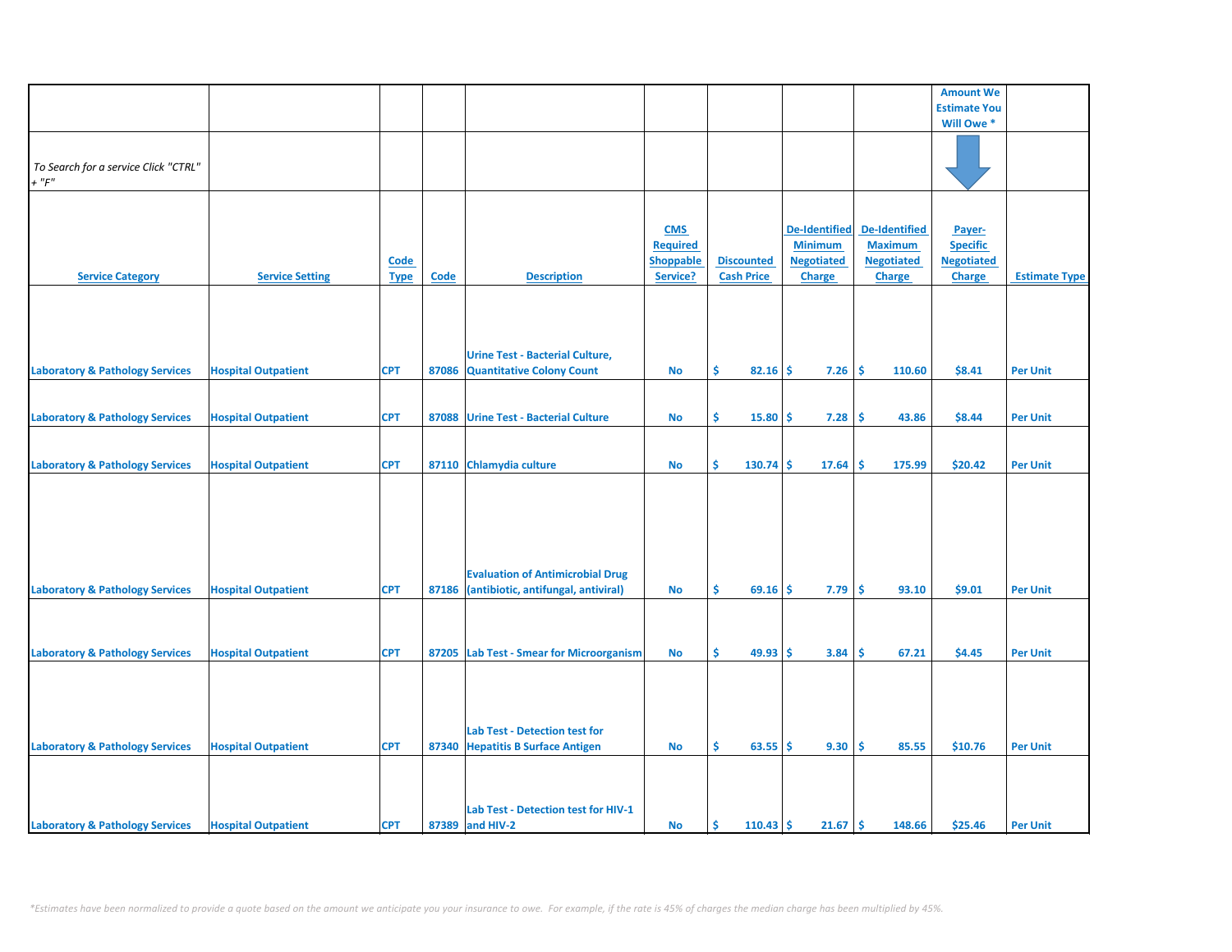| | | | | | | | | | Amount We Estimate You Will Owe * | |
|---|---|---|---|---|---|---|---|---|---|---|
| *To Search for a service Click "CTRL" + "F"* | | | | | | | | | | |
| **Service Category** | **Service Setting** | **Code Type** | **Code** | **Description** | **CMS Required Shoppable Service?** | **Discounted Cash Price** | **De-Identified Minimum Negotiated Charge** | **De-Identified Maximum Negotiated Charge** | **Payer-Specific Negotiated Charge** | **Estimate Type** |
| Laboratory & Pathology Services | Hospital Outpatient | CPT | 87086 | Urine Test - Bacterial Culture, Quantitative Colony Count | No | $ 82.16 | $ 7.26 | $ 110.60 | $8.41 | Per Unit |
| Laboratory & Pathology Services | Hospital Outpatient | CPT | 87088 | Urine Test - Bacterial Culture | No | $ 15.80 | $ 7.28 | $ 43.86 | $8.44 | Per Unit |
| Laboratory & Pathology Services | Hospital Outpatient | CPT | 87110 | Chlamydia culture | No | $ 130.74 | $ 17.64 | $ 175.99 | $20.42 | Per Unit |
| Laboratory & Pathology Services | Hospital Outpatient | CPT | 87186 | Evaluation of Antimicrobial Drug (antibiotic, antifungal, antiviral) | No | $ 69.16 | $ 7.79 | $ 93.10 | $9.01 | Per Unit |
| Laboratory & Pathology Services | Hospital Outpatient | CPT | 87205 | Lab Test - Smear for Microorganism | No | $ 49.93 | $ 3.84 | $ 67.21 | $4.45 | Per Unit |
| Laboratory & Pathology Services | Hospital Outpatient | CPT | 87340 | Lab Test - Detection test for Hepatitis B Surface Antigen | No | $ 63.55 | $ 9.30 | $ 85.55 | $10.76 | Per Unit |
| Laboratory & Pathology Services | Hospital Outpatient | CPT | 87389 | Lab Test - Detection test for HIV-1 and HIV-2 | No | $ 110.43 | $ 21.67 | $ 148.66 | $25.46 | Per Unit |

*\*Estimates have been normalized to provide a quote based on the amount we anticipate you your insurance to owe. For example, if the rate is 45% of charges the median charge has been multiplied by 45%.*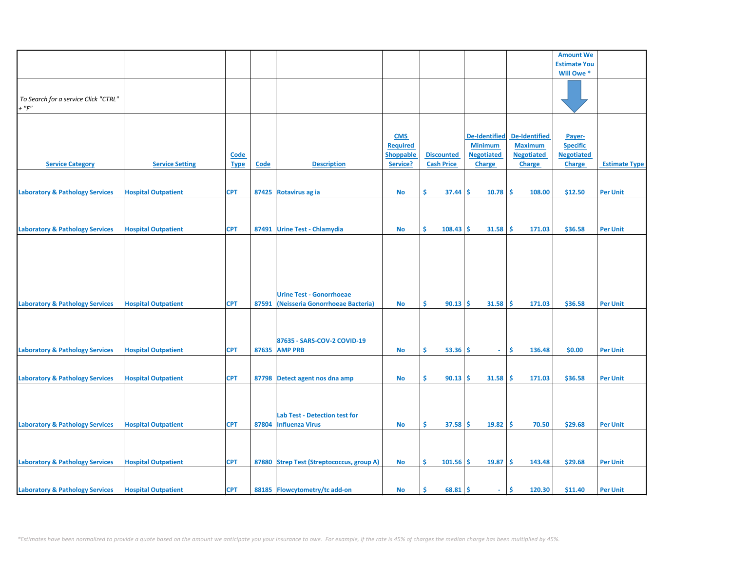| | | | | | | | | | Amount We Estimate You Will Owe * | |
|---|---|---|---|---|---|---|---|---|---|---|
| *To Search for a service Click "CTRL" + "F"* | | | | | | | | | | |
| Service Category | Service Setting | Code Type | Code | Description | CMS Required Shoppable Service? | Discounted Cash Price | De-Identified Minimum Negotiated Charge | De-Identified Maximum Negotiated Charge | Payer-Specific Negotiated Charge | Estimate Type |
| Laboratory & Pathology Services | Hospital Outpatient | CPT | 87425 | Rotavirus ag ia | No | $ 37.44 | $ 10.78 | $ 108.00 | $12.50 | Per Unit |
| Laboratory & Pathology Services | Hospital Outpatient | CPT | 87491 | Urine Test - Chlamydia | No | $ 108.43 | $ 31.58 | $ 171.03 | $36.58 | Per Unit |
| Laboratory & Pathology Services | Hospital Outpatient | CPT | 87591 | Urine Test - Gonorrhoeae (Neisseria Gonorrhoeae Bacteria) | No | $ 90.13 | $ 31.58 | $ 171.03 | $36.58 | Per Unit |
| Laboratory & Pathology Services | Hospital Outpatient | CPT | 87635 | 87635 - SARS-COV-2 COVID-19 AMP PRB | No | $ 53.36 | $ - | $ 136.48 | $0.00 | Per Unit |
| Laboratory & Pathology Services | Hospital Outpatient | CPT | 87798 | Detect agent nos dna amp | No | $ 90.13 | $ 31.58 | $ 171.03 | $36.58 | Per Unit |
| Laboratory & Pathology Services | Hospital Outpatient | CPT | 87804 | Lab Test - Detection test for Influenza Virus | No | $ 37.58 | $ 19.82 | $ 70.50 | $29.68 | Per Unit |
| Laboratory & Pathology Services | Hospital Outpatient | CPT | 87880 | Strep Test (Streptococcus, group A) | No | $ 101.56 | $ 19.87 | $ 143.48 | $29.68 | Per Unit |
| Laboratory & Pathology Services | Hospital Outpatient | CPT | 88185 | Flowcytometry/tc add-on | No | $ 68.81 | $ - | $ 120.30 | $11.40 | Per Unit |

*\*Estimates have been normalized to provide a quote based on the amount we anticipate you your insurance to owe. For example, if the rate is 45% of charges the median charge has been multiplied by 45%.*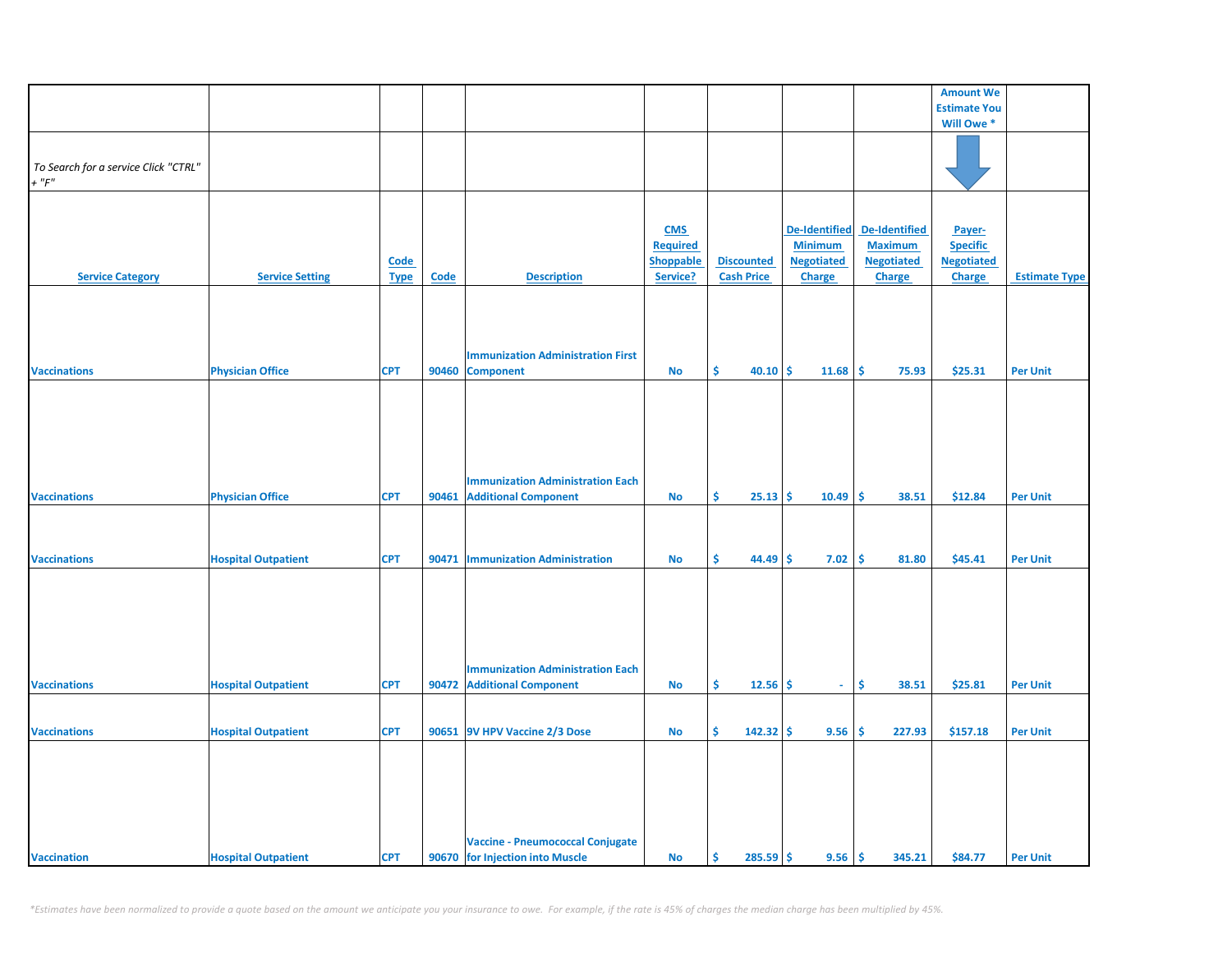| | | | | | | | | | Amount We Estimate You Will Owe * | |
|---|---|---|---|---|---|---|---|---|---|---|
| To Search for a service Click "CTRL" + "F" | | | | | | | | | | |
| Service Category | Service Setting | Code Type | Code | Description | CMS Required Shoppable Service? | Discounted Cash Price | De-Identified Minimum Negotiated Charge | De-Identified Maximum Negotiated Charge | Payer-Specific Negotiated Charge | Estimate Type |
| Vaccinations | Physician Office | CPT | 90460 | Immunization Administration First Component | No | $ 40.10 | $ 11.68 | $ 75.93 | $25.31 | Per Unit |
| Vaccinations | Physician Office | CPT | 90461 | Immunization Administration Each Additional Component | No | $ 25.13 | $ 10.49 | $ 38.51 | $12.84 | Per Unit |
| Vaccinations | Hospital Outpatient | CPT | 90471 | Immunization Administration | No | $ 44.49 | $ 7.02 | $ 81.80 | $45.41 | Per Unit |
| Vaccinations | Hospital Outpatient | CPT | 90472 | Immunization Administration Each Additional Component | No | $ 12.56 | $ - | $ 38.51 | $25.81 | Per Unit |
| Vaccinations | Hospital Outpatient | CPT | 90651 | 9V HPV Vaccine 2/3 Dose | No | $ 142.32 | $ 9.56 | $ 227.93 | $157.18 | Per Unit |
| Vaccination | Hospital Outpatient | CPT | 90670 | Vaccine - Pneumococcal Conjugate for Injection into Muscle | No | $ 285.59 | $ 9.56 | $ 345.21 | $84.77 | Per Unit |

*Estimates have been normalized to provide a quote based on the amount we anticipate you your insurance to owe. For example, if the rate is 45% of charges the median charge has been multiplied by 45%.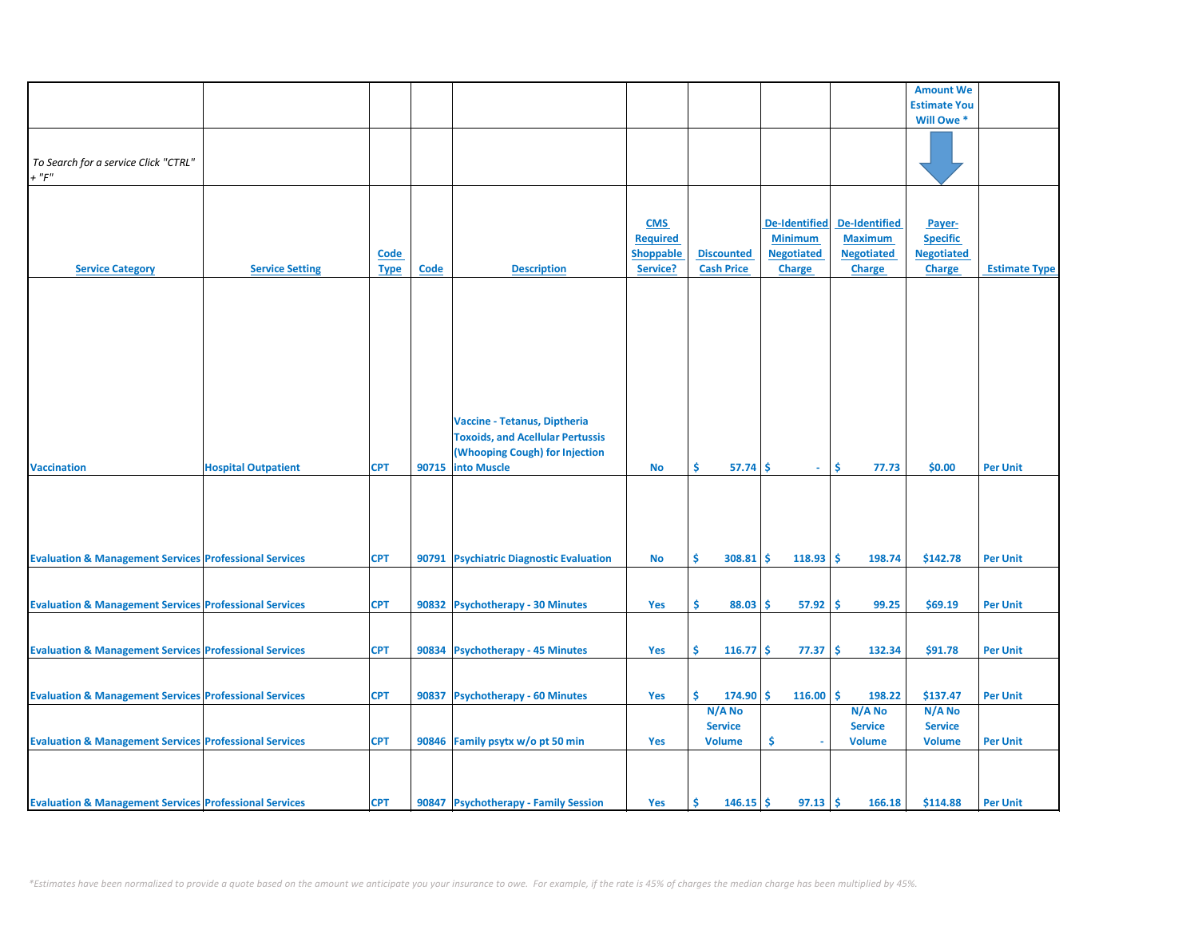| | | | | | | | | | Amount We Estimate You Will Owe * | |
|---|---|---|---|---|---|---|---|---|---|---|
| *To Search for a service Click "CTRL" + "F"* | | | | | | | | | | |
| Service Category | Service Setting | Code Type | Code | Description | CMS Required Shoppable Service? | Discounted Cash Price | De-Identified Minimum Negotiated Charge | De-Identified Maximum Negotiated Charge | Payer-Specific Negotiated Charge | Estimate Type |
| Vaccination | Hospital Outpatient | CPT | 90715 | Vaccine - Tetanus, Diptheria Toxoids, and Acellular Pertussis (Whooping Cough) for Injection into Muscle | No | $ 57.74 | $ - | $ 77.73 | $0.00 | Per Unit |
| Evaluation & Management Services | Professional Services | CPT | 90791 | Psychiatric Diagnostic Evaluation | No | $ 308.81 | $ 118.93 | $ 198.74 | $142.78 | Per Unit |
| Evaluation & Management Services | Professional Services | CPT | 90832 | Psychotherapy - 30 Minutes | Yes | $ 88.03 | $ 57.92 | $ 99.25 | $69.19 | Per Unit |
| Evaluation & Management Services | Professional Services | CPT | 90834 | Psychotherapy - 45 Minutes | Yes | $ 116.77 | $ 77.37 | $ 132.34 | $91.78 | Per Unit |
| Evaluation & Management Services | Professional Services | CPT | 90837 | Psychotherapy - 60 Minutes | Yes | $ 174.90 | $ 116.00 | $ 198.22 | $137.47 | Per Unit |
| Evaluation & Management Services | Professional Services | CPT | 90846 | Family psytx w/o pt 50 min | Yes | N/A No Service Volume | $ - | N/A No Service Volume | N/A No Service Volume | Per Unit |
| Evaluation & Management Services | Professional Services | CPT | 90847 | Psychotherapy - Family Session | Yes | $ 146.15 | $ 97.13 | $ 166.18 | $114.88 | Per Unit |

*\*Estimates have been normalized to provide a quote based on the amount we anticipate you your insurance to owe. For example, if the rate is 45% of charges the median charge has been multiplied by 45%.*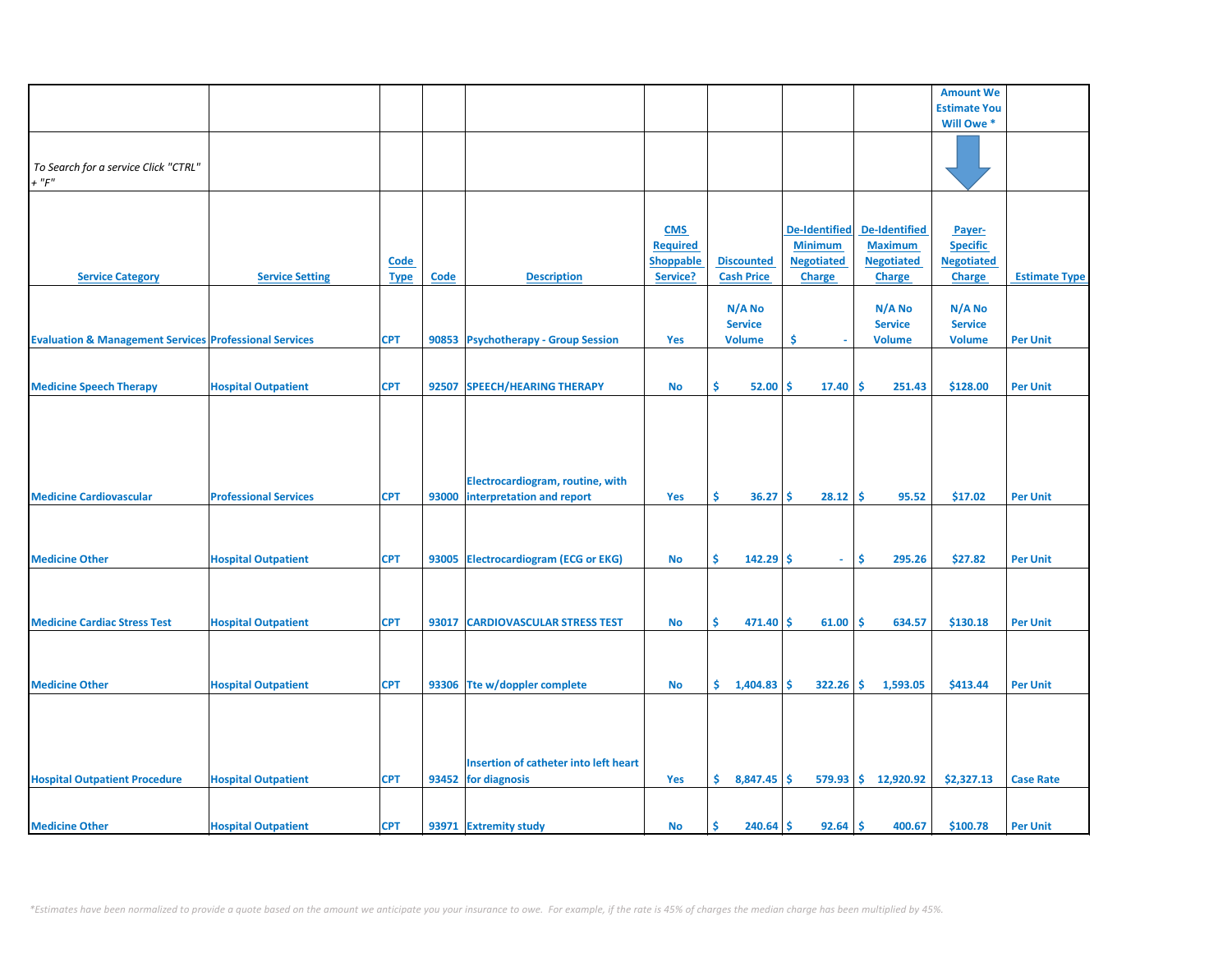| | | | | | | | | | Amount We Estimate You Will Owe * | |
|---|---|---|---|---|---|---|---|---|---|---|
| *To Search for a service Click "CTRL" + "F"* | | | | | | | | | | |
| **Service Category** | **Service Setting** | **Code Type** | **Code** | **Description** | **CMS Required Shoppable Service?** | **Discounted Cash Price** | **De-Identified Minimum Negotiated Charge** | **De-Identified Maximum Negotiated Charge** | **Payer-Specific Negotiated Charge** | **Estimate Type** |
| Evaluation & Management Services | Professional Services | CPT | 90853 | Psychotherapy - Group Session | Yes | N/A No Service Volume | $ - | N/A No Service Volume | N/A No Service Volume | Per Unit |
| Medicine Speech Therapy | Hospital Outpatient | CPT | 92507 | SPEECH/HEARING THERAPY | No | $ 52.00 | $ 17.40 | $ 251.43 | $128.00 | Per Unit |
| Medicine Cardiovascular | Professional Services | CPT | 93000 | Electrocardiogram, routine, with interpretation and report | Yes | $ 36.27 | $ 28.12 | $ 95.52 | $17.02 | Per Unit |
| Medicine Other | Hospital Outpatient | CPT | 93005 | Electrocardiogram (ECG or EKG) | No | $ 142.29 | $ - | $ 295.26 | $27.82 | Per Unit |
| Medicine Cardiac Stress Test | Hospital Outpatient | CPT | 93017 | CARDIOVASCULAR STRESS TEST | No | $ 471.40 | $ 61.00 | $ 634.57 | $130.18 | Per Unit |
| Medicine Other | Hospital Outpatient | CPT | 93306 | Tte w/doppler complete | No | $ 1,404.83 | $ 322.26 | $ 1,593.05 | $413.44 | Per Unit |
| Hospital Outpatient Procedure | Hospital Outpatient | CPT | 93452 | Insertion of catheter into left heart for diagnosis | Yes | $ 8,847.45 | $ 579.93 | $ 12,920.92 | $2,327.13 | Case Rate |
| Medicine Other | Hospital Outpatient | CPT | 93971 | Extremity study | No | $ 240.64 | $ 92.64 | $ 400.67 | $100.78 | Per Unit |

*\*Estimates have been normalized to provide a quote based on the amount we anticipate you your insurance to owe. For example, if the rate is 45% of charges the median charge has been multiplied by 45%.*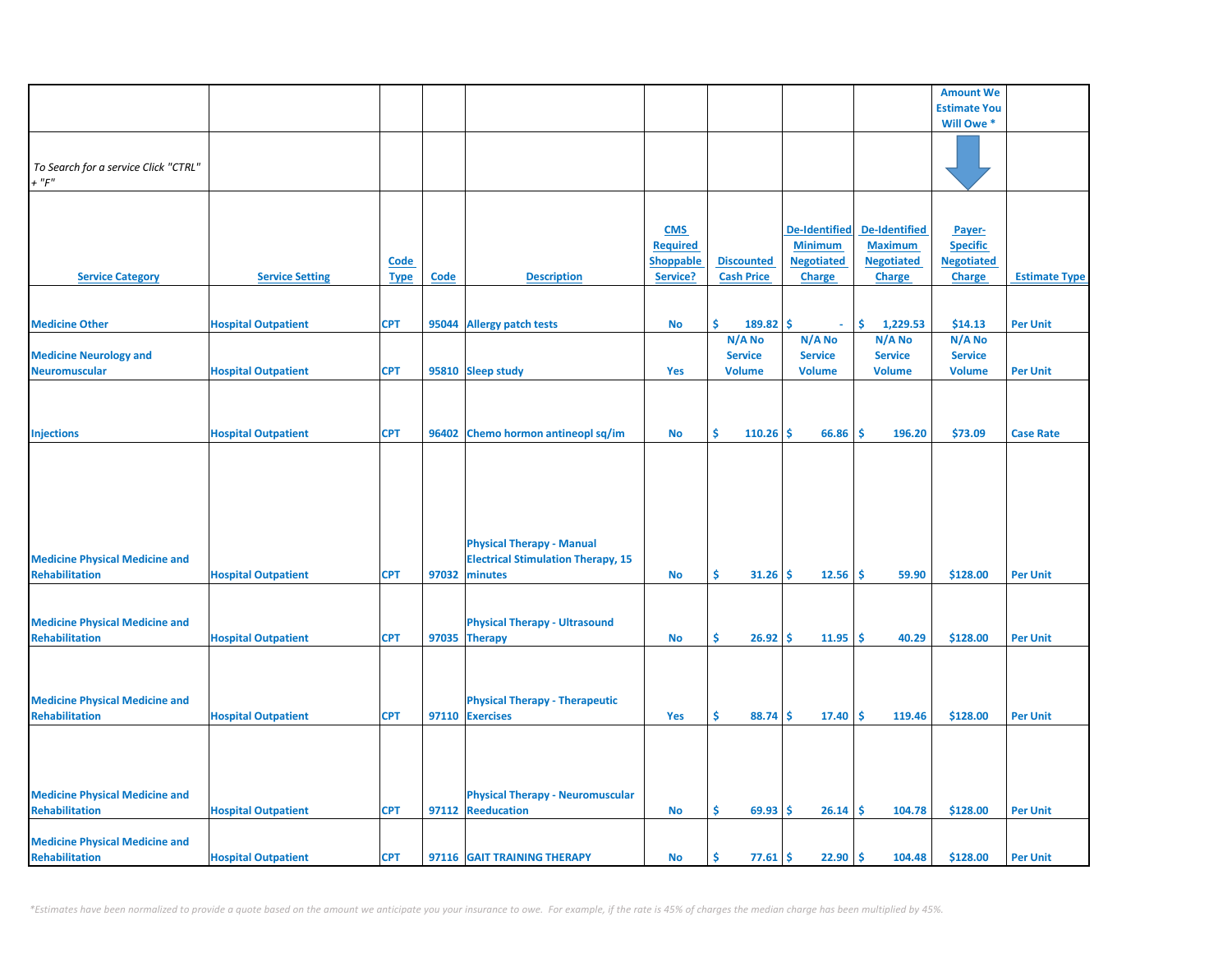| | | | | | | | | | Amount We Estimate You Will Owe * | |
|---|---|---|---|---|---|---|---|---|---|---|
| *To Search for a service Click "CTRL" + "F"* | | | | | | | | | | |
| Service Category | Service Setting | Code Type | Code | Description | CMS Required Shoppable Service? | Discounted Cash Price | De-Identified Minimum Negotiated Charge | De-Identified Maximum Negotiated Charge | Payer-Specific Negotiated Charge | Estimate Type |
| Medicine Other | Hospital Outpatient | CPT | 95044 | Allergy patch tests | No | $ 189.82 | $ - | $ 1,229.53 | $14.13 | Per Unit |
| Medicine Neurology and Neuromuscular | Hospital Outpatient | CPT | 95810 | Sleep study | Yes | N/A No Service Volume | N/A No Service Volume | N/A No Service Volume | N/A No Service Volume | Per Unit |
| Injections | Hospital Outpatient | CPT | 96402 | Chemo hormon antineopl sq/im | No | $ 110.26 | $ 66.86 | $ 196.20 | $73.09 | Case Rate |
| Medicine Physical Medicine and Rehabilitation | Hospital Outpatient | CPT | 97032 | Physical Therapy - Manual Electrical Stimulation Therapy, 15 minutes | No | $ 31.26 | $ 12.56 | $ 59.90 | $128.00 | Per Unit |
| Medicine Physical Medicine and Rehabilitation | Hospital Outpatient | CPT | 97035 | Physical Therapy - Ultrasound Therapy | No | $ 26.92 | $ 11.95 | $ 40.29 | $128.00 | Per Unit |
| Medicine Physical Medicine and Rehabilitation | Hospital Outpatient | CPT | 97110 | Physical Therapy - Therapeutic Exercises | Yes | $ 88.74 | $ 17.40 | $ 119.46 | $128.00 | Per Unit |
| Medicine Physical Medicine and Rehabilitation | Hospital Outpatient | CPT | 97112 | Physical Therapy - Neuromuscular Reeducation | No | $ 69.93 | $ 26.14 | $ 104.78 | $128.00 | Per Unit |
| Medicine Physical Medicine and Rehabilitation | Hospital Outpatient | CPT | 97116 | GAIT TRAINING THERAPY | No | $ 77.61 | $ 22.90 | $ 104.48 | $128.00 | Per Unit |

*\*Estimates have been normalized to provide a quote based on the amount we anticipate you your insurance to owe. For example, if the rate is 45% of charges the median charge has been multiplied by 45%.*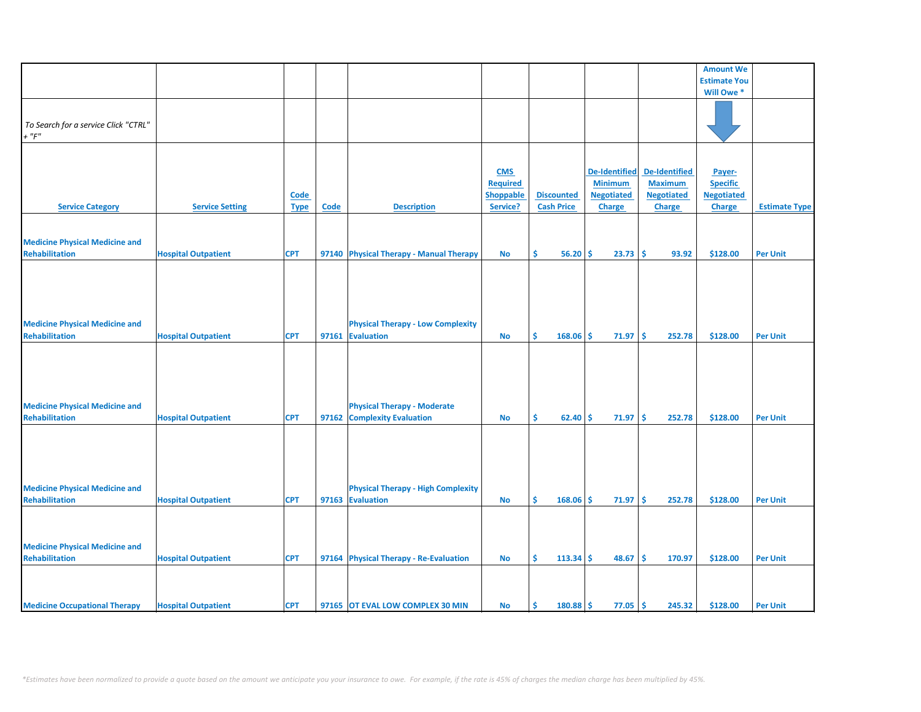| | | | | | | | | | Amount We Estimate You Will Owe * | |
|---|---|---|---|---|---|---|---|---|---|---|
| *To Search for a service Click "CTRL" + "F"* | | | | | | | | | | |
| **Service Category** | **Service Setting** | **Code Type** | **Code** | **Description** | **CMS Required Shoppable Service?** | **Discounted Cash Price** | **De-Identified Minimum Negotiated Charge** | **De-Identified Maximum Negotiated Charge** | **Payer-Specific Negotiated Charge** | **Estimate Type** |
| Medicine Physical Medicine and Rehabilitation | Hospital Outpatient | CPT | 97140 | Physical Therapy - Manual Therapy | No | $ 56.20 | $ 23.73 | $ 93.92 | $128.00 | Per Unit |
| Medicine Physical Medicine and Rehabilitation | Hospital Outpatient | CPT | 97161 | Physical Therapy - Low Complexity Evaluation | No | $ 168.06 | $ 71.97 | $ 252.78 | $128.00 | Per Unit |
| Medicine Physical Medicine and Rehabilitation | Hospital Outpatient | CPT | 97162 | Physical Therapy - Moderate Complexity Evaluation | No | $ 62.40 | $ 71.97 | $ 252.78 | $128.00 | Per Unit |
| Medicine Physical Medicine and Rehabilitation | Hospital Outpatient | CPT | 97163 | Physical Therapy - High Complexity Evaluation | No | $ 168.06 | $ 71.97 | $ 252.78 | $128.00 | Per Unit |
| Medicine Physical Medicine and Rehabilitation | Hospital Outpatient | CPT | 97164 | Physical Therapy - Re-Evaluation | No | $ 113.34 | $ 48.67 | $ 170.97 | $128.00 | Per Unit |
| Medicine Occupational Therapy | Hospital Outpatient | CPT | 97165 | OT EVAL LOW COMPLEX 30 MIN | No | $ 180.88 | $ 77.05 | $ 245.32 | $128.00 | Per Unit |

*\*Estimates have been normalized to provide a quote based on the amount we anticipate you your insurance to owe. For example, if the rate is 45% of charges the median charge has been multiplied by 45%.*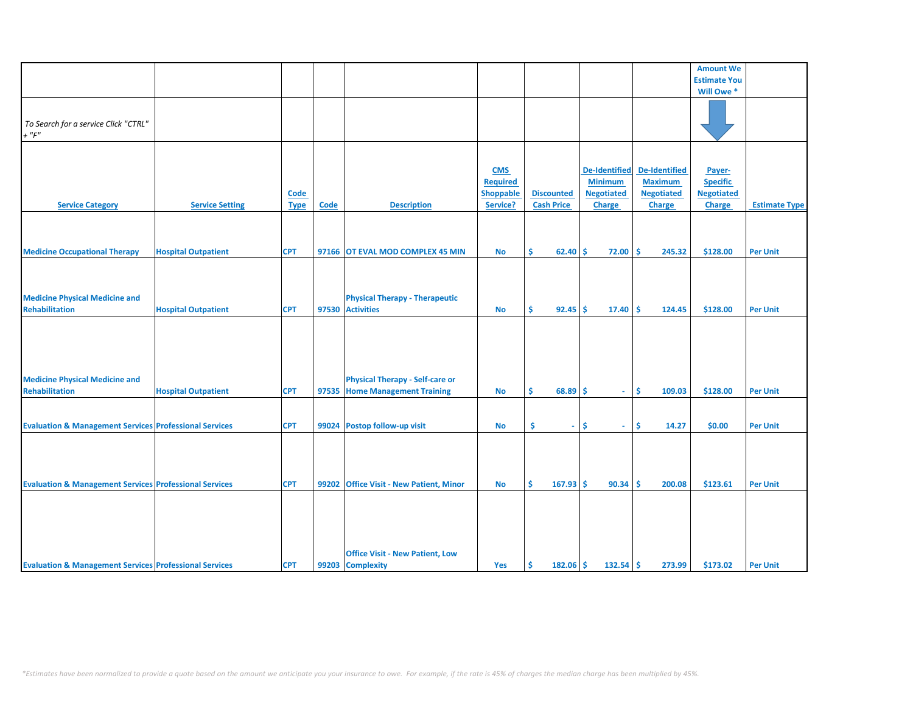| | | | | | | | | | Amount We Estimate You Will Owe * | |
|---|---|---|---|---|---|---|---|---|---|---|
| *To Search for a service Click "CTRL" + "F"* | | | | | | | | | | |
| Service Category | Service Setting | Code Type | Code | Description | CMS Required Shoppable Service? | Discounted Cash Price | De-Identified Minimum Negotiated Charge | De-Identified Maximum Negotiated Charge | Payer-Specific Negotiated Charge | Estimate Type |
| Medicine Occupational Therapy | Hospital Outpatient | CPT | 97166 | OT EVAL MOD COMPLEX 45 MIN | No | $ 62.40 | $ 72.00 | $ 245.32 | $128.00 | Per Unit |
| Medicine Physical Medicine and Rehabilitation | Hospital Outpatient | CPT | 97530 | Physical Therapy - Therapeutic Activities | No | $ 92.45 | $ 17.40 | $ 124.45 | $128.00 | Per Unit |
| Medicine Physical Medicine and Rehabilitation | Hospital Outpatient | CPT | 97535 | Physical Therapy - Self-care or Home Management Training | No | $ 68.89 | $ - | $ 109.03 | $128.00 | Per Unit |
| Evaluation & Management Services | Professional Services | CPT | 99024 | Postop follow-up visit | No | $ - | $ - | $ 14.27 | $0.00 | Per Unit |
| Evaluation & Management Services | Professional Services | CPT | 99202 | Office Visit - New Patient, Minor | No | $ 167.93 | $ 90.34 | $ 200.08 | $123.61 | Per Unit |
| Evaluation & Management Services | Professional Services | CPT | 99203 | Office Visit - New Patient, Low Complexity | Yes | $ 182.06 | $ 132.54 | $ 273.99 | $173.02 | Per Unit |

*\*Estimates have been normalized to provide a quote based on the amount we anticipate you your insurance to owe. For example, if the rate is 45% of charges the median charge has been multiplied by 45%.*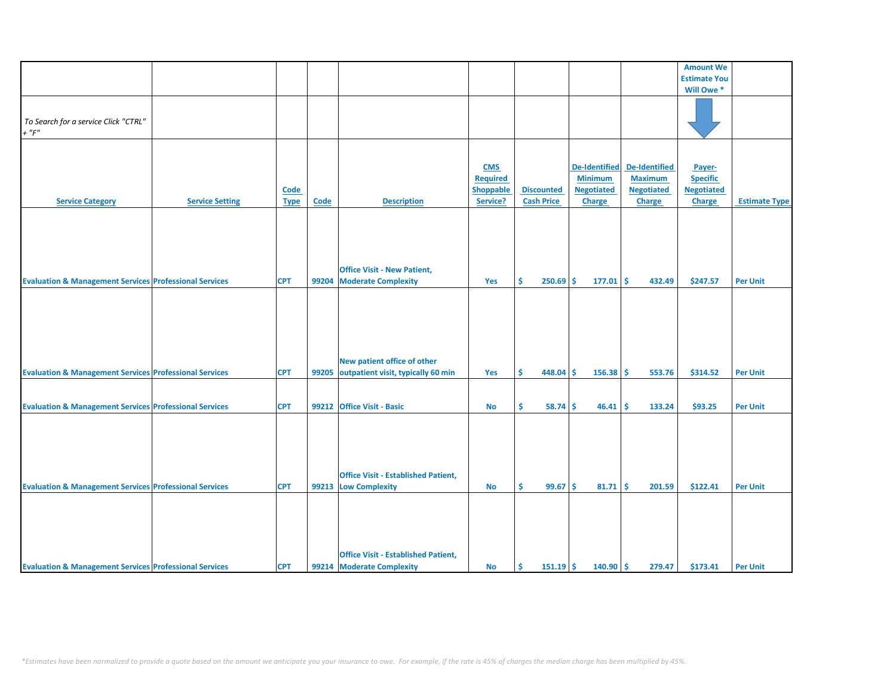| | | | | | | | | | Amount We Estimate You Will Owe * | |
|---|---|---|---|---|---|---|---|---|---|---|
| *To Search for a service Click "CTRL" + "F"* | | | | | | | | | | |
| **Service Category** | **Service Setting** | **Code Type** | **Code** | **Description** | **CMS Required Shoppable Service?** | **Discounted Cash Price** | **De-Identified Minimum Negotiated Charge** | **De-Identified Maximum Negotiated Charge** | **Payer-Specific Negotiated Charge** | **Estimate Type** |
| Evaluation & Management Services | Professional Services | CPT | 99204 | Office Visit - New Patient, Moderate Complexity | Yes | $ 250.69 | $ 177.01 | $ 432.49 | $247.57 | Per Unit |
| Evaluation & Management Services | Professional Services | CPT | 99205 | New patient office of other outpatient visit, typically 60 min | Yes | $ 448.04 | $ 156.38 | $ 553.76 | $314.52 | Per Unit |
| Evaluation & Management Services | Professional Services | CPT | 99212 | Office Visit - Basic | No | $ 58.74 | $ 46.41 | $ 133.24 | $93.25 | Per Unit |
| Evaluation & Management Services | Professional Services | CPT | 99213 | Office Visit - Established Patient, Low Complexity | No | $ 99.67 | $ 81.71 | $ 201.59 | $122.41 | Per Unit |
| Evaluation & Management Services | Professional Services | CPT | 99214 | Office Visit - Established Patient, Moderate Complexity | No | $ 151.19 | $ 140.90 | $ 279.47 | $173.41 | Per Unit |

*\*Estimates have been normalized to provide a quote based on the amount we anticipate you your insurance to owe. For example, if the rate is 45% of charges the median charge has been multiplied by 45%.*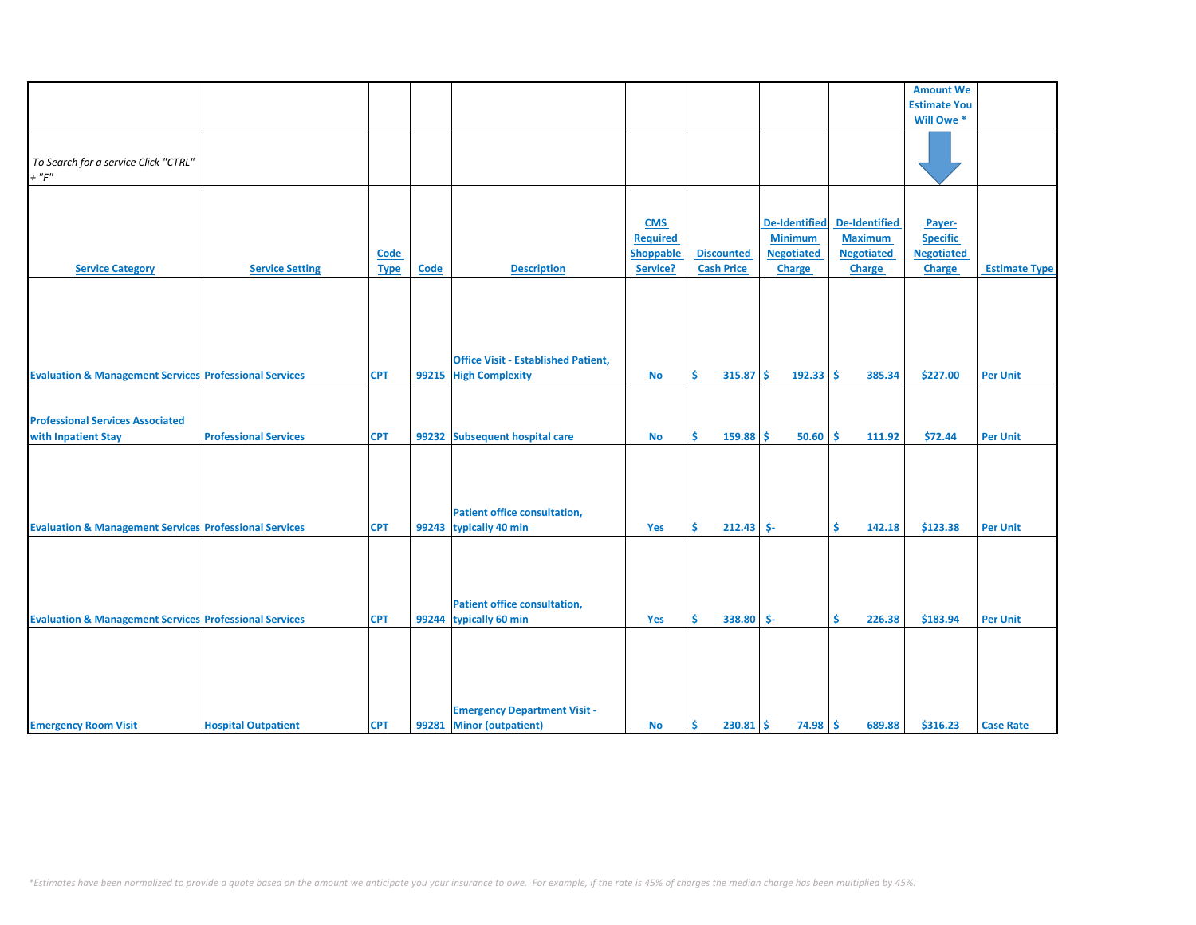| | | | | | | | | | Amount We Estimate You Will Owe * | |
|---|---|---|---|---|---|---|---|---|---|---|
| *To Search for a service Click "CTRL" + "F"* | | | | | | | | | | |
| **Service Category** | **Service Setting** | **Code Type** | **Code** | **Description** | **CMS Required Shoppable Service?** | **Discounted Cash Price** | **De-Identified Minimum Negotiated Charge** | **De-Identified Maximum Negotiated Charge** | **Payer-Specific Negotiated Charge** | **Estimate Type** |
| Evaluation & Management Services | Professional Services | CPT | 99215 | Office Visit - Established Patient, High Complexity | No | $ 315.87 | $ 192.33 | $ 385.34 | $227.00 | Per Unit |
| Professional Services Associated with Inpatient Stay | Professional Services | CPT | 99232 | Subsequent hospital care | No | $ 159.88 | $ 50.60 | $ 111.92 | $72.44 | Per Unit |
| Evaluation & Management Services | Professional Services | CPT | 99243 | Patient office consultation, typically 40 min | Yes | $ 212.43 | $- | $ 142.18 | $123.38 | Per Unit |
| Evaluation & Management Services | Professional Services | CPT | 99244 | Patient office consultation, typically 60 min | Yes | $ 338.80 | $- | $ 226.38 | $183.94 | Per Unit |
| Emergency Room Visit | Hospital Outpatient | CPT | 99281 | Emergency Department Visit - Minor (outpatient) | No | $ 230.81 | $ 74.98 | $ 689.88 | $316.23 | Case Rate |

*\*Estimates have been normalized to provide a quote based on the amount we anticipate you your insurance to owe. For example, if the rate is 45% of charges the median charge has been multiplied by 45%.*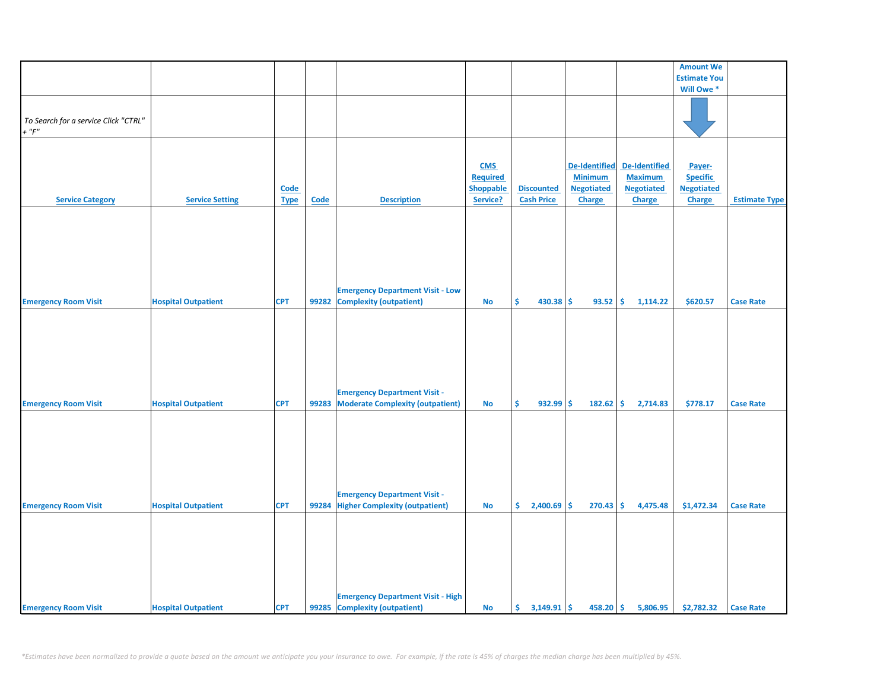| | | | | | | | | | Amount We Estimate You Will Owe * | |
|---|---|---|---|---|---|---|---|---|---|---|
| *To Search for a service Click "CTRL" + "F"* | | | | | | | | | | |
| **Service Category** | **Service Setting** | **Code Type** | **Code** | **Description** | **CMS Required Shoppable Service?** | **Discounted Cash Price** | **De-Identified Minimum Negotiated Charge** | **De-Identified Maximum Negotiated Charge** | **Payer-Specific Negotiated Charge** | **Estimate Type** |
| Emergency Room Visit | Hospital Outpatient | CPT | 99282 | Emergency Department Visit - Low Complexity (outpatient) | No | $ 430.38 | $ 93.52 | $ 1,114.22 | $620.57 | Case Rate |
| Emergency Room Visit | Hospital Outpatient | CPT | 99283 | Emergency Department Visit - Moderate Complexity (outpatient) | No | $ 932.99 | $ 182.62 | $ 2,714.83 | $778.17 | Case Rate |
| Emergency Room Visit | Hospital Outpatient | CPT | 99284 | Emergency Department Visit - Higher Complexity (outpatient) | No | $ 2,400.69 | $ 270.43 | $ 4,475.48 | $1,472.34 | Case Rate |
| Emergency Room Visit | Hospital Outpatient | CPT | 99285 | Emergency Department Visit - High Complexity (outpatient) | No | $ 3,149.91 | $ 458.20 | $ 5,806.95 | $2,782.32 | Case Rate |

*Estimates have been normalized to provide a quote based on the amount we anticipate you your insurance to owe. For example, if the rate is 45% of charges the median charge has been multiplied by 45%.*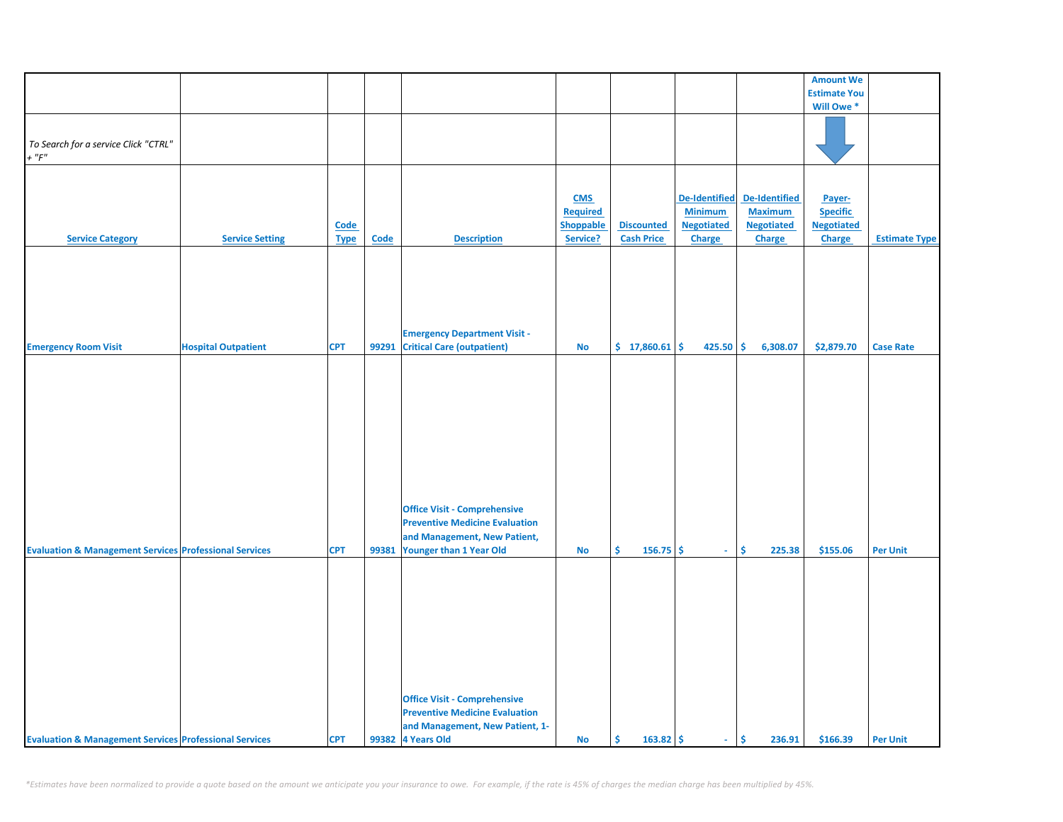| | | | | | | | | | Amount We Estimate You Will Owe * | |
|---|---|---|---|---|---|---|---|---|---|---|
| *To Search for a service Click "CTRL" + "F"* | | | | | | | | | | |
| **Service Category** | **Service Setting** | **Code Type** | **Code** | **Description** | **CMS Required Shoppable Service?** | **Discounted Cash Price** | **De-Identified Minimum Negotiated Charge** | **De-Identified Maximum Negotiated Charge** | **Payer-Specific Negotiated Charge** | **Estimate Type** |
| Emergency Room Visit | Hospital Outpatient | CPT | 99291 | Emergency Department Visit - Critical Care (outpatient) | No | $ 17,860.61 | $ 425.50 | $ 6,308.07 | $2,879.70 | Case Rate |
| Evaluation & Management Services | Professional Services | CPT | 99381 | Office Visit - Comprehensive Preventive Medicine Evaluation and Management, New Patient, Younger than 1 Year Old | No | $ 156.75 | $ - | $ 225.38 | $155.06 | Per Unit |
| Evaluation & Management Services | Professional Services | CPT | 99382 | Office Visit - Comprehensive Preventive Medicine Evaluation and Management, New Patient, 1-4 Years Old | No | $ 163.82 | $ - | $ 236.91 | $166.39 | Per Unit |

*\*Estimates have been normalized to provide a quote based on the amount we anticipate you your insurance to owe. For example, if the rate is 45% of charges the median charge has been multiplied by 45%.*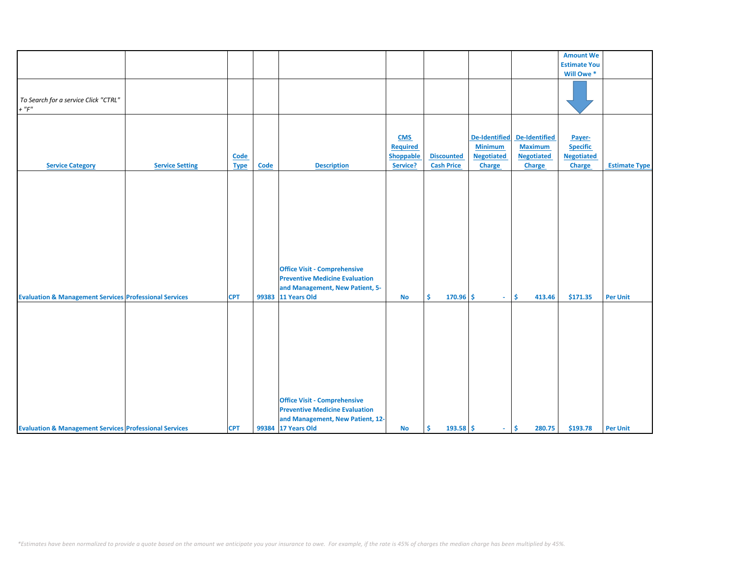| | | | | | | | | | Amount We Estimate You Will Owe * | |
|---|---|---|---|---|---|---|---|---|---|---|
| *To Search for a service Click "CTRL" + "F"* | | | | | | | | | | |
| **Service Category** | **Service Setting** | **Code Type** | **Code** | **Description** | **CMS Required Shoppable Service?** | **Discounted Cash Price** | **De-Identified Minimum Negotiated Charge** | **De-Identified Maximum Negotiated Charge** | **Payer-Specific Negotiated Charge** | **Estimate Type** |
| Evaluation & Management Services | Professional Services | CPT | 99383 | Office Visit - Comprehensive Preventive Medicine Evaluation and Management, New Patient, 5-11 Years Old | No | $ 170.96 | $ - | $ 413.46 | $171.35 | Per Unit |
| Evaluation & Management Services | Professional Services | CPT | 99384 | Office Visit - Comprehensive Preventive Medicine Evaluation and Management, New Patient, 12-17 Years Old | No | $ 193.58 | $ - | $ 280.75 | $193.78 | Per Unit |

*\*Estimates have been normalized to provide a quote based on the amount we anticipate you your insurance to owe. For example, if the rate is 45% of charges the median charge has been multiplied by 45%.*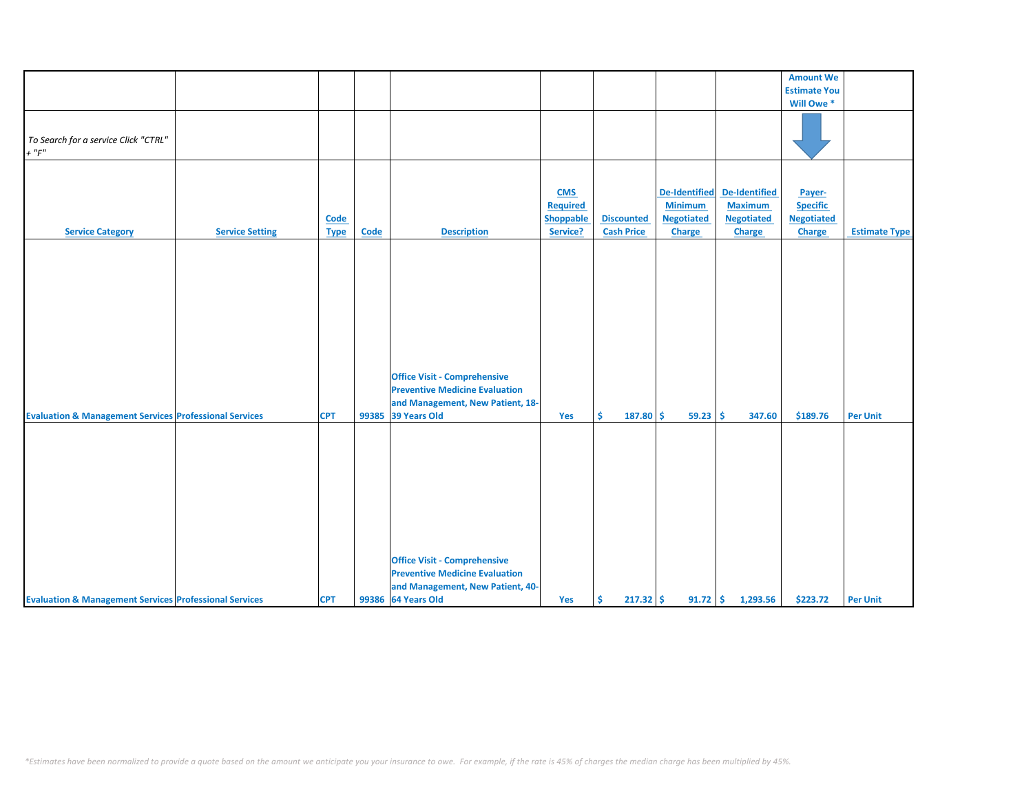| | | | | | | | | | Amount We Estimate You Will Owe * | |
|---|---|---|---|---|---|---|---|---|---|---|
| *To Search for a service Click "CTRL" + "F"* | | | | | | | | | | |
| Service Category | Service Setting | Code Type | Code | Description | CMS Required Shoppable Service? | Discounted Cash Price | De-Identified Minimum Negotiated Charge | De-Identified Maximum Negotiated Charge | Payer-Specific Negotiated Charge | Estimate Type |
| Evaluation & Management Services | Professional Services | CPT | 99385 | Office Visit - Comprehensive Preventive Medicine Evaluation and Management, New Patient, 18-39 Years Old | Yes | $ 187.80 | $ 59.23 | $ 347.60 | $189.76 | Per Unit |
| Evaluation & Management Services | Professional Services | CPT | 99386 | Office Visit - Comprehensive Preventive Medicine Evaluation and Management, New Patient, 40-64 Years Old | Yes | $ 217.32 | $ 91.72 | $ 1,293.56 | $223.72 | Per Unit |

*\*Estimates have been normalized to provide a quote based on the amount we anticipate you your insurance to owe. For example, if the rate is 45% of charges the median charge has been multiplied by 45%.*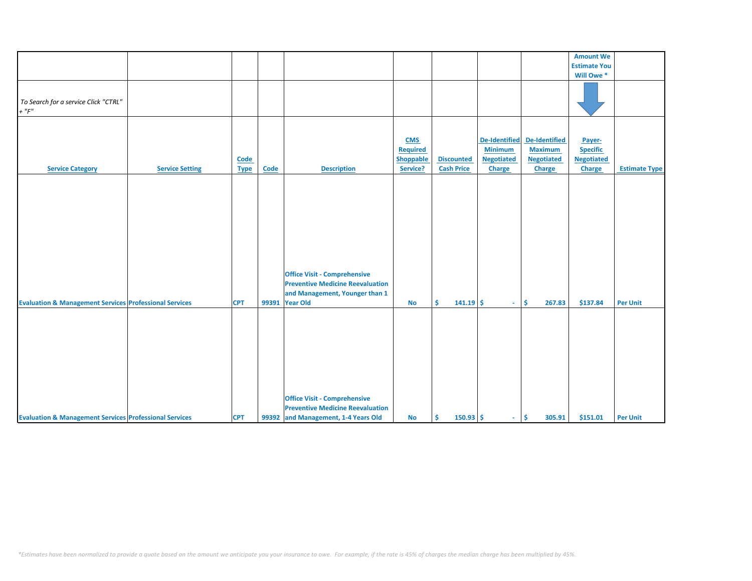| | | | | | | | | | Amount We Estimate You Will Owe * | |
|---|---|---|---|---|---|---|---|---|---|---|
| *To Search for a service Click "CTRL" + "F"* | | | | | | | | | | |
| **Service Category** | **Service Setting** | **Code Type** | **Code** | **Description** | **CMS Required Shoppable Service?** | **Discounted Cash Price** | **De-Identified Minimum Negotiated Charge** | **De-Identified Maximum Negotiated Charge** | **Payer-Specific Negotiated Charge** | **Estimate Type** |
| Evaluation & Management Services | Professional Services | CPT | 99391 | Office Visit - Comprehensive Preventive Medicine Reevaluation and Management, Younger than 1 Year Old | No | $ 141.19 | $ - | $ 267.83 | $137.84 | Per Unit |
| Evaluation & Management Services | Professional Services | CPT | 99392 | Office Visit - Comprehensive Preventive Medicine Reevaluation and Management, 1-4 Years Old | No | $ 150.93 | $ - | $ 305.91 | $151.01 | Per Unit |

*Estimates have been normalized to provide a quote based on the amount we anticipate you your insurance to owe. For example, if the rate is 45% of charges the median charge has been multiplied by 45%.*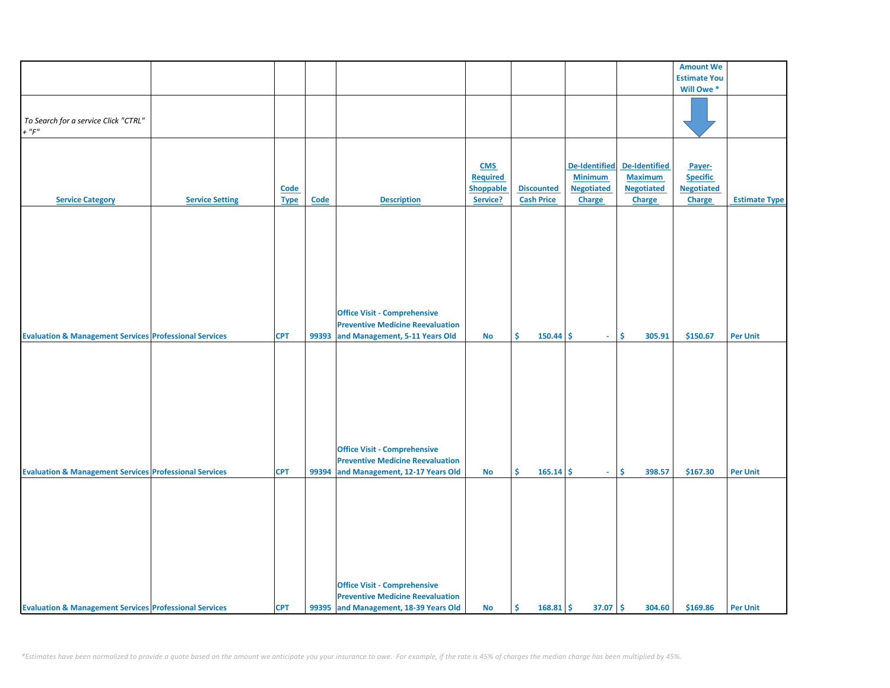| | | | | | | | | | Amount We Estimate You Will Owe * | |
|---|---|---|---|---|---|---|---|---|---|---|
| *To Search for a service Click "CTRL" + "F"* | | | | | | | | | | |
| **Service Category** | **Service Setting** | **Code Type** | **Code** | **Description** | **CMS Required Shoppable Service?** | **Discounted Cash Price** | **De-Identified Minimum Negotiated Charge** | **De-Identified Maximum Negotiated Charge** | **Payer-Specific Negotiated Charge** | **Estimate Type** |
| Evaluation & Management Services | Professional Services | CPT | 99393 | Office Visit - Comprehensive Preventive Medicine Reevaluation and Management, 5-11 Years Old | No | $ 150.44 | $ - | $ 305.91 | $150.67 | Per Unit |
| Evaluation & Management Services | Professional Services | CPT | 99394 | Office Visit - Comprehensive Preventive Medicine Reevaluation and Management, 12-17 Years Old | No | $ 165.14 | $ - | $ 398.57 | $167.30 | Per Unit |
| Evaluation & Management Services | Professional Services | CPT | 99395 | Office Visit - Comprehensive Preventive Medicine Reevaluation and Management, 18-39 Years Old | No | $ 168.81 | $ 37.07 | $ 304.60 | $169.86 | Per Unit |

*\*Estimates have been normalized to provide a quote based on the amount we anticipate you your insurance to owe. For example, if the rate is 45% of charges the median charge has been multiplied by 45%.*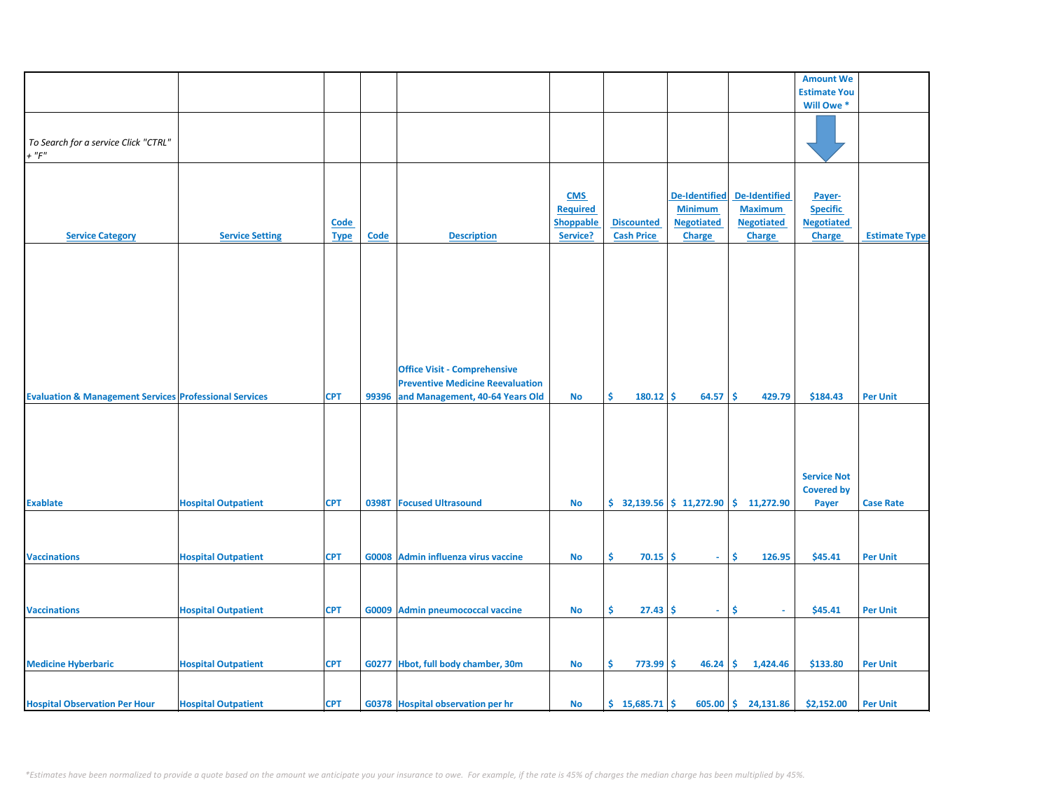| | | | | | | | | | Amount We Estimate You Will Owe * | |
|---|---|---|---|---|---|---|---|---|---|---|
| *To Search for a service Click "CTRL" + "F"* | | | | | | | | | | |
| **Service Category** | **Service Setting** | **Code Type** | **Code** | **Description** | **CMS Required Shoppable Service?** | **Discounted Cash Price** | **De-Identified Minimum Negotiated Charge** | **De-Identified Maximum Negotiated Charge** | **Payer-Specific Negotiated Charge** | **Estimate Type** |
| Evaluation & Management Services | Professional Services | CPT | 99396 | Office Visit - Comprehensive Preventive Medicine Reevaluation and Management, 40-64 Years Old | No | $ 180.12 | $ 64.57 | $ 429.79 | $184.43 | Per Unit |
| Exablate | Hospital Outpatient | CPT | 0398T | Focused Ultrasound | No | $ 32,139.56 | $ 11,272.90 | $ 11,272.90 | Service Not Covered by Payer | Case Rate |
| Vaccinations | Hospital Outpatient | CPT | G0008 | Admin influenza virus vaccine | No | $ 70.15 | $ - | $ 126.95 | $45.41 | Per Unit |
| Vaccinations | Hospital Outpatient | CPT | G0009 | Admin pneumococcal vaccine | No | $ 27.43 | $ - | $ - | $45.41 | Per Unit |
| Medicine Hyberbaric | Hospital Outpatient | CPT | G0277 | Hbot, full body chamber, 30m | No | $ 773.99 | $ 46.24 | $ 1,424.46 | $133.80 | Per Unit |
| Hospital Observation Per Hour | Hospital Outpatient | CPT | G0378 | Hospital observation per hr | No | $ 15,685.71 | $ 605.00 | $ 24,131.86 | $2,152.00 | Per Unit |

*\*Estimates have been normalized to provide a quote based on the amount we anticipate you your insurance to owe. For example, if the rate is 45% of charges the median charge has been multiplied by 45%.*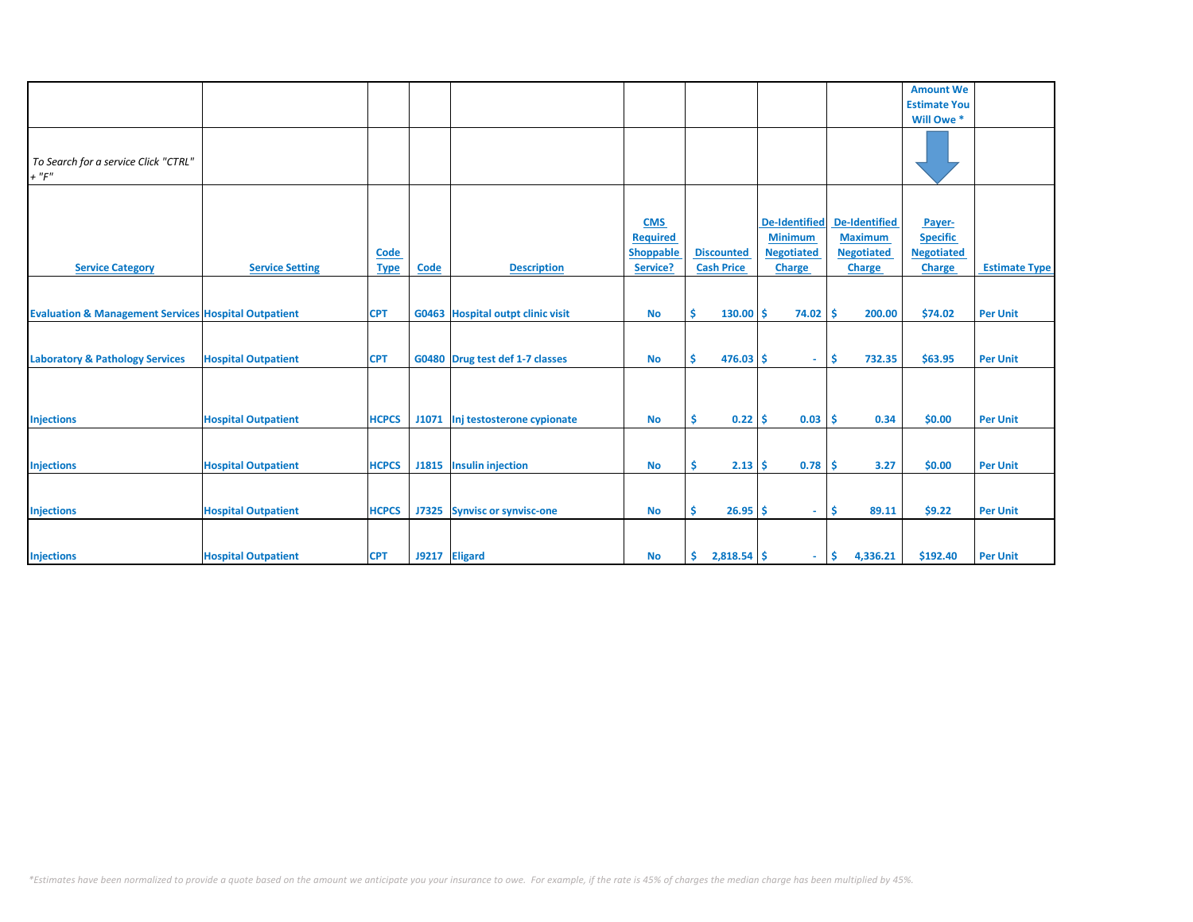| | | | | | | | | | Amount We Estimate You Will Owe * | |
|---|---|---|---|---|---|---|---|---|---|---|
| *To Search for a service Click "CTRL" + "F"* | | | | | | | | | | |
| Service Category | Service Setting | Code Type | Code | Description | CMS Required Shoppable Service? | Discounted Cash Price | De-Identified Minimum Negotiated Charge | De-Identified Maximum Negotiated Charge | Payer-Specific Negotiated Charge | Estimate Type |
| Evaluation & Management Services | Hospital Outpatient | CPT | G0463 | Hospital outpt clinic visit | No | $ 130.00 | $ 74.02 | $ 200.00 | $74.02 | Per Unit |
| Laboratory & Pathology Services | Hospital Outpatient | CPT | G0480 | Drug test def 1-7 classes | No | $ 476.03 | $ - | $ 732.35 | $63.95 | Per Unit |
| Injections | Hospital Outpatient | HCPCS | J1071 | Inj testosterone cypionate | No | $ 0.22 | $ 0.03 | $ 0.34 | $0.00 | Per Unit |
| Injections | Hospital Outpatient | HCPCS | J1815 | Insulin injection | No | $ 2.13 | $ 0.78 | $ 3.27 | $0.00 | Per Unit |
| Injections | Hospital Outpatient | HCPCS | J7325 | Synvisc or synvisc-one | No | $ 26.95 | $ - | $ 89.11 | $9.22 | Per Unit |
| Injections | Hospital Outpatient | CPT | J9217 | Eligard | No | $ 2,818.54 | $ - | $ 4,336.21 | $192.40 | Per Unit |

*Estimates have been normalized to provide a quote based on the amount we anticipate you your insurance to owe. For example, if the rate is 45% of charges the median charge has been multiplied by 45%.*